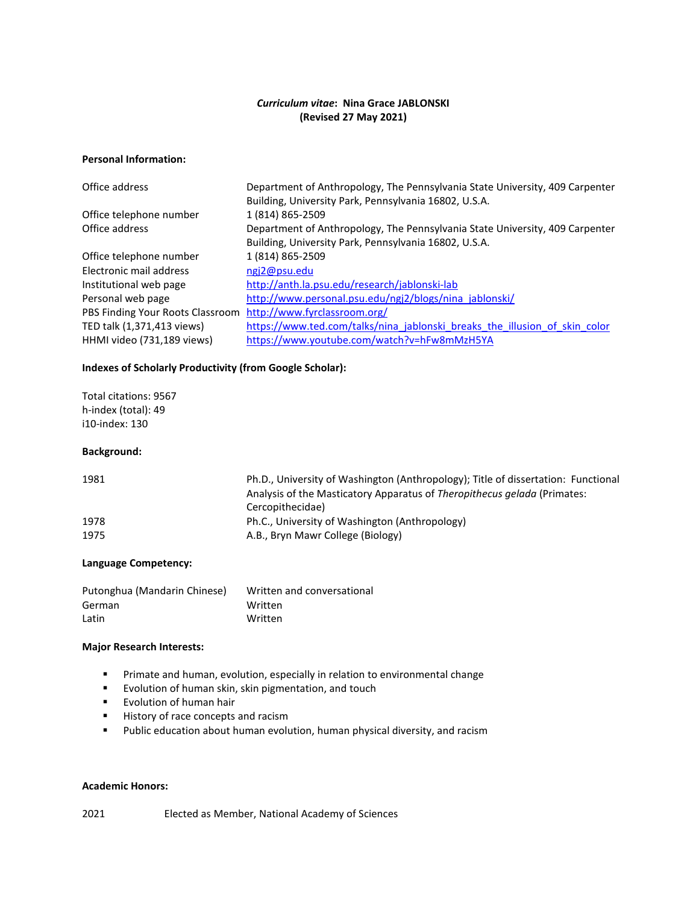**_Curriculum vitae_: Nina Grace JABLONSKI**
**(Revised 27 May 2021)**

**Personal Information:**

| | |
|---|---|
| Office address | Department of Anthropology, The Pennsylvania State University, 409 Carpenter Building, University Park, Pennsylvania 16802, U.S.A. |
| Office telephone number | 1 (814) 865-2509 |
| Office address | Department of Anthropology, The Pennsylvania State University, 409 Carpenter Building, University Park, Pennsylvania 16802, U.S.A. |
| Office telephone number | 1 (814) 865-2509 |
| Electronic mail address | ngj2@psu.edu |
| Institutional web page | http://anth.la.psu.edu/research/jablonski-lab |
| Personal web page | http://www.personal.psu.edu/ngj2/blogs/nina_jablonski/ |
| PBS Finding Your Roots Classroom | http://www.fyrclassroom.org/ |
| TED talk (1,371,413 views) | https://www.ted.com/talks/nina_jablonski_breaks_the_illusion_of_skin_color |
| HHMI video (731,189 views) | https://www.youtube.com/watch?v=hFw8mMzH5YA |

**Indexes of Scholarly Productivity (from Google Scholar):**

Total citations: 9567
h-index (total): 49
i10-index: 130

**Background:**

| | |
|---|---|
| 1981 | Ph.D., University of Washington (Anthropology); Title of dissertation: Functional Analysis of the Masticatory Apparatus of *Theropithecus gelada* (Primates: Cercopithecidae) |
| 1978 | Ph.C., University of Washington (Anthropology) |
| 1975 | A.B., Bryn Mawr College (Biology) |

**Language Competency:**

| | |
|---|---|
| Putonghua (Mandarin Chinese) | Written and conversational |
| German | Written |
| Latin | Written |

**Major Research Interests:**

- Primate and human, evolution, especially in relation to environmental change
- Evolution of human skin, skin pigmentation, and touch
- Evolution of human hair
- History of race concepts and racism
- Public education about human evolution, human physical diversity, and racism

**Academic Honors:**

| | |
|---|---|
| 2021 | Elected as Member, National Academy of Sciences |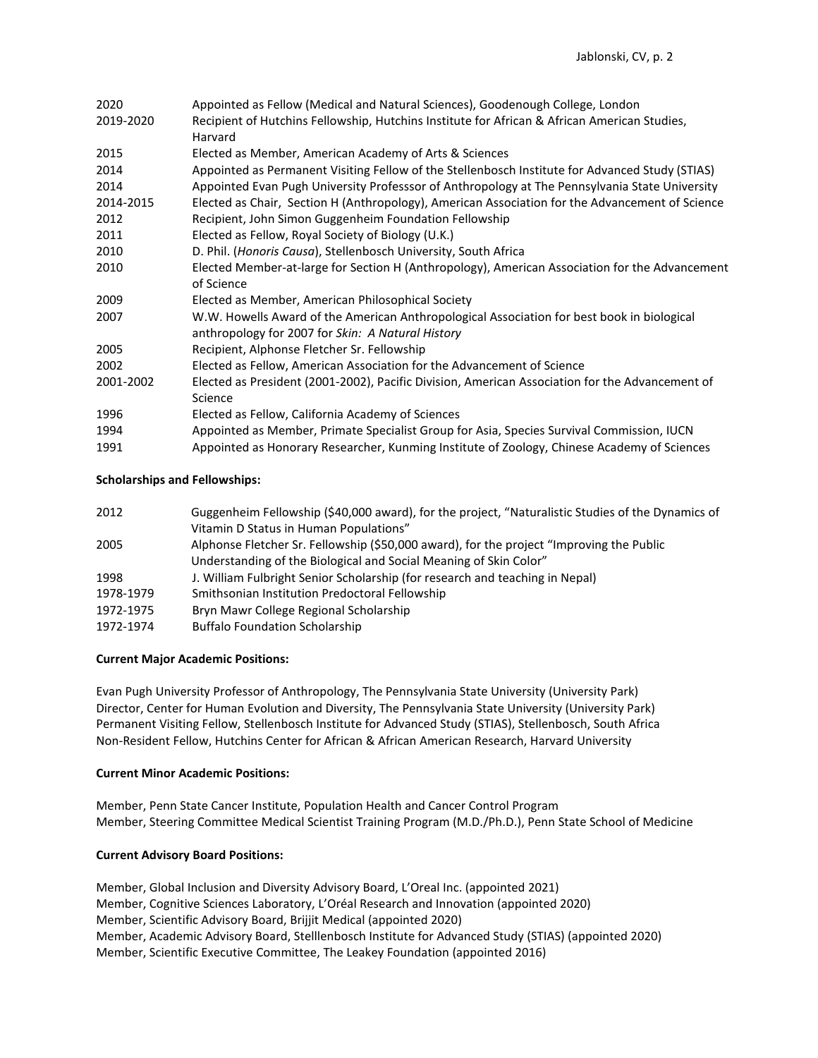| | |
|---|---|
| 2020 | Appointed as Fellow (Medical and Natural Sciences), Goodenough College, London |
| 2019-2020 | Recipient of Hutchins Fellowship, Hutchins Institute for African & African American Studies, Harvard |
| 2015 | Elected as Member, American Academy of Arts & Sciences |
| 2014 | Appointed as Permanent Visiting Fellow of the Stellenbosch Institute for Advanced Study (STIAS) |
| 2014 | Appointed Evan Pugh University Professsor of Anthropology at The Pennsylvania State University |
| 2014-2015 | Elected as Chair, Section H (Anthropology), American Association for the Advancement of Science |
| 2012 | Recipient, John Simon Guggenheim Foundation Fellowship |
| 2011 | Elected as Fellow, Royal Society of Biology (U.K.) |
| 2010 | D. Phil. (*Honoris Causa*), Stellenbosch University, South Africa |
| 2010 | Elected Member-at-large for Section H (Anthropology), American Association for the Advancement of Science |
| 2009 | Elected as Member, American Philosophical Society |
| 2007 | W.W. Howells Award of the American Anthropological Association for best book in biological anthropology for 2007 for *Skin: A Natural History* |
| 2005 | Recipient, Alphonse Fletcher Sr. Fellowship |
| 2002 | Elected as Fellow, American Association for the Advancement of Science |
| 2001-2002 | Elected as President (2001-2002), Pacific Division, American Association for the Advancement of Science |
| 1996 | Elected as Fellow, California Academy of Sciences |
| 1994 | Appointed as Member, Primate Specialist Group for Asia, Species Survival Commission, IUCN |
| 1991 | Appointed as Honorary Researcher, Kunming Institute of Zoology, Chinese Academy of Sciences |

**Scholarships and Fellowships:**

| | |
|---|---|
| 2012 | Guggenheim Fellowship ($40,000 award), for the project, "Naturalistic Studies of the Dynamics of Vitamin D Status in Human Populations" |
| 2005 | Alphonse Fletcher Sr. Fellowship ($50,000 award), for the project "Improving the Public Understanding of the Biological and Social Meaning of Skin Color" |
| 1998 | J. William Fulbright Senior Scholarship (for research and teaching in Nepal) |
| 1978-1979 | Smithsonian Institution Predoctoral Fellowship |
| 1972-1975 | Bryn Mawr College Regional Scholarship |
| 1972-1974 | Buffalo Foundation Scholarship |

**Current Major Academic Positions:**

Evan Pugh University Professor of Anthropology, The Pennsylvania State University (University Park)
Director, Center for Human Evolution and Diversity, The Pennsylvania State University (University Park)
Permanent Visiting Fellow, Stellenbosch Institute for Advanced Study (STIAS), Stellenbosch, South Africa
Non-Resident Fellow, Hutchins Center for African & African American Research, Harvard University

**Current Minor Academic Positions:**

Member, Penn State Cancer Institute, Population Health and Cancer Control Program
Member, Steering Committee Medical Scientist Training Program (M.D./Ph.D.), Penn State School of Medicine

**Current Advisory Board Positions:**

Member, Global Inclusion and Diversity Advisory Board, L'Oreal Inc. (appointed 2021)
Member, Cognitive Sciences Laboratory, L'Oréal Research and Innovation (appointed 2020)
Member, Scientific Advisory Board, Brijjit Medical (appointed 2020)
Member, Academic Advisory Board, Stelllenbosch Institute for Advanced Study (STIAS) (appointed 2020)
Member, Scientific Executive Committee, The Leakey Foundation (appointed 2016)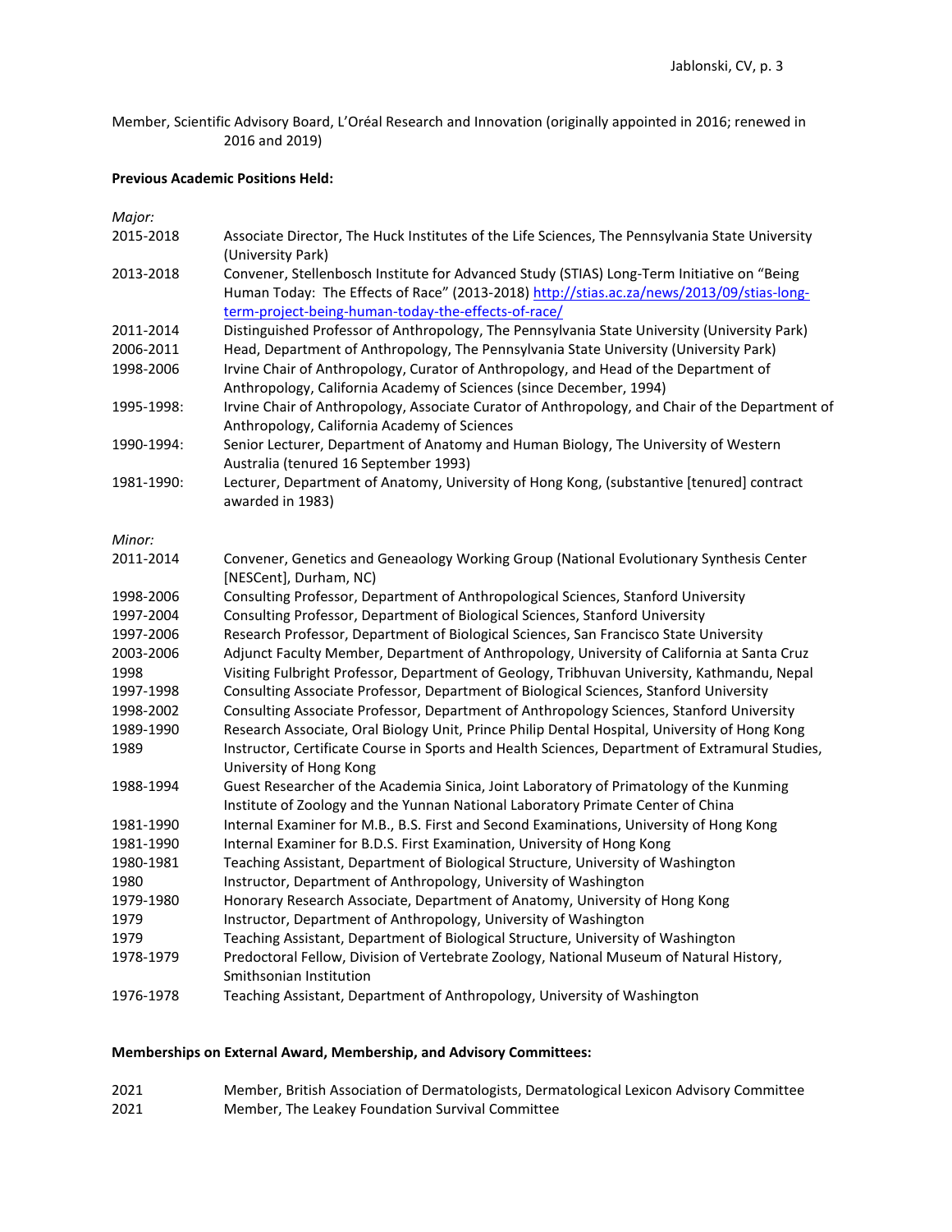Member, Scientific Advisory Board, L'Oréal Research and Innovation (originally appointed in 2016; renewed in 2016 and 2019)

**Previous Academic Positions Held:**

*Major:*

| | |
|---|---|
| 2015-2018 | Associate Director, The Huck Institutes of the Life Sciences, The Pennsylvania State University (University Park) |
| 2013-2018 | Convener, Stellenbosch Institute for Advanced Study (STIAS) Long-Term Initiative on "Being Human Today: The Effects of Race" (2013-2018) [http://stias.ac.za/news/2013/09/stias-long-term-project-being-human-today-the-effects-of-race/](http://stias.ac.za/news/2013/09/stias-long-term-project-being-human-today-the-effects-of-race/) |
| 2011-2014 | Distinguished Professor of Anthropology, The Pennsylvania State University (University Park) |
| 2006-2011 | Head, Department of Anthropology, The Pennsylvania State University (University Park) |
| 1998-2006 | Irvine Chair of Anthropology, Curator of Anthropology, and Head of the Department of Anthropology, California Academy of Sciences (since December, 1994) |
| 1995-1998: | Irvine Chair of Anthropology, Associate Curator of Anthropology, and Chair of the Department of Anthropology, California Academy of Sciences |
| 1990-1994: | Senior Lecturer, Department of Anatomy and Human Biology, The University of Western Australia (tenured 16 September 1993) |
| 1981-1990: | Lecturer, Department of Anatomy, University of Hong Kong, (substantive [tenured] contract awarded in 1983) |

*Minor:*

| | |
|---|---|
| 2011-2014 | Convener, Genetics and Geneaology Working Group (National Evolutionary Synthesis Center [NESCent], Durham, NC) |
| 1998-2006 | Consulting Professor, Department of Anthropological Sciences, Stanford University |
| 1997-2004 | Consulting Professor, Department of Biological Sciences, Stanford University |
| 1997-2006 | Research Professor, Department of Biological Sciences, San Francisco State University |
| 2003-2006 | Adjunct Faculty Member, Department of Anthropology, University of California at Santa Cruz |
| 1998 | Visiting Fulbright Professor, Department of Geology, Tribhuvan University, Kathmandu, Nepal |
| 1997-1998 | Consulting Associate Professor, Department of Biological Sciences, Stanford University |
| 1998-2002 | Consulting Associate Professor, Department of Anthropology Sciences, Stanford University |
| 1989-1990 | Research Associate, Oral Biology Unit, Prince Philip Dental Hospital, University of Hong Kong |
| 1989 | Instructor, Certificate Course in Sports and Health Sciences, Department of Extramural Studies, University of Hong Kong |
| 1988-1994 | Guest Researcher of the Academia Sinica, Joint Laboratory of Primatology of the Kunming Institute of Zoology and the Yunnan National Laboratory Primate Center of China |
| 1981-1990 | Internal Examiner for M.B., B.S. First and Second Examinations, University of Hong Kong |
| 1981-1990 | Internal Examiner for B.D.S. First Examination, University of Hong Kong |
| 1980-1981 | Teaching Assistant, Department of Biological Structure, University of Washington |
| 1980 | Instructor, Department of Anthropology, University of Washington |
| 1979-1980 | Honorary Research Associate, Department of Anatomy, University of Hong Kong |
| 1979 | Instructor, Department of Anthropology, University of Washington |
| 1979 | Teaching Assistant, Department of Biological Structure, University of Washington |
| 1978-1979 | Predoctoral Fellow, Division of Vertebrate Zoology, National Museum of Natural History, Smithsonian Institution |
| 1976-1978 | Teaching Assistant, Department of Anthropology, University of Washington |

**Memberships on External Award, Membership, and Advisory Committees:**

| | |
|---|---|
| 2021 | Member, British Association of Dermatologists, Dermatological Lexicon Advisory Committee |
| 2021 | Member, The Leakey Foundation Survival Committee |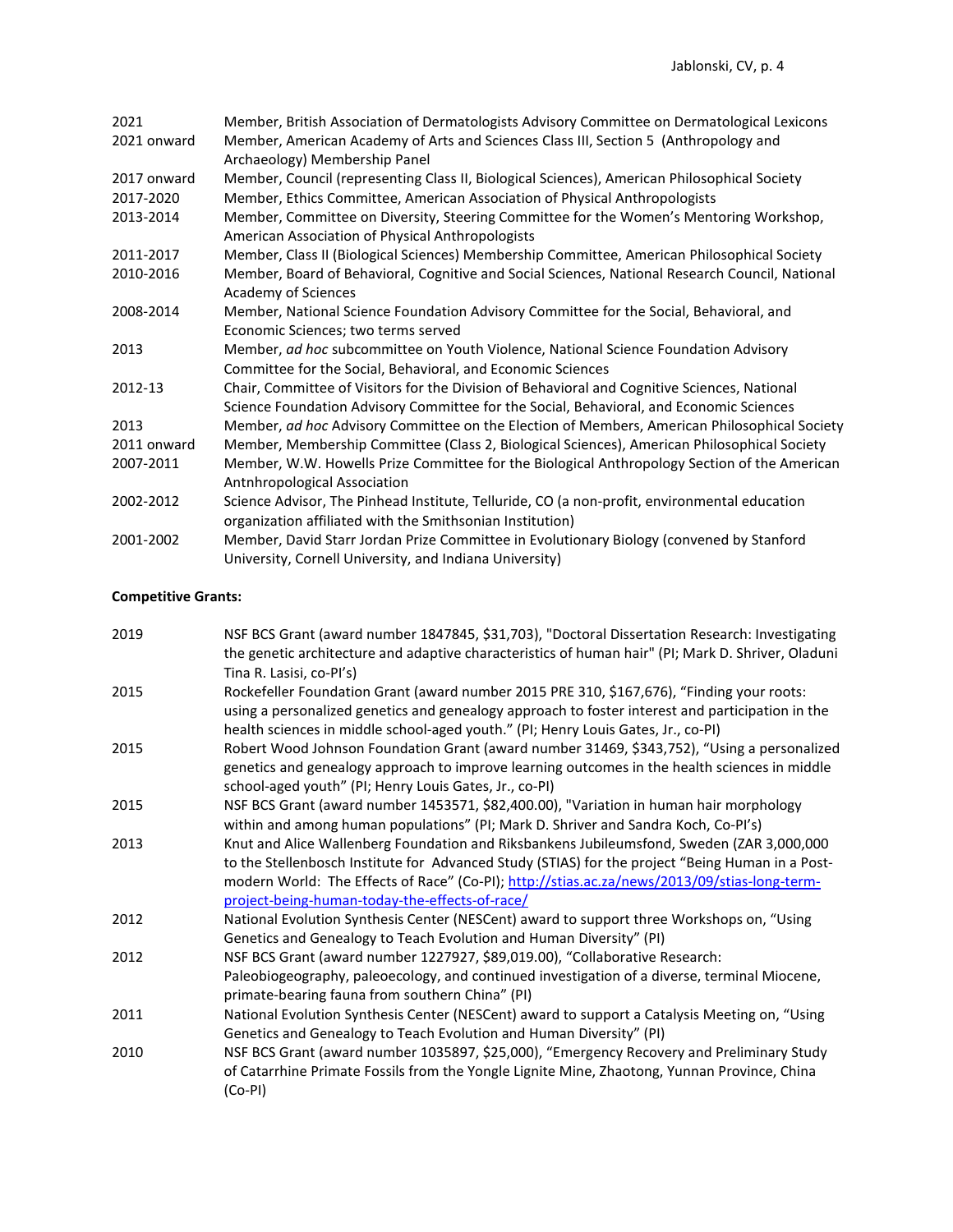| | |
|---|---|
| 2021 | Member, British Association of Dermatologists Advisory Committee on Dermatological Lexicons |
| 2021 onward | Member, American Academy of Arts and Sciences Class III, Section 5 (Anthropology and Archaeology) Membership Panel |
| 2017 onward | Member, Council (representing Class II, Biological Sciences), American Philosophical Society |
| 2017-2020 | Member, Ethics Committee, American Association of Physical Anthropologists |
| 2013-2014 | Member, Committee on Diversity, Steering Committee for the Women's Mentoring Workshop, American Association of Physical Anthropologists |
| 2011-2017 | Member, Class II (Biological Sciences) Membership Committee, American Philosophical Society |
| 2010-2016 | Member, Board of Behavioral, Cognitive and Social Sciences, National Research Council, National Academy of Sciences |
| 2008-2014 | Member, National Science Foundation Advisory Committee for the Social, Behavioral, and Economic Sciences; two terms served |
| 2013 | Member, *ad hoc* subcommittee on Youth Violence, National Science Foundation Advisory Committee for the Social, Behavioral, and Economic Sciences |
| 2012-13 | Chair, Committee of Visitors for the Division of Behavioral and Cognitive Sciences, National Science Foundation Advisory Committee for the Social, Behavioral, and Economic Sciences |
| 2013 | Member, *ad hoc* Advisory Committee on the Election of Members, American Philosophical Society |
| 2011 onward | Member, Membership Committee (Class 2, Biological Sciences), American Philosophical Society |
| 2007-2011 | Member, W.W. Howells Prize Committee for the Biological Anthropology Section of the American Antnhropological Association |
| 2002-2012 | Science Advisor, The Pinhead Institute, Telluride, CO (a non-profit, environmental education organization affiliated with the Smithsonian Institution) |
| 2001-2002 | Member, David Starr Jordan Prize Committee in Evolutionary Biology (convened by Stanford University, Cornell University, and Indiana University) |

**Competitive Grants:**

| | |
|---|---|
| 2019 | NSF BCS Grant (award number 1847845, $31,703), "Doctoral Dissertation Research: Investigating the genetic architecture and adaptive characteristics of human hair" (PI; Mark D. Shriver, Oladuni Tina R. Lasisi, co-PI's) |
| 2015 | Rockefeller Foundation Grant (award number 2015 PRE 310, $167,676), "Finding your roots: using a personalized genetics and genealogy approach to foster interest and participation in the health sciences in middle school-aged youth." (PI; Henry Louis Gates, Jr., co-PI) |
| 2015 | Robert Wood Johnson Foundation Grant (award number 31469, $343,752), "Using a personalized genetics and genealogy approach to improve learning outcomes in the health sciences in middle school-aged youth" (PI; Henry Louis Gates, Jr., co-PI) |
| 2015 | NSF BCS Grant (award number 1453571, $82,400.00), "Variation in human hair morphology within and among human populations" (PI; Mark D. Shriver and Sandra Koch, Co-PI's) |
| 2013 | Knut and Alice Wallenberg Foundation and Riksbankens Jubileumsfond, Sweden (ZAR 3,000,000 to the Stellenbosch Institute for Advanced Study (STIAS) for the project "Being Human in a Post-modern World: The Effects of Race" (Co-PI); [http://stias.ac.za/news/2013/09/stias-long-term-project-being-human-today-the-effects-of-race/](http://stias.ac.za/news/2013/09/stias-long-term-project-being-human-today-the-effects-of-race/) |
| 2012 | National Evolution Synthesis Center (NESCent) award to support three Workshops on, "Using Genetics and Genealogy to Teach Evolution and Human Diversity" (PI) |
| 2012 | NSF BCS Grant (award number 1227927, $89,019.00), "Collaborative Research: Paleobiogeography, paleoecology, and continued investigation of a diverse, terminal Miocene, primate-bearing fauna from southern China" (PI) |
| 2011 | National Evolution Synthesis Center (NESCent) award to support a Catalysis Meeting on, "Using Genetics and Genealogy to Teach Evolution and Human Diversity" (PI) |
| 2010 | NSF BCS Grant (award number 1035897, $25,000), "Emergency Recovery and Preliminary Study of Catarrhine Primate Fossils from the Yongle Lignite Mine, Zhaotong, Yunnan Province, China (Co-PI) |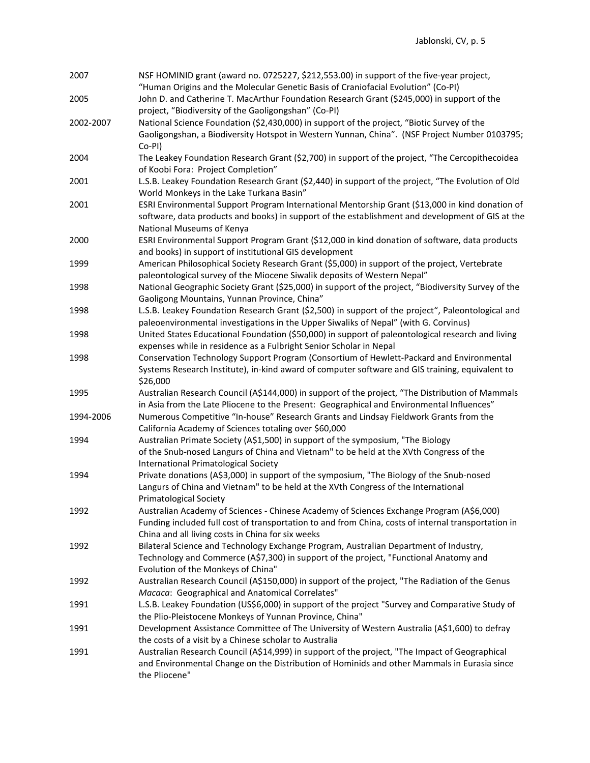| | |
|---|---|
| 2007 | NSF HOMINID grant (award no. 0725227, $212,553.00) in support of the five-year project, "Human Origins and the Molecular Genetic Basis of Craniofacial Evolution" (Co-PI) |
| 2005 | John D. and Catherine T. MacArthur Foundation Research Grant ($245,000) in support of the project, "Biodiversity of the Gaoligongshan" (Co-PI) |
| 2002-2007 | National Science Foundation ($2,430,000) in support of the project, "Biotic Survey of the Gaoligongshan, a Biodiversity Hotspot in Western Yunnan, China". (NSF Project Number 0103795; Co-PI) |
| 2004 | The Leakey Foundation Research Grant ($2,700) in support of the project, "The Cercopithecoidea of Koobi Fora: Project Completion" |
| 2001 | L.S.B. Leakey Foundation Research Grant ($2,440) in support of the project, "The Evolution of Old World Monkeys in the Lake Turkana Basin" |
| 2001 | ESRI Environmental Support Program International Mentorship Grant ($13,000 in kind donation of software, data products and books) in support of the establishment and development of GIS at the National Museums of Kenya |
| 2000 | ESRI Environmental Support Program Grant ($12,000 in kind donation of software, data products and books) in support of institutional GIS development |
| 1999 | American Philosophical Society Research Grant ($5,000) in support of the project, Vertebrate paleontological survey of the Miocene Siwalik deposits of Western Nepal" |
| 1998 | National Geographic Society Grant ($25,000) in support of the project, "Biodiversity Survey of the Gaoligong Mountains, Yunnan Province, China" |
| 1998 | L.S.B. Leakey Foundation Research Grant ($2,500) in support of the project", Paleontological and paleoenvironmental investigations in the Upper Siwaliks of Nepal" (with G. Corvinus) |
| 1998 | United States Educational Foundation ($50,000) in support of paleontological research and living expenses while in residence as a Fulbright Senior Scholar in Nepal |
| 1998 | Conservation Technology Support Program (Consortium of Hewlett-Packard and Environmental Systems Research Institute), in-kind award of computer software and GIS training, equivalent to $26,000 |
| 1995 | Australian Research Council (A$144,000) in support of the project, "The Distribution of Mammals in Asia from the Late Pliocene to the Present: Geographical and Environmental Influences" |
| 1994-2006 | Numerous Competitive "In-house" Research Grants and Lindsay Fieldwork Grants from the California Academy of Sciences totaling over $60,000 |
| 1994 | Australian Primate Society (A$1,500) in support of the symposium, "The Biology of the Snub-nosed Langurs of China and Vietnam" to be held at the XVth Congress of the International Primatological Society |
| 1994 | Private donations (A$3,000) in support of the symposium, "The Biology of the Snub-nosed Langurs of China and Vietnam" to be held at the XVth Congress of the International Primatological Society |
| 1992 | Australian Academy of Sciences - Chinese Academy of Sciences Exchange Program (A$6,000) Funding included full cost of transportation to and from China, costs of internal transportation in China and all living costs in China for six weeks |
| 1992 | Bilateral Science and Technology Exchange Program, Australian Department of Industry, Technology and Commerce (A$7,300) in support of the project, "Functional Anatomy and Evolution of the Monkeys of China" |
| 1992 | Australian Research Council (A$150,000) in support of the project, "The Radiation of the Genus *Macaca*: Geographical and Anatomical Correlates" |
| 1991 | L.S.B. Leakey Foundation (US$6,000) in support of the project "Survey and Comparative Study of the Plio-Pleistocene Monkeys of Yunnan Province, China" |
| 1991 | Development Assistance Committee of The University of Western Australia (A$1,600) to defray the costs of a visit by a Chinese scholar to Australia |
| 1991 | Australian Research Council (A$14,999) in support of the project, "The Impact of Geographical and Environmental Change on the Distribution of Hominids and other Mammals in Eurasia since the Pliocene" |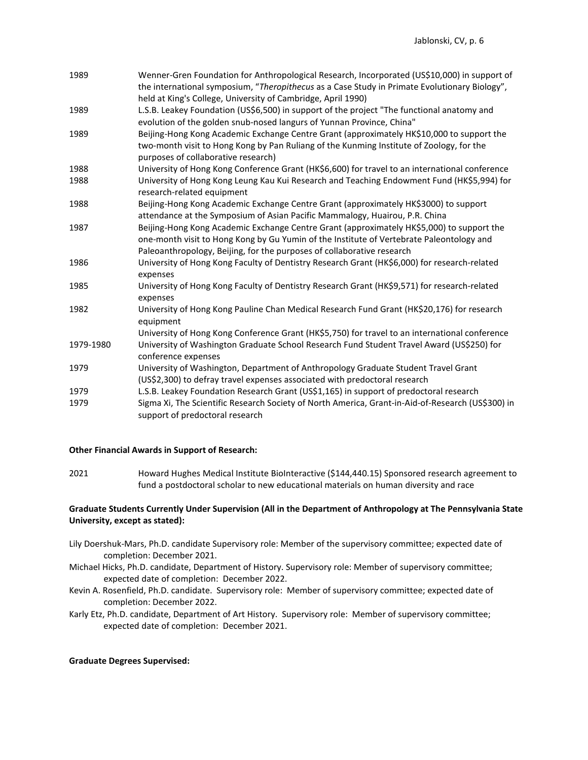| | |
|---|---|
| 1989 | Wenner-Gren Foundation for Anthropological Research, Incorporated (US$10,000) in support of the international symposium, "*Theropithecus* as a Case Study in Primate Evolutionary Biology", held at King's College, University of Cambridge, April 1990) |
| 1989 | L.S.B. Leakey Foundation (US$6,500) in support of the project "The functional anatomy and evolution of the golden snub-nosed langurs of Yunnan Province, China" |
| 1989 | Beijing-Hong Kong Academic Exchange Centre Grant (approximately HK$10,000 to support the two-month visit to Hong Kong by Pan Ruliang of the Kunming Institute of Zoology, for the purposes of collaborative research) |
| 1988 | University of Hong Kong Conference Grant (HK$6,600) for travel to an international conference |
| 1988 | University of Hong Kong Leung Kau Kui Research and Teaching Endowment Fund (HK$5,994) for research-related equipment |
| 1988 | Beijing-Hong Kong Academic Exchange Centre Grant (approximately HK$3000) to support attendance at the Symposium of Asian Pacific Mammalogy, Huairou, P.R. China |
| 1987 | Beijing-Hong Kong Academic Exchange Centre Grant (approximately HK$5,000) to support the one-month visit to Hong Kong by Gu Yumin of the Institute of Vertebrate Paleontology and Paleoanthropology, Beijing, for the purposes of collaborative research |
| 1986 | University of Hong Kong Faculty of Dentistry Research Grant (HK$6,000) for research-related expenses |
| 1985 | University of Hong Kong Faculty of Dentistry Research Grant (HK$9,571) for research-related expenses |
| 1982 | University of Hong Kong Pauline Chan Medical Research Fund Grant (HK$20,176) for research equipment |
| | University of Hong Kong Conference Grant (HK$5,750) for travel to an international conference |
| 1979-1980 | University of Washington Graduate School Research Fund Student Travel Award (US$250) for conference expenses |
| 1979 | University of Washington, Department of Anthropology Graduate Student Travel Grant (US$2,300) to defray travel expenses associated with predoctoral research |
| 1979 | L.S.B. Leakey Foundation Research Grant (US$1,165) in support of predoctoral research |
| 1979 | Sigma Xi, The Scientific Research Society of North America, Grant-in-Aid-of-Research (US$300) in support of predoctoral research |

**Other Financial Awards in Support of Research:**

| | |
|---|---|
| 2021 | Howard Hughes Medical Institute BioInteractive ($144,440.15) Sponsored research agreement to fund a postdoctoral scholar to new educational materials on human diversity and race |

**Graduate Students Currently Under Supervision (All in the Department of Anthropology at The Pennsylvania State University, except as stated):**

Lily Doershuk-Mars, Ph.D. candidate Supervisory role: Member of the supervisory committee; expected date of completion: December 2021.

Michael Hicks, Ph.D. candidate, Department of History. Supervisory role: Member of supervisory committee; expected date of completion: December 2022.

Kevin A. Rosenfield, Ph.D. candidate. Supervisory role: Member of supervisory committee; expected date of completion: December 2022.

Karly Etz, Ph.D. candidate, Department of Art History. Supervisory role: Member of supervisory committee; expected date of completion: December 2021.

**Graduate Degrees Supervised:**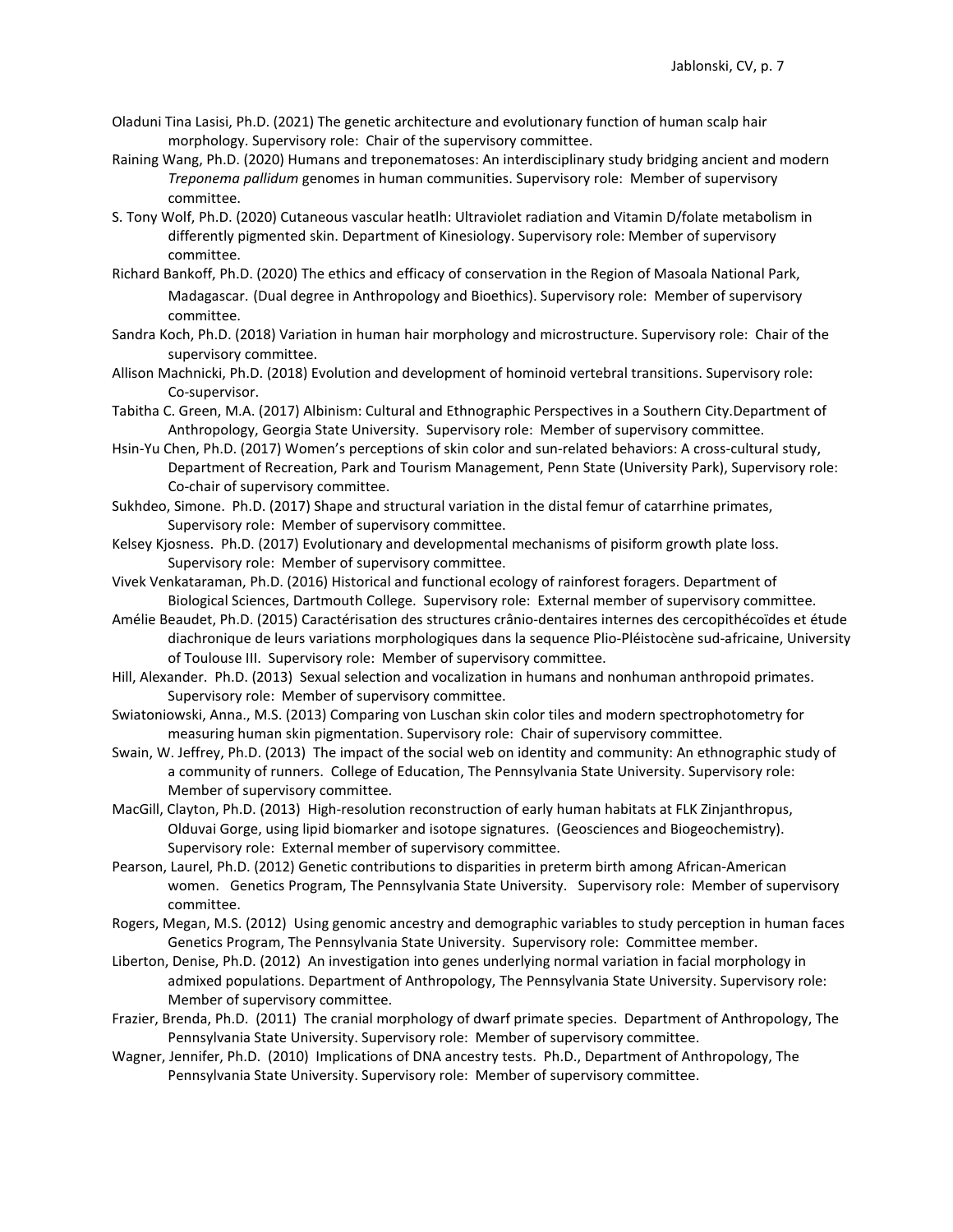Oladuni Tina Lasisi, Ph.D. (2021) The genetic architecture and evolutionary function of human scalp hair morphology. Supervisory role: Chair of the supervisory committee.

Raining Wang, Ph.D. (2020) Humans and treponematoses: An interdisciplinary study bridging ancient and modern *Treponema pallidum* genomes in human communities. Supervisory role: Member of supervisory committee.

S. Tony Wolf, Ph.D. (2020) Cutaneous vascular heatlh: Ultraviolet radiation and Vitamin D/folate metabolism in differently pigmented skin. Department of Kinesiology. Supervisory role: Member of supervisory committee.

Richard Bankoff, Ph.D. (2020) The ethics and efficacy of conservation in the Region of Masoala National Park, Madagascar. (Dual degree in Anthropology and Bioethics). Supervisory role: Member of supervisory committee.

Sandra Koch, Ph.D. (2018) Variation in human hair morphology and microstructure. Supervisory role: Chair of the supervisory committee.

Allison Machnicki, Ph.D. (2018) Evolution and development of hominoid vertebral transitions. Supervisory role: Co-supervisor.

Tabitha C. Green, M.A. (2017) Albinism: Cultural and Ethnographic Perspectives in a Southern City.Department of Anthropology, Georgia State University. Supervisory role: Member of supervisory committee.

Hsin-Yu Chen, Ph.D. (2017) Women's perceptions of skin color and sun-related behaviors: A cross-cultural study, Department of Recreation, Park and Tourism Management, Penn State (University Park), Supervisory role: Co-chair of supervisory committee.

Sukhdeo, Simone. Ph.D. (2017) Shape and structural variation in the distal femur of catarrhine primates, Supervisory role: Member of supervisory committee.

Kelsey Kjosness. Ph.D. (2017) Evolutionary and developmental mechanisms of pisiform growth plate loss. Supervisory role: Member of supervisory committee.

Vivek Venkataraman, Ph.D. (2016) Historical and functional ecology of rainforest foragers. Department of Biological Sciences, Dartmouth College. Supervisory role: External member of supervisory committee.

Amélie Beaudet, Ph.D. (2015) Caractérisation des structures crânio-dentaires internes des cercopithécoïdes et étude diachronique de leurs variations morphologiques dans la sequence Plio-Pléistocène sud-africaine, University of Toulouse III. Supervisory role: Member of supervisory committee.

Hill, Alexander. Ph.D. (2013) Sexual selection and vocalization in humans and nonhuman anthropoid primates. Supervisory role: Member of supervisory committee.

Swiatoniowski, Anna., M.S. (2013) Comparing von Luschan skin color tiles and modern spectrophotometry for measuring human skin pigmentation. Supervisory role: Chair of supervisory committee.

Swain, W. Jeffrey, Ph.D. (2013) The impact of the social web on identity and community: An ethnographic study of a community of runners. College of Education, The Pennsylvania State University. Supervisory role: Member of supervisory committee.

MacGill, Clayton, Ph.D. (2013) High-resolution reconstruction of early human habitats at FLK Zinjanthropus, Olduvai Gorge, using lipid biomarker and isotope signatures. (Geosciences and Biogeochemistry). Supervisory role: External member of supervisory committee.

Pearson, Laurel, Ph.D. (2012) Genetic contributions to disparities in preterm birth among African-American women. Genetics Program, The Pennsylvania State University. Supervisory role: Member of supervisory committee.

Rogers, Megan, M.S. (2012) Using genomic ancestry and demographic variables to study perception in human faces Genetics Program, The Pennsylvania State University. Supervisory role: Committee member.

Liberton, Denise, Ph.D. (2012) An investigation into genes underlying normal variation in facial morphology in admixed populations. Department of Anthropology, The Pennsylvania State University. Supervisory role: Member of supervisory committee.

Frazier, Brenda, Ph.D. (2011) The cranial morphology of dwarf primate species. Department of Anthropology, The Pennsylvania State University. Supervisory role: Member of supervisory committee.

Wagner, Jennifer, Ph.D. (2010) Implications of DNA ancestry tests. Ph.D., Department of Anthropology, The Pennsylvania State University. Supervisory role: Member of supervisory committee.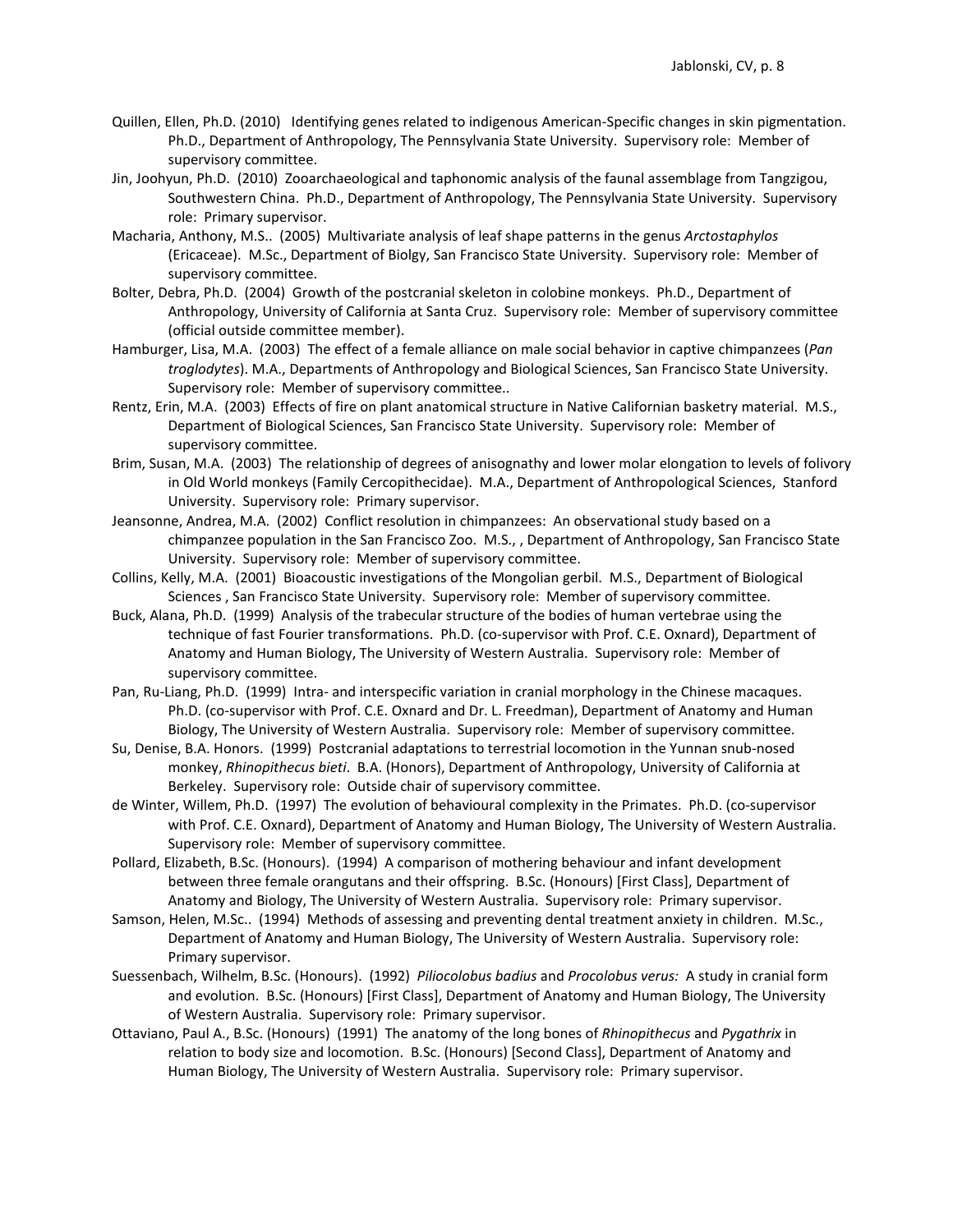Quillen, Ellen, Ph.D. (2010) Identifying genes related to indigenous American-Specific changes in skin pigmentation. Ph.D., Department of Anthropology, The Pennsylvania State University. Supervisory role: Member of supervisory committee.

Jin, Joohyun, Ph.D. (2010) Zooarchaeological and taphonomic analysis of the faunal assemblage from Tangzigou, Southwestern China. Ph.D., Department of Anthropology, The Pennsylvania State University. Supervisory role: Primary supervisor.

Macharia, Anthony, M.S.. (2005) Multivariate analysis of leaf shape patterns in the genus *Arctostaphylos* (Ericaceae). M.Sc., Department of Biolgy, San Francisco State University. Supervisory role: Member of supervisory committee.

Bolter, Debra, Ph.D. (2004) Growth of the postcranial skeleton in colobine monkeys. Ph.D., Department of Anthropology, University of California at Santa Cruz. Supervisory role: Member of supervisory committee (official outside committee member).

Hamburger, Lisa, M.A. (2003) The effect of a female alliance on male social behavior in captive chimpanzees (*Pan troglodytes*). M.A., Departments of Anthropology and Biological Sciences, San Francisco State University. Supervisory role: Member of supervisory committee..

Rentz, Erin, M.A. (2003) Effects of fire on plant anatomical structure in Native Californian basketry material. M.S., Department of Biological Sciences, San Francisco State University. Supervisory role: Member of supervisory committee.

Brim, Susan, M.A. (2003) The relationship of degrees of anisognathy and lower molar elongation to levels of folivory in Old World monkeys (Family Cercopithecidae). M.A., Department of Anthropological Sciences, Stanford University. Supervisory role: Primary supervisor.

Jeansonne, Andrea, M.A. (2002) Conflict resolution in chimpanzees: An observational study based on a chimpanzee population in the San Francisco Zoo. M.S., , Department of Anthropology, San Francisco State University. Supervisory role: Member of supervisory committee.

Collins, Kelly, M.A. (2001) Bioacoustic investigations of the Mongolian gerbil. M.S., Department of Biological Sciences , San Francisco State University. Supervisory role: Member of supervisory committee.

Buck, Alana, Ph.D. (1999) Analysis of the trabecular structure of the bodies of human vertebrae using the technique of fast Fourier transformations. Ph.D. (co-supervisor with Prof. C.E. Oxnard), Department of Anatomy and Human Biology, The University of Western Australia. Supervisory role: Member of supervisory committee.

Pan, Ru-Liang, Ph.D. (1999) Intra- and interspecific variation in cranial morphology in the Chinese macaques. Ph.D. (co-supervisor with Prof. C.E. Oxnard and Dr. L. Freedman), Department of Anatomy and Human Biology, The University of Western Australia. Supervisory role: Member of supervisory committee.

Su, Denise, B.A. Honors. (1999) Postcranial adaptations to terrestrial locomotion in the Yunnan snub-nosed monkey, *Rhinopithecus bieti*. B.A. (Honors), Department of Anthropology, University of California at Berkeley. Supervisory role: Outside chair of supervisory committee.

de Winter, Willem, Ph.D. (1997) The evolution of behavioural complexity in the Primates. Ph.D. (co-supervisor with Prof. C.E. Oxnard), Department of Anatomy and Human Biology, The University of Western Australia. Supervisory role: Member of supervisory committee.

Pollard, Elizabeth, B.Sc. (Honours). (1994) A comparison of mothering behaviour and infant development between three female orangutans and their offspring. B.Sc. (Honours) [First Class], Department of Anatomy and Biology, The University of Western Australia. Supervisory role: Primary supervisor.

Samson, Helen, M.Sc.. (1994) Methods of assessing and preventing dental treatment anxiety in children. M.Sc., Department of Anatomy and Human Biology, The University of Western Australia. Supervisory role: Primary supervisor.

Suessenbach, Wilhelm, B.Sc. (Honours). (1992) *Piliocolobus badius* and *Procolobus verus:* A study in cranial form and evolution. B.Sc. (Honours) [First Class], Department of Anatomy and Human Biology, The University of Western Australia. Supervisory role: Primary supervisor.

Ottaviano, Paul A., B.Sc. (Honours) (1991) The anatomy of the long bones of *Rhinopithecus* and *Pygathrix* in relation to body size and locomotion. B.Sc. (Honours) [Second Class], Department of Anatomy and Human Biology, The University of Western Australia. Supervisory role: Primary supervisor.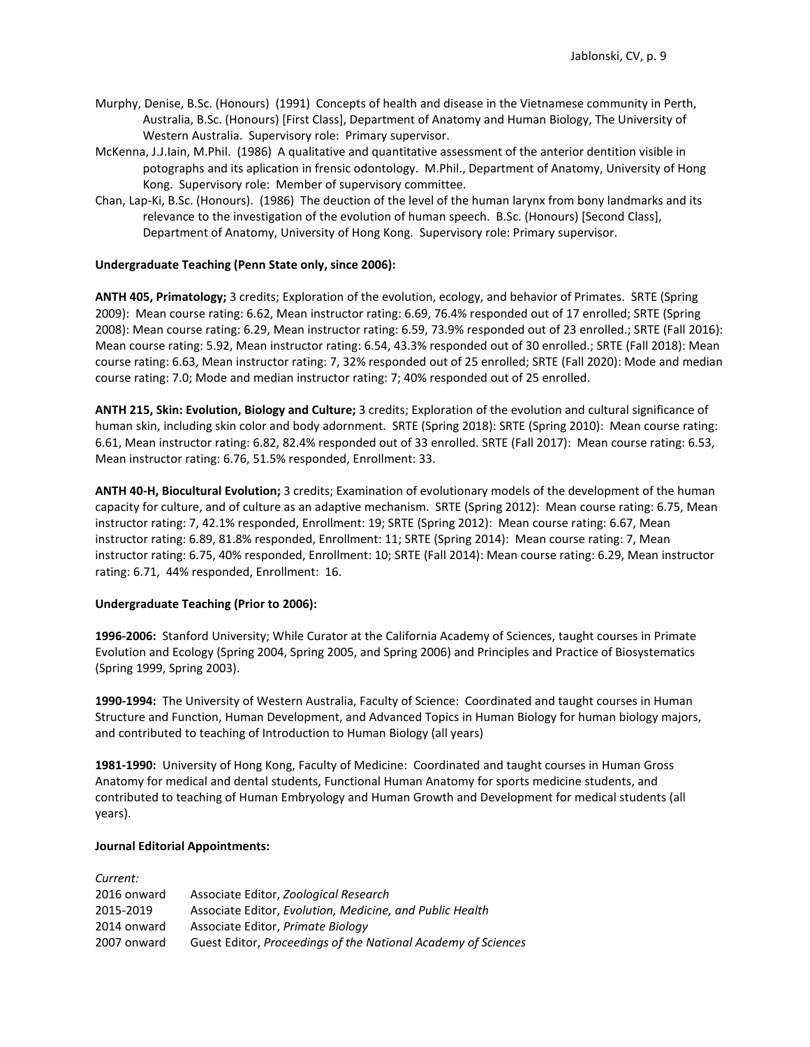Murphy, Denise, B.Sc. (Honours) (1991) Concepts of health and disease in the Vietnamese community in Perth, Australia, B.Sc. (Honours) [First Class], Department of Anatomy and Human Biology, The University of Western Australia. Supervisory role: Primary supervisor.

McKenna, J.J.Iain, M.Phil. (1986) A qualitative and quantitative assessment of the anterior dentition visible in potographs and its aplication in frensic odontology. M.Phil., Department of Anatomy, University of Hong Kong. Supervisory role: Member of supervisory committee.

Chan, Lap-Ki, B.Sc. (Honours). (1986) The deuction of the level of the human larynx from bony landmarks and its relevance to the investigation of the evolution of human speech. B.Sc. (Honours) [Second Class], Department of Anatomy, University of Hong Kong. Supervisory role: Primary supervisor.

**Undergraduate Teaching (Penn State only, since 2006):**

**ANTH 405, Primatology;** 3 credits; Exploration of the evolution, ecology, and behavior of Primates. SRTE (Spring 2009): Mean course rating: 6.62, Mean instructor rating: 6.69, 76.4% responded out of 17 enrolled; SRTE (Spring 2008): Mean course rating: 6.29, Mean instructor rating: 6.59, 73.9% responded out of 23 enrolled.; SRTE (Fall 2016): Mean course rating: 5.92, Mean instructor rating: 6.54, 43.3% responded out of 30 enrolled.; SRTE (Fall 2018): Mean course rating: 6.63, Mean instructor rating: 7, 32% responded out of 25 enrolled; SRTE (Fall 2020): Mode and median course rating: 7.0; Mode and median instructor rating: 7; 40% responded out of 25 enrolled.

**ANTH 215, Skin: Evolution, Biology and Culture;** 3 credits; Exploration of the evolution and cultural significance of human skin, including skin color and body adornment. SRTE (Spring 2018): SRTE (Spring 2010): Mean course rating: 6.61, Mean instructor rating: 6.82, 82.4% responded out of 33 enrolled. SRTE (Fall 2017): Mean course rating: 6.53, Mean instructor rating: 6.76, 51.5% responded, Enrollment: 33.

**ANTH 40-H, Biocultural Evolution;** 3 credits; Examination of evolutionary models of the development of the human capacity for culture, and of culture as an adaptive mechanism. SRTE (Spring 2012): Mean course rating: 6.75, Mean instructor rating: 7, 42.1% responded, Enrollment: 19; SRTE (Spring 2012): Mean course rating: 6.67, Mean instructor rating: 6.89, 81.8% responded, Enrollment: 11; SRTE (Spring 2014): Mean course rating: 7, Mean instructor rating: 6.75, 40% responded, Enrollment: 10; SRTE (Fall 2014): Mean course rating: 6.29, Mean instructor rating: 6.71, 44% responded, Enrollment: 16.

**Undergraduate Teaching (Prior to 2006):**

**1996-2006:** Stanford University; While Curator at the California Academy of Sciences, taught courses in Primate Evolution and Ecology (Spring 2004, Spring 2005, and Spring 2006) and Principles and Practice of Biosystematics (Spring 1999, Spring 2003).

**1990-1994:** The University of Western Australia, Faculty of Science: Coordinated and taught courses in Human Structure and Function, Human Development, and Advanced Topics in Human Biology for human biology majors, and contributed to teaching of Introduction to Human Biology (all years)

**1981-1990:** University of Hong Kong, Faculty of Medicine: Coordinated and taught courses in Human Gross Anatomy for medical and dental students, Functional Human Anatomy for sports medicine students, and contributed to teaching of Human Embryology and Human Growth and Development for medical students (all years).

**Journal Editorial Appointments:**

*Current:*

| | |
|---|---|
| 2016 onward | Associate Editor, *Zoological Research* |
| 2015-2019 | Associate Editor, *Evolution, Medicine, and Public Health* |
| 2014 onward | Associate Editor, *Primate Biology* |
| 2007 onward | Guest Editor, *Proceedings of the National Academy of Sciences* |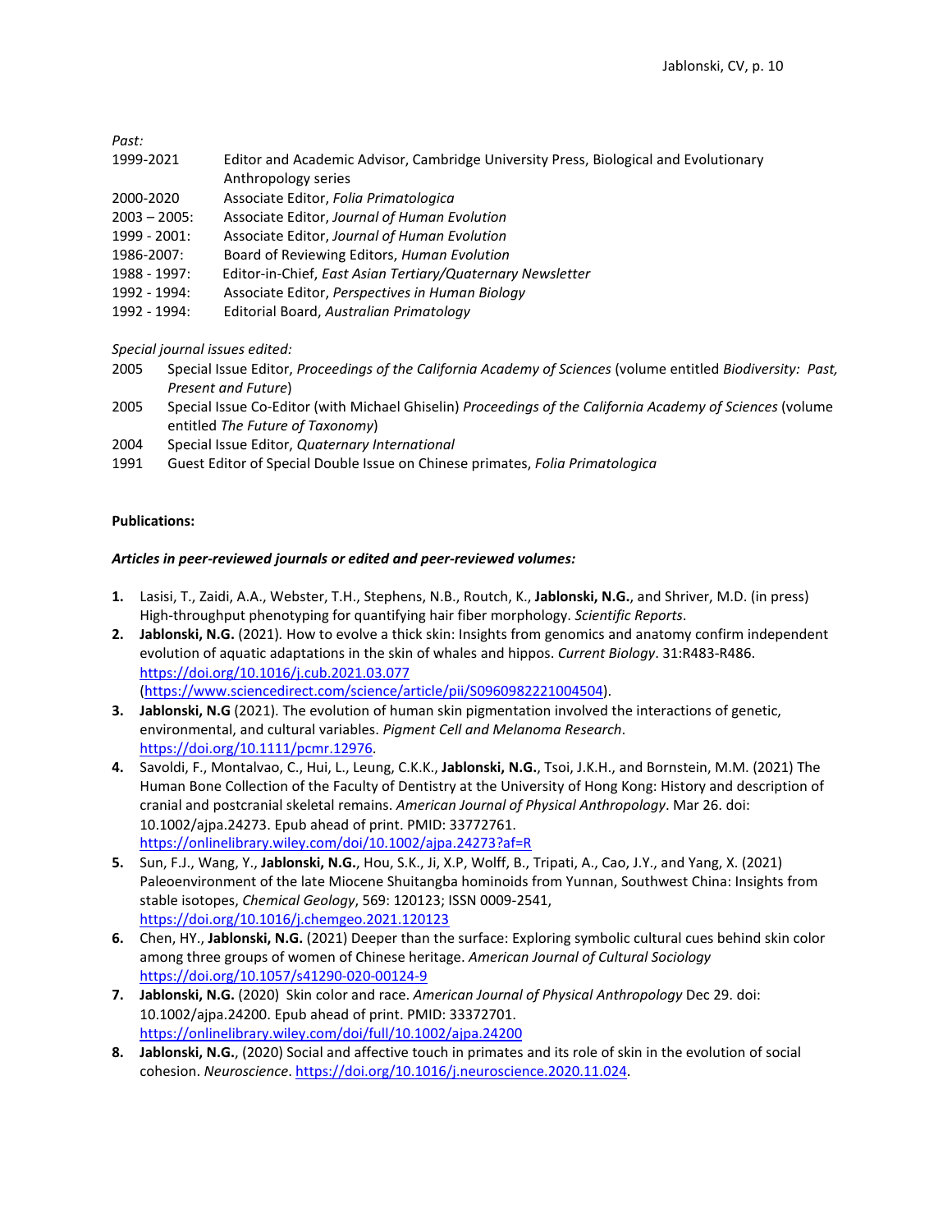*Past:*

| | |
|---|---|
| 1999-2021 | Editor and Academic Advisor, Cambridge University Press, Biological and Evolutionary Anthropology series |
| 2000-2020 | Associate Editor, *Folia Primatologica* |
| 2003 – 2005: | Associate Editor, *Journal of Human Evolution* |
| 1999 - 2001: | Associate Editor, *Journal of Human Evolution* |
| 1986-2007: | Board of Reviewing Editors, *Human Evolution* |
| 1988 - 1997: | Editor-in-Chief, *East Asian Tertiary/Quaternary Newsletter* |
| 1992 - 1994: | Associate Editor, *Perspectives in Human Biology* |
| 1992 - 1994: | Editorial Board, *Australian Primatology* |

*Special journal issues edited:*

| | |
|---|---|
| 2005 | Special Issue Editor, *Proceedings of the California Academy of Sciences* (volume entitled *Biodiversity: Past, Present and Future*) |
| 2005 | Special Issue Co-Editor (with Michael Ghiselin) *Proceedings of the California Academy of Sciences* (volume entitled *The Future of Taxonomy*) |
| 2004 | Special Issue Editor, *Quaternary International* |
| 1991 | Guest Editor of Special Double Issue on Chinese primates, *Folia Primatologica* |

**Publications:**

***Articles in peer-reviewed journals or edited and peer-reviewed volumes:***

1. Lasisi, T., Zaidi, A.A., Webster, T.H., Stephens, N.B., Routch, K., **Jablonski, N.G.**, and Shriver, M.D. (in press) High-throughput phenotyping for quantifying hair fiber morphology. *Scientific Reports*.
2. **Jablonski, N.G.** (2021). How to evolve a thick skin: Insights from genomics and anatomy confirm independent evolution of aquatic adaptations in the skin of whales and hippos. *Current Biology*. 31:R483-R486. https://doi.org/10.1016/j.cub.2021.03.077 (https://www.sciencedirect.com/science/article/pii/S0960982221004504).
3. **Jablonski, N.G** (2021). The evolution of human skin pigmentation involved the interactions of genetic, environmental, and cultural variables. *Pigment Cell and Melanoma Research*. https://doi.org/10.1111/pcmr.12976.
4. Savoldi, F., Montalvao, C., Hui, L., Leung, C.K.K., **Jablonski, N.G.**, Tsoi, J.K.H., and Bornstein, M.M. (2021) The Human Bone Collection of the Faculty of Dentistry at the University of Hong Kong: History and description of cranial and postcranial skeletal remains. *American Journal of Physical Anthropology*. Mar 26. doi: 10.1002/ajpa.24273. Epub ahead of print. PMID: 33772761. https://onlinelibrary.wiley.com/doi/10.1002/ajpa.24273?af=R
5. Sun, F.J., Wang, Y., **Jablonski, N.G.**, Hou, S.K., Ji, X.P, Wolff, B., Tripati, A., Cao, J.Y., and Yang, X. (2021) Paleoenvironment of the late Miocene Shuitangba hominoids from Yunnan, Southwest China: Insights from stable isotopes, *Chemical Geology*, 569: 120123; ISSN 0009-2541, https://doi.org/10.1016/j.chemgeo.2021.120123
6. Chen, HY., **Jablonski, N.G.** (2021) Deeper than the surface: Exploring symbolic cultural cues behind skin color among three groups of women of Chinese heritage. *American Journal of Cultural Sociology* https://doi.org/10.1057/s41290-020-00124-9
7. **Jablonski, N.G.** (2020) Skin color and race. *American Journal of Physical Anthropology* Dec 29. doi: 10.1002/ajpa.24200. Epub ahead of print. PMID: 33372701. https://onlinelibrary.wiley.com/doi/full/10.1002/ajpa.24200
8. **Jablonski, N.G.**, (2020) Social and affective touch in primates and its role of skin in the evolution of social cohesion. *Neuroscience*. https://doi.org/10.1016/j.neuroscience.2020.11.024.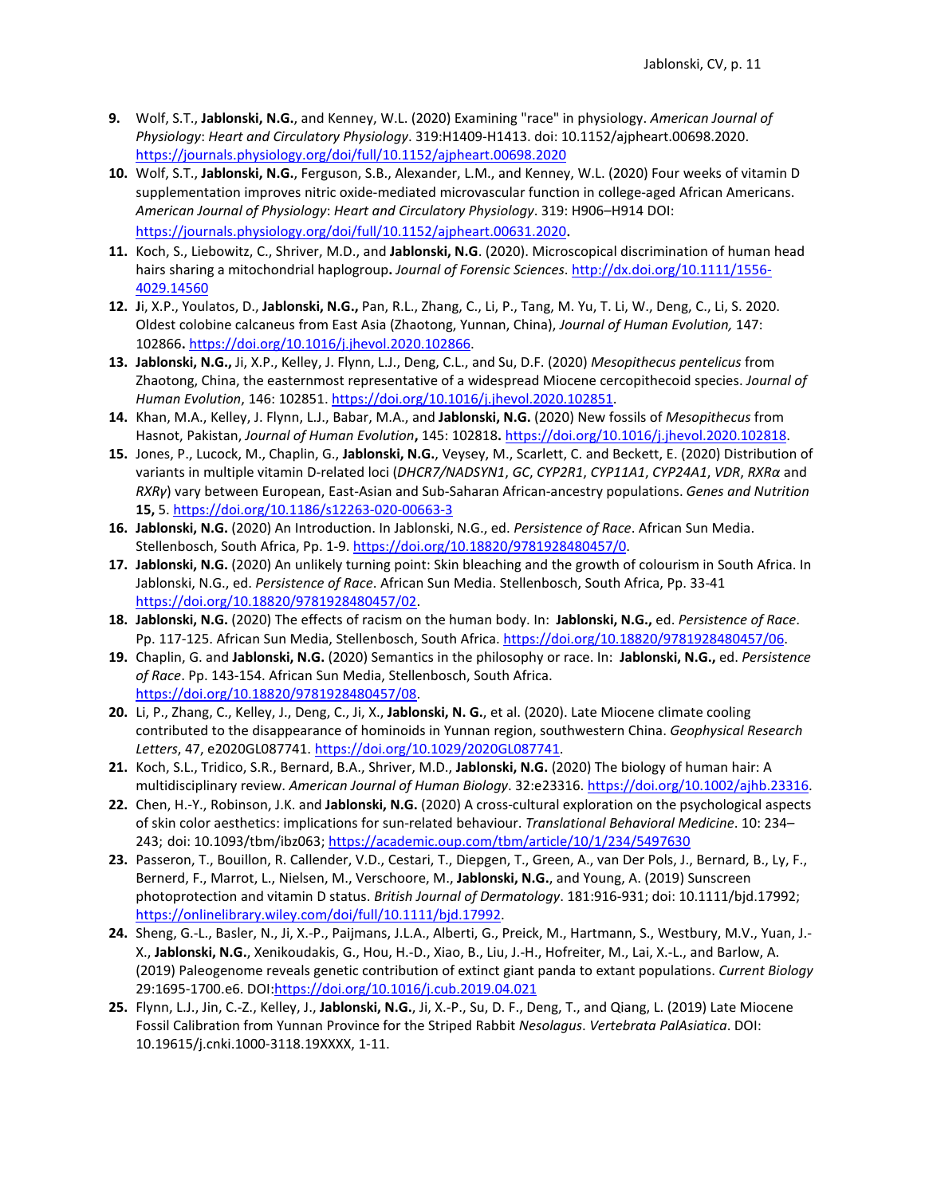9. Wolf, S.T., **Jablonski, N.G.**, and Kenney, W.L. (2020) Examining "race" in physiology. *American Journal of Physiology*: *Heart and Circulatory Physiology*. 319:H1409-H1413. doi: 10.1152/ajpheart.00698.2020. https://journals.physiology.org/doi/full/10.1152/ajpheart.00698.2020

10. Wolf, S.T., **Jablonski, N.G.**, Ferguson, S.B., Alexander, L.M., and Kenney, W.L. (2020) Four weeks of vitamin D supplementation improves nitric oxide-mediated microvascular function in college-aged African Americans. *American Journal of Physiology*: *Heart and Circulatory Physiology*. 319: H906–H914 DOI: https://journals.physiology.org/doi/full/10.1152/ajpheart.00631.2020.

11. Koch, S., Liebowitz, C., Shriver, M.D., and **Jablonski, N.G**. (2020). Microscopical discrimination of human head hairs sharing a mitochondrial haplogroup**.** *Journal of Forensic Sciences*. http://dx.doi.org/10.1111/1556-4029.14560

12. **J**i, X.P., Youlatos, D., **Jablonski, N.G.,** Pan, R.L., Zhang, C., Li, P., Tang, M. Yu, T. Li, W., Deng, C., Li, S. 2020. Oldest colobine calcaneus from East Asia (Zhaotong, Yunnan, China), *Journal of Human Evolution,* 147: 102866**.** https://doi.org/10.1016/j.jhevol.2020.102866.

13. **Jablonski, N.G.,** Ji, X.P., Kelley, J. Flynn, L.J., Deng, C.L., and Su, D.F. (2020) *Mesopithecus pentelicus* from Zhaotong, China, the easternmost representative of a widespread Miocene cercopithecoid species. *Journal of Human Evolution*, 146: 102851. https://doi.org/10.1016/j.jhevol.2020.102851.

14. Khan, M.A., Kelley, J. Flynn, L.J., Babar, M.A., and **Jablonski, N.G.** (2020) New fossils of *Mesopithecus* from Hasnot, Pakistan, *Journal of Human Evolution***,** 145: 102818**.** https://doi.org/10.1016/j.jhevol.2020.102818.

15. Jones, P., Lucock, M., Chaplin, G., **Jablonski, N.G.**, Veysey, M., Scarlett, C. and Beckett, E. (2020) Distribution of variants in multiple vitamin D-related loci (*DHCR7/NADSYN1*, *GC*, *CYP2R1*, *CYP11A1*, *CYP24A1*, *VDR*, *RXRα* and *RXRγ*) vary between European, East-Asian and Sub-Saharan African-ancestry populations. *Genes and Nutrition* **15,** 5. https://doi.org/10.1186/s12263-020-00663-3

16. **Jablonski, N.G.** (2020) An Introduction. In Jablonski, N.G., ed. *Persistence of Race*. African Sun Media. Stellenbosch, South Africa, Pp. 1-9. https://doi.org/10.18820/9781928480457/0.

17. **Jablonski, N.G.** (2020) An unlikely turning point: Skin bleaching and the growth of colourism in South Africa. In Jablonski, N.G., ed. *Persistence of Race*. African Sun Media. Stellenbosch, South Africa, Pp. 33-41 https://doi.org/10.18820/9781928480457/02.

18. **Jablonski, N.G.** (2020) The effects of racism on the human body. In: **Jablonski, N.G.,** ed. *Persistence of Race*. Pp. 117-125. African Sun Media, Stellenbosch, South Africa. https://doi.org/10.18820/9781928480457/06.

19. Chaplin, G. and **Jablonski, N.G.** (2020) Semantics in the philosophy or race. In: **Jablonski, N.G.,** ed. *Persistence of Race*. Pp. 143-154. African Sun Media, Stellenbosch, South Africa. https://doi.org/10.18820/9781928480457/08.

20. Li, P., Zhang, C., Kelley, J., Deng, C., Ji, X., **Jablonski, N. G.**, et al. (2020). Late Miocene climate cooling contributed to the disappearance of hominoids in Yunnan region, southwestern China. *Geophysical Research Letters*, 47, e2020GL087741. https://doi.org/10.1029/2020GL087741.

21. Koch, S.L., Tridico, S.R., Bernard, B.A., Shriver, M.D., **Jablonski, N.G.** (2020) The biology of human hair: A multidisciplinary review. *American Journal of Human Biology*. 32:e23316. https://doi.org/10.1002/ajhb.23316.

22. Chen, H.-Y., Robinson, J.K. and **Jablonski, N.G.** (2020) A cross-cultural exploration on the psychological aspects of skin color aesthetics: implications for sun-related behaviour. *Translational Behavioral Medicine*. 10: 234–243; doi: 10.1093/tbm/ibz063; https://academic.oup.com/tbm/article/10/1/234/5497630

23. Passeron, T., Bouillon, R. Callender, V.D., Cestari, T., Diepgen, T., Green, A., van Der Pols, J., Bernard, B., Ly, F., Bernerd, F., Marrot, L., Nielsen, M., Verschoore, M., **Jablonski, N.G.**, and Young, A. (2019) Sunscreen photoprotection and vitamin D status. *British Journal of Dermatology*. 181:916-931; doi: 10.1111/bjd.17992; https://onlinelibrary.wiley.com/doi/full/10.1111/bjd.17992.

24. Sheng, G.-L., Basler, N., Ji, X.-P., Paijmans, J.L.A., Alberti, G., Preick, M., Hartmann, S., Westbury, M.V., Yuan, J.-X., **Jablonski, N.G.**, Xenikoudakis, G., Hou, H.-D., Xiao, B., Liu, J.-H., Hofreiter, M., Lai, X.-L., and Barlow, A. (2019) Paleogenome reveals genetic contribution of extinct giant panda to extant populations. *Current Biology* 29:1695-1700.e6. DOI:https://doi.org/10.1016/j.cub.2019.04.021

25. Flynn, L.J., Jin, C.-Z., Kelley, J., **Jablonski, N.G.**, Ji, X.-P., Su, D. F., Deng, T., and Qiang, L. (2019) Late Miocene Fossil Calibration from Yunnan Province for the Striped Rabbit *Nesolagus*. *Vertebrata PalAsiatica*. DOI: 10.19615/j.cnki.1000-3118.19XXXX, 1-11.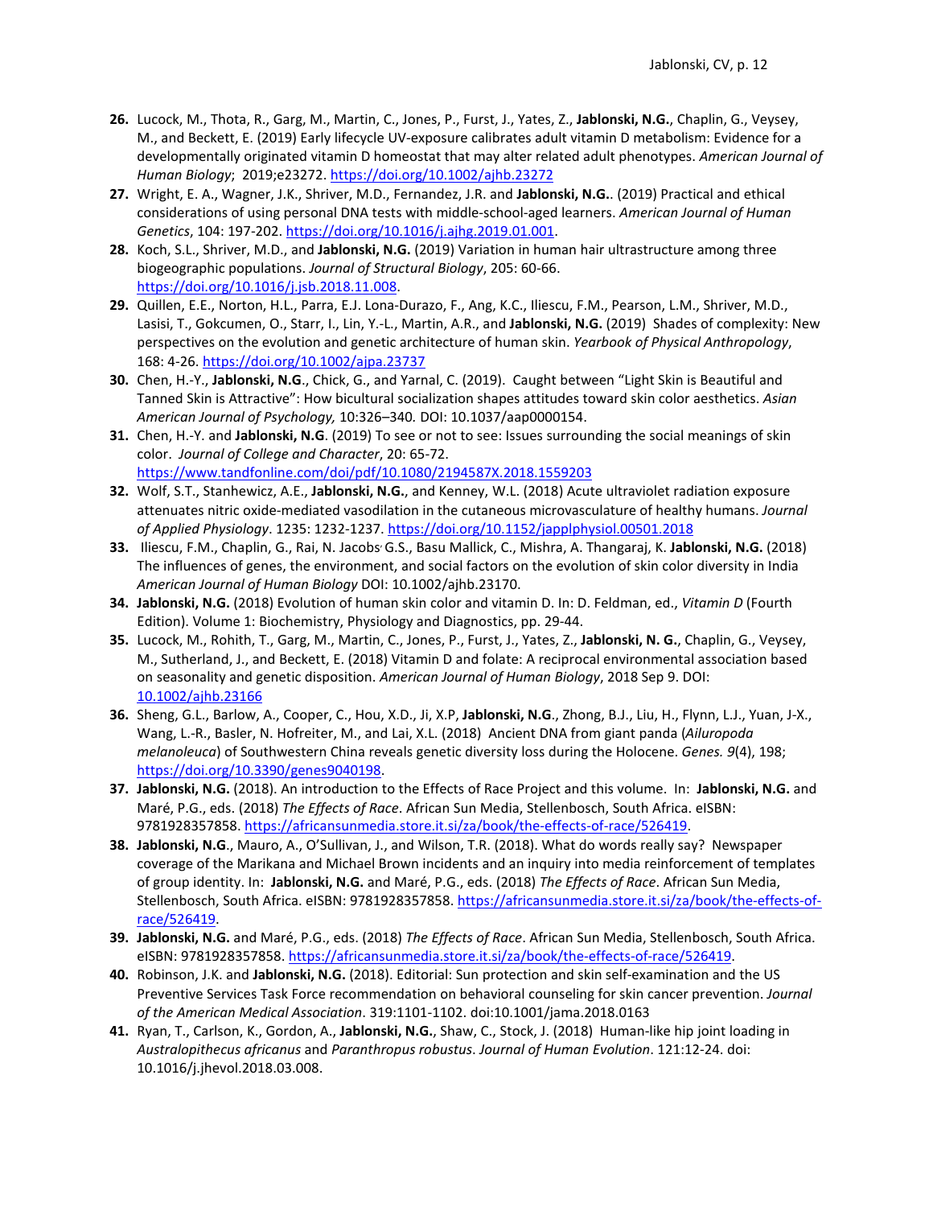26. Lucock, M., Thota, R., Garg, M., Martin, C., Jones, P., Furst, J., Yates, Z., **Jablonski, N.G.**, Chaplin, G., Veysey, M., and Beckett, E. (2019) Early lifecycle UV-exposure calibrates adult vitamin D metabolism: Evidence for a developmentally originated vitamin D homeostat that may alter related adult phenotypes. *American Journal of Human Biology*; 2019;e23272. https://doi.org/10.1002/ajhb.23272
27. Wright, E. A., Wagner, J.K., Shriver, M.D., Fernandez, J.R. and **Jablonski, N.G.**. (2019) Practical and ethical considerations of using personal DNA tests with middle-school-aged learners. *American Journal of Human Genetics*, 104: 197-202. https://doi.org/10.1016/j.ajhg.2019.01.001.
28. Koch, S.L., Shriver, M.D., and **Jablonski, N.G.** (2019) Variation in human hair ultrastructure among three biogeographic populations. *Journal of Structural Biology*, 205: 60-66. https://doi.org/10.1016/j.jsb.2018.11.008.
29. Quillen, E.E., Norton, H.L., Parra, E.J. Lona-Durazo, F., Ang, K.C., Iliescu, F.M., Pearson, L.M., Shriver, M.D., Lasisi, T., Gokcumen, O., Starr, I., Lin, Y.-L., Martin, A.R., and **Jablonski, N.G.** (2019) Shades of complexity: New perspectives on the evolution and genetic architecture of human skin. *Yearbook of Physical Anthropology*, 168: 4-26. https://doi.org/10.1002/ajpa.23737
30. Chen, H.-Y., **Jablonski, N.G**., Chick, G., and Yarnal, C. (2019). Caught between "Light Skin is Beautiful and Tanned Skin is Attractive": How bicultural socialization shapes attitudes toward skin color aesthetics. *Asian American Journal of Psychology,* 10:326–340. DOI: 10.1037/aap0000154.
31. Chen, H.-Y. and **Jablonski, N.G**. (2019) To see or not to see: Issues surrounding the social meanings of skin color. *Journal of College and Character*, 20: 65-72. https://www.tandfonline.com/doi/pdf/10.1080/2194587X.2018.1559203
32. Wolf, S.T., Stanhewicz, A.E., **Jablonski, N.G.**, and Kenney, W.L. (2018) Acute ultraviolet radiation exposure attenuates nitric oxide-mediated vasodilation in the cutaneous microvasculature of healthy humans. *Journal of Applied Physiology*. 1235: 1232-1237. https://doi.org/10.1152/japplphysiol.00501.2018
33. Iliescu, F.M., Chaplin, G., Rai, N. Jacobs, G.S., Basu Mallick, C., Mishra, A. Thangaraj, K. **Jablonski, N.G.** (2018) The influences of genes, the environment, and social factors on the evolution of skin color diversity in India *American Journal of Human Biology* DOI: 10.1002/ajhb.23170.
34. **Jablonski, N.G.** (2018) Evolution of human skin color and vitamin D. In: D. Feldman, ed., *Vitamin D* (Fourth Edition). Volume 1: Biochemistry, Physiology and Diagnostics, pp. 29-44.
35. Lucock, M., Rohith, T., Garg, M., Martin, C., Jones, P., Furst, J., Yates, Z., **Jablonski, N. G.**, Chaplin, G., Veysey, M., Sutherland, J., and Beckett, E. (2018) Vitamin D and folate: A reciprocal environmental association based on seasonality and genetic disposition. *American Journal of Human Biology*, 2018 Sep 9. DOI: 10.1002/ajhb.23166
36. Sheng, G.L., Barlow, A., Cooper, C., Hou, X.D., Ji, X.P, **Jablonski, N.G**., Zhong, B.J., Liu, H., Flynn, L.J., Yuan, J-X., Wang, L.-R., Basler, N. Hofreiter, M., and Lai, X.L. (2018) Ancient DNA from giant panda (*Ailuropoda melanoleuca*) of Southwestern China reveals genetic diversity loss during the Holocene. *Genes. 9*(4), 198; https://doi.org/10.3390/genes9040198.
37. **Jablonski, N.G.** (2018). An introduction to the Effects of Race Project and this volume. In: **Jablonski, N.G.** and Maré, P.G., eds. (2018) *The Effects of Race*. African Sun Media, Stellenbosch, South Africa. eISBN: 9781928357858. https://africansunmedia.store.it.si/za/book/the-effects-of-race/526419.
38. **Jablonski, N.G**., Mauro, A., O'Sullivan, J., and Wilson, T.R. (2018). What do words really say? Newspaper coverage of the Marikana and Michael Brown incidents and an inquiry into media reinforcement of templates of group identity. In: **Jablonski, N.G.** and Maré, P.G., eds. (2018) *The Effects of Race*. African Sun Media, Stellenbosch, South Africa. eISBN: 9781928357858. https://africansunmedia.store.it.si/za/book/the-effects-of-race/526419.
39. **Jablonski, N.G.** and Maré, P.G., eds. (2018) *The Effects of Race*. African Sun Media, Stellenbosch, South Africa. eISBN: 9781928357858. https://africansunmedia.store.it.si/za/book/the-effects-of-race/526419.
40. Robinson, J.K. and **Jablonski, N.G.** (2018). Editorial: Sun protection and skin self-examination and the US Preventive Services Task Force recommendation on behavioral counseling for skin cancer prevention. *Journal of the American Medical Association*. 319:1101-1102. doi:10.1001/jama.2018.0163
41. Ryan, T., Carlson, K., Gordon, A., **Jablonski, N.G.**, Shaw, C., Stock, J. (2018) Human-like hip joint loading in *Australopithecus africanus* and *Paranthropus robustus*. *Journal of Human Evolution*. 121:12-24. doi: 10.1016/j.jhevol.2018.03.008.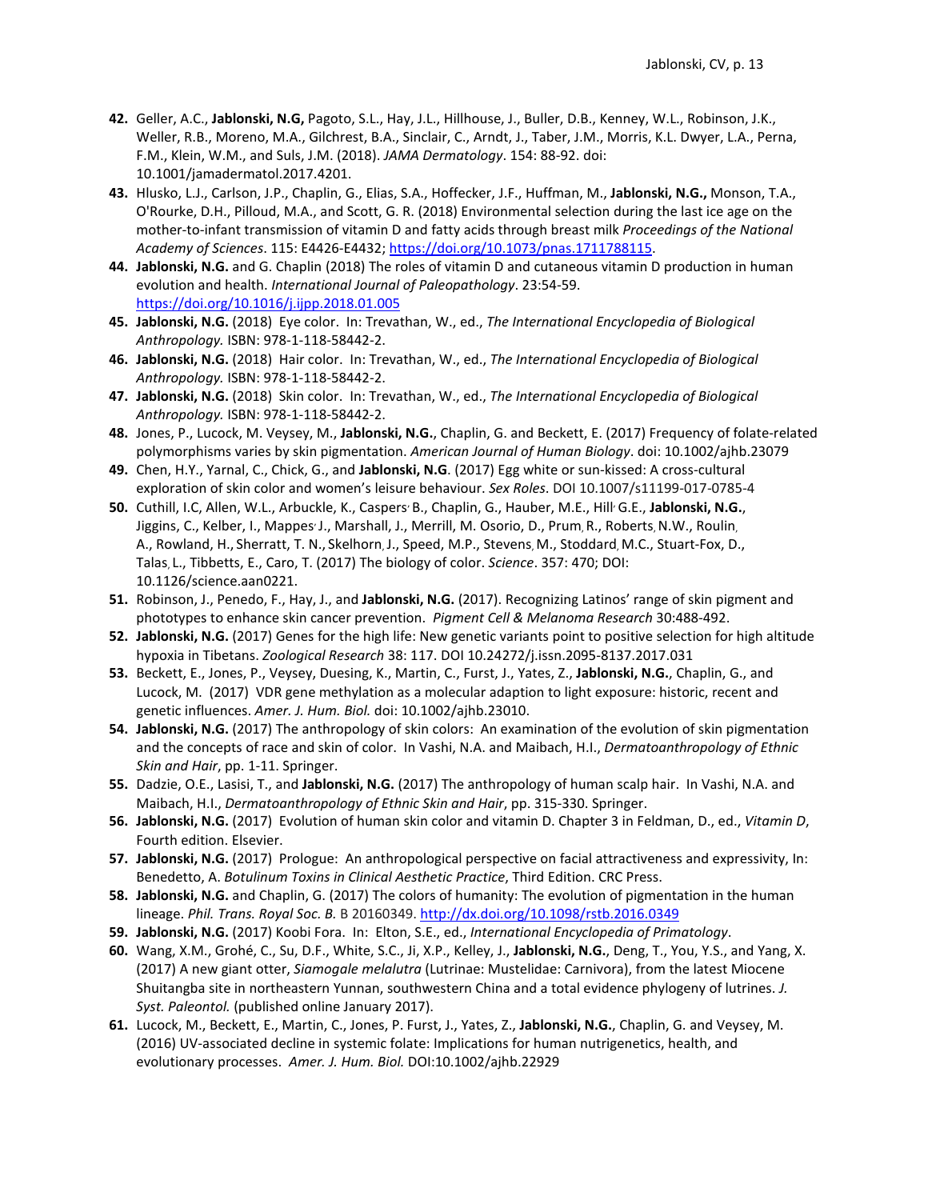42. Geller, A.C., **Jablonski, N.G,** Pagoto, S.L., Hay, J.L., Hillhouse, J., Buller, D.B., Kenney, W.L., Robinson, J.K., Weller, R.B., Moreno, M.A., Gilchrest, B.A., Sinclair, C., Arndt, J., Taber, J.M., Morris, K.L. Dwyer, L.A., Perna, F.M., Klein, W.M., and Suls, J.M. (2018). *JAMA Dermatology*. 154: 88-92. doi: 10.1001/jamadermatol.2017.4201.
43. Hlusko, L.J., Carlson, J.P., Chaplin, G., Elias, S.A., Hoffecker, J.F., Huffman, M., **Jablonski, N.G.,** Monson, T.A., O'Rourke, D.H., Pilloud, M.A., and Scott, G. R. (2018) Environmental selection during the last ice age on the mother-to-infant transmission of vitamin D and fatty acids through breast milk *Proceedings of the National Academy of Sciences*. 115: E4426-E4432; https://doi.org/10.1073/pnas.1711788115.
44. **Jablonski, N.G.** and G. Chaplin (2018) The roles of vitamin D and cutaneous vitamin D production in human evolution and health. *International Journal of Paleopathology*. 23:54-59. https://doi.org/10.1016/j.ijpp.2018.01.005
45. **Jablonski, N.G.** (2018) Eye color. In: Trevathan, W., ed., *The International Encyclopedia of Biological Anthropology.* ISBN: 978-1-118-58442-2.
46. **Jablonski, N.G.** (2018) Hair color. In: Trevathan, W., ed., *The International Encyclopedia of Biological Anthropology.* ISBN: 978-1-118-58442-2.
47. **Jablonski, N.G.** (2018) Skin color. In: Trevathan, W., ed., *The International Encyclopedia of Biological Anthropology.* ISBN: 978-1-118-58442-2.
48. Jones, P., Lucock, M. Veysey, M., **Jablonski, N.G.**, Chaplin, G. and Beckett, E. (2017) Frequency of folate-related polymorphisms varies by skin pigmentation. *American Journal of Human Biology*. doi: 10.1002/ajhb.23079
49. Chen, H.Y., Yarnal, C., Chick, G., and **Jablonski, N.G**. (2017) Egg white or sun-kissed: A cross-cultural exploration of skin color and women's leisure behaviour. *Sex Roles*. DOI 10.1007/s11199-017-0785-4
50. Cuthill, I.C, Allen, W.L., Arbuckle, K., Caspers, B., Chaplin, G., Hauber, M.E., Hill, G.E., **Jablonski, N.G.**, Jiggins, C., Kelber, I., Mappes, J., Marshall, J., Merrill, M. Osorio, D., Prum, R., Roberts, N.W., Roulin, A., Rowland, H., Sherratt, T. N., Skelhorn, J., Speed, M.P., Stevens, M., Stoddard, M.C., Stuart-Fox, D., Talas, L., Tibbetts, E., Caro, T. (2017) The biology of color. *Science*. 357: 470; DOI: 10.1126/science.aan0221.
51. Robinson, J., Penedo, F., Hay, J., and **Jablonski, N.G.** (2017). Recognizing Latinos' range of skin pigment and phototypes to enhance skin cancer prevention. *Pigment Cell & Melanoma Research* 30:488-492.
52. **Jablonski, N.G.** (2017) Genes for the high life: New genetic variants point to positive selection for high altitude hypoxia in Tibetans. *Zoological Research* 38: 117. DOI 10.24272/j.issn.2095-8137.2017.031
53. Beckett, E., Jones, P., Veysey, Duesing, K., Martin, C., Furst, J., Yates, Z., **Jablonski, N.G.**, Chaplin, G., and Lucock, M. (2017) VDR gene methylation as a molecular adaption to light exposure: historic, recent and genetic influences. *Amer. J. Hum. Biol.* doi: 10.1002/ajhb.23010.
54. **Jablonski, N.G.** (2017) The anthropology of skin colors: An examination of the evolution of skin pigmentation and the concepts of race and skin of color. In Vashi, N.A. and Maibach, H.I., *Dermatoanthropology of Ethnic Skin and Hair*, pp. 1-11. Springer.
55. Dadzie, O.E., Lasisi, T., and **Jablonski, N.G.** (2017) The anthropology of human scalp hair. In Vashi, N.A. and Maibach, H.I., *Dermatoanthropology of Ethnic Skin and Hair*, pp. 315-330. Springer.
56. **Jablonski, N.G.** (2017) Evolution of human skin color and vitamin D. Chapter 3 in Feldman, D., ed., *Vitamin D*, Fourth edition. Elsevier.
57. **Jablonski, N.G.** (2017) Prologue: An anthropological perspective on facial attractiveness and expressivity, In: Benedetto, A. *Botulinum Toxins in Clinical Aesthetic Practice*, Third Edition. CRC Press.
58. **Jablonski, N.G.** and Chaplin, G. (2017) The colors of humanity: The evolution of pigmentation in the human lineage. *Phil. Trans. Royal Soc. B.* B 20160349. http://dx.doi.org/10.1098/rstb.2016.0349
59. **Jablonski, N.G.** (2017) Koobi Fora. In: Elton, S.E., ed., *International Encyclopedia of Primatology*.
60. Wang, X.M., Grohé, C., Su, D.F., White, S.C., Ji, X.P., Kelley, J., **Jablonski, N.G.**, Deng, T., You, Y.S., and Yang, X. (2017) A new giant otter, *Siamogale melalutra* (Lutrinae: Mustelidae: Carnivora), from the latest Miocene Shuitangba site in northeastern Yunnan, southwestern China and a total evidence phylogeny of lutrines. *J. Syst. Paleontol.* (published online January 2017).
61. Lucock, M., Beckett, E., Martin, C., Jones, P. Furst, J., Yates, Z., **Jablonski, N.G.**, Chaplin, G. and Veysey, M. (2016) UV-associated decline in systemic folate: Implications for human nutrigenetics, health, and evolutionary processes. *Amer. J. Hum. Biol.* DOI:10.1002/ajhb.22929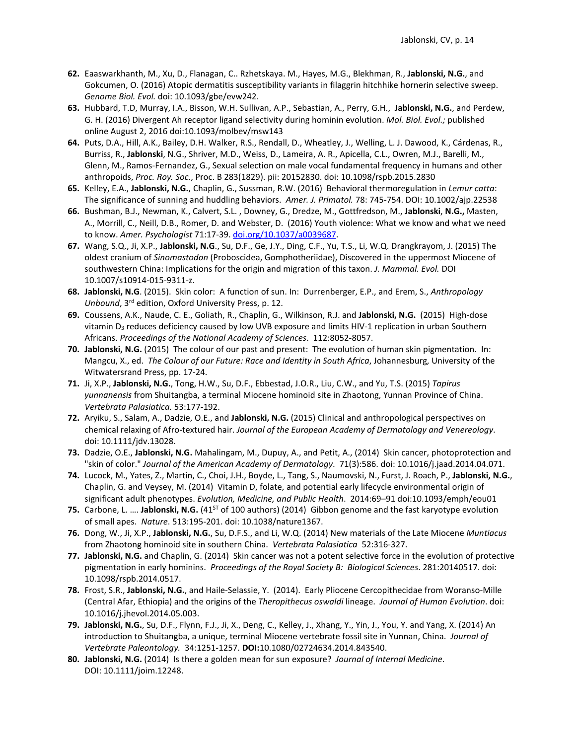62. Eaaswarkhanth, M., Xu, D., Flanagan, C.. Rzhetskaya. M., Hayes, M.G., Blekhman, R., **Jablonski, N.G.**, and Gokcumen, O. (2016) Atopic dermatitis susceptibility variants in filaggrin hitchhike hornerin selective sweep. *Genome Biol. Evol.* doi: 10.1093/gbe/evw242.
63. Hubbard, T.D, Murray, I.A., Bisson, W.H. Sullivan, A.P., Sebastian, A., Perry, G.H., **Jablonski, N.G.**, and Perdew, G. H. (2016) Divergent Ah receptor ligand selectivity during hominin evolution. *Mol. Biol. Evol.;* published online August 2, 2016 doi:10.1093/molbev/msw143
64. Puts, D.A., Hill, A.K., Bailey, D.H. Walker, R.S., Rendall, D., Wheatley, J., Welling, L. J. Dawood, K., Cárdenas, R., Burriss, R., **Jablonski**, N.G., Shriver, M.D., Weiss, D., Lameira, A. R., Apicella, C.L., Owren, M.J., Barelli, M., Glenn, M., Ramos-Fernandez, G., Sexual selection on male vocal fundamental frequency in humans and other anthropoids, *Proc. Roy. Soc.*, Proc. B 283(1829). pii: 20152830. doi: 10.1098/rspb.2015.2830
65. Kelley, E.A., **Jablonski, N.G.**, Chaplin, G., Sussman, R.W. (2016) Behavioral thermoregulation in *Lemur catta*: The significance of sunning and huddling behaviors. *Amer. J. Primatol.* 78: 745-754. DOI: 10.1002/ajp.22538
66. Bushman, B.J., Newman, K., Calvert, S.L. , Downey, G., Dredze, M., Gottfredson, M., **Jablonski**, **N.G.,** Masten, A., Morrill, C., Neill, D.B., Romer, D. and Webster, D. (2016) Youth violence: What we know and what we need to know. *Amer. Psychologist* 71:17-39. doi.org/10.1037/a0039687.
67. Wang, S.Q., Ji, X.P., **Jablonski, N.G**., Su, D.F., Ge, J.Y., Ding, C.F., Yu, T.S., Li, W.Q. Drangkrayom, J. (2015) The oldest cranium of *Sinomastodon* (Proboscidea, Gomphotheriidae), Discovered in the uppermost Miocene of southwestern China: Implications for the origin and migration of this taxon. *J. Mammal. Evol.* DOI 10.1007/s10914-015-9311-z.
68. **Jablonski, N.G**. (2015). Skin color: A function of sun. In: Durrenberger, E.P., and Erem, S., *Anthropology Unbound*, 3rd edition, Oxford University Press, p. 12.
69. Coussens, A.K., Naude, C. E., Goliath, R., Chaplin, G., Wilkinson, R.J. and **Jablonski, N.G.** (2015) High-dose vitamin $D_3$ reduces deficiency caused by low UVB exposure and limits HIV-1 replication in urban Southern Africans. *Proceedings of the National Academy of Sciences*. 112:8052-8057.
70. **Jablonski, N.G.** (2015) The colour of our past and present: The evolution of human skin pigmentation. In: Mangcu, X., ed. *The Colour of our Future: Race and Identity in South Africa*, Johannesburg, University of the Witwatersrand Press, pp. 17-24.
71. Ji, X.P., **Jablonski, N.G.**, Tong, H.W., Su, D.F., Ebbestad, J.O.R., Liu, C.W., and Yu, T.S. (2015) *Tapirus yunnanensis* from Shuitangba, a terminal Miocene hominoid site in Zhaotong, Yunnan Province of China. *Vertebrata Palasiatica.* 53:177-192.
72. Aryiku, S., Salam, A., Dadzie, O.E., and **Jablonski, N.G.** (2015) Clinical and anthropological perspectives on chemical relaxing of Afro-textured hair. *Journal of the European Academy of Dermatology and Venereology*. doi: 10.1111/jdv.13028.
73. Dadzie, O.E., **Jablonski, N.G.** Mahalingam, M., Dupuy, A., and Petit, A., (2014) Skin cancer, photoprotection and "skin of color." *Journal of the American Academy of Dermatology*. 71(3):586. doi: 10.1016/j.jaad.2014.04.071.
74. Lucock, M., Yates, Z., Martin, C., Choi, J.H., Boyde, L., Tang, S., Naumovski, N., Furst, J. Roach, P., **Jablonski, N.G.**, Chaplin, G. and Veysey, M. (2014) Vitamin D, folate, and potential early lifecycle environmental origin of significant adult phenotypes. *Evolution, Medicine, and Public Health*. 2014:69–91 doi:10.1093/emph/eou01
75. Carbone, L. …. **Jablonski, N.G.** (41ST of 100 authors) (2014) Gibbon genome and the fast karyotype evolution of small apes. *Nature*. 513:195-201. doi: 10.1038/nature1367.
76. Dong, W., Ji, X.P., **Jablonski, N.G.**, Su, D.F.S., and Li, W.Q. (2014) New materials of the Late Miocene *Muntiacus* from Zhaotong hominoid site in southern China. *Vertebrata Palasiatica* 52:316-327.
77. **Jablonski, N.G.** and Chaplin, G. (2014) Skin cancer was not a potent selective force in the evolution of protective pigmentation in early hominins. *Proceedings of the Royal Society B: Biological Sciences*. 281:20140517. doi: 10.1098/rspb.2014.0517.
78. Frost, S.R., **Jablonski, N.G.**, and Haile-Selassie, Y. (2014). Early Pliocene Cercopithecidae from Woranso-Mille (Central Afar, Ethiopia) and the origins of the *Theropithecus oswaldi* lineage. *Journal of Human Evolution*. doi: 10.1016/j.jhevol.2014.05.003.
79. **Jablonski, N.G.**, Su, D.F., Flynn, F.J., Ji, X., Deng, C., Kelley, J., Xhang, Y., Yin, J., You, Y. and Yang, X. (2014) An introduction to Shuitangba, a unique, terminal Miocene vertebrate fossil site in Yunnan, China. *Journal of Vertebrate Paleontology.* 34:1251-1257. **DOI:**10.1080/02724634.2014.843540.
80. **Jablonski, N.G.** (2014) Is there a golden mean for sun exposure? *Journal of Internal Medicine*. DOI: 10.1111/joim.12248.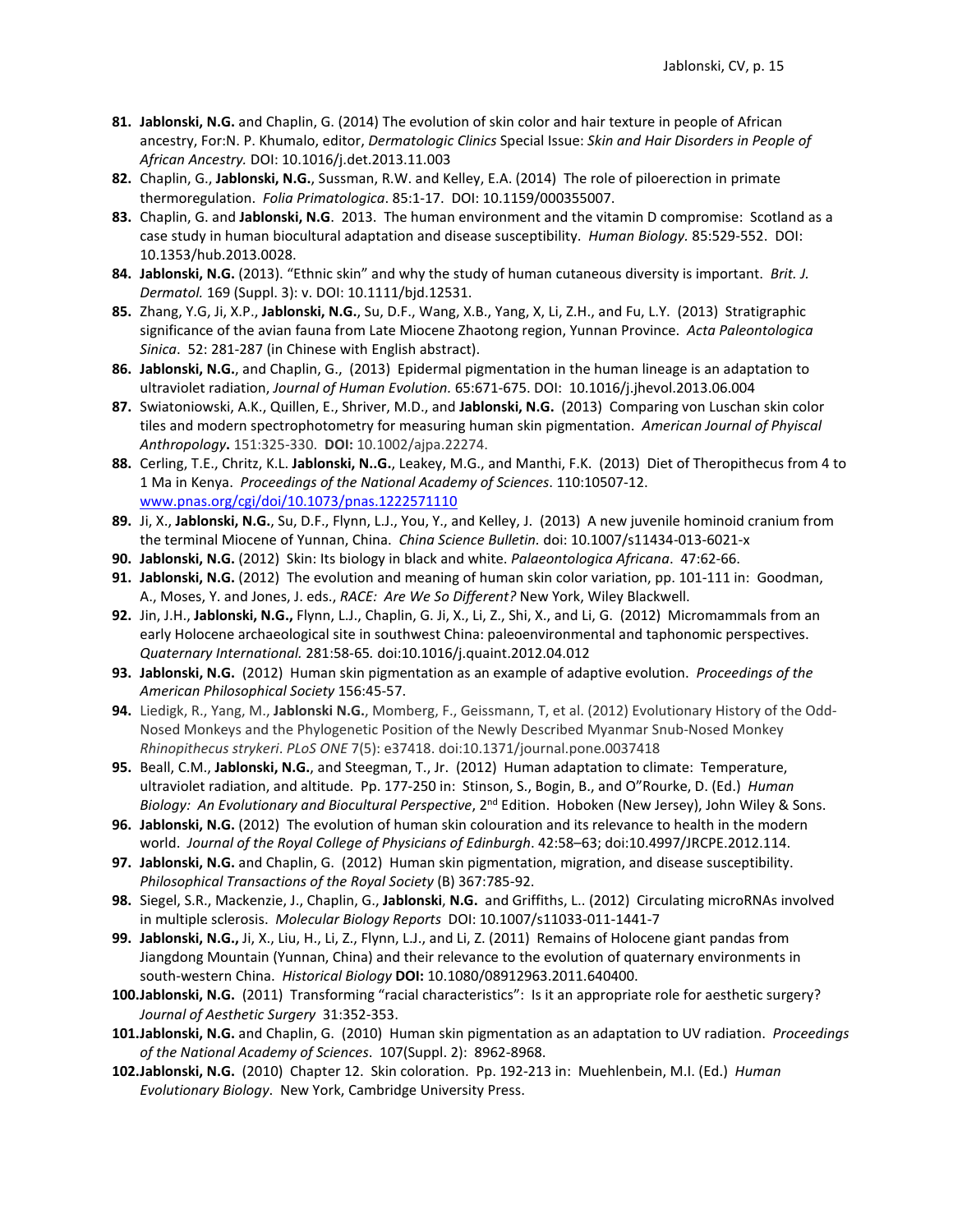81. **Jablonski, N.G.** and Chaplin, G. (2014) The evolution of skin color and hair texture in people of African ancestry, For:N. P. Khumalo, editor, *Dermatologic Clinics* Special Issue: *Skin and Hair Disorders in People of African Ancestry.* DOI: 10.1016/j.det.2013.11.003
82. Chaplin, G., **Jablonski, N.G.**, Sussman, R.W. and Kelley, E.A. (2014) The role of piloerection in primate thermoregulation. *Folia Primatologica*. 85:1-17. DOI: 10.1159/000355007.
83. Chaplin, G. and **Jablonski, N.G**. 2013. The human environment and the vitamin D compromise: Scotland as a case study in human biocultural adaptation and disease susceptibility. *Human Biology.* 85:529-552. DOI: 10.1353/hub.2013.0028.
84. **Jablonski, N.G.** (2013). "Ethnic skin" and why the study of human cutaneous diversity is important. *Brit. J. Dermatol.* 169 (Suppl. 3): v. DOI: 10.1111/bjd.12531.
85. Zhang, Y.G, Ji, X.P., **Jablonski, N.G.**, Su, D.F., Wang, X.B., Yang, X, Li, Z.H., and Fu, L.Y. (2013) Stratigraphic significance of the avian fauna from Late Miocene Zhaotong region, Yunnan Province. *Acta Paleontologica Sinica*. 52: 281-287 (in Chinese with English abstract).
86. **Jablonski, N.G.**, and Chaplin, G., (2013) Epidermal pigmentation in the human lineage is an adaptation to ultraviolet radiation, *Journal of Human Evolution.* 65:671-675. DOI: 10.1016/j.jhevol.2013.06.004
87. Swiatoniowski, A.K., Quillen, E., Shriver, M.D., and **Jablonski, N.G.** (2013) Comparing von Luschan skin color tiles and modern spectrophotometry for measuring human skin pigmentation. *American Journal of Phyiscal Anthropology***.** 151:325-330. **DOI:** 10.1002/ajpa.22274.
88. Cerling, T.E., Chritz, K.L. **Jablonski, N..G.**, Leakey, M.G., and Manthi, F.K. (2013) Diet of Theropithecus from 4 to 1 Ma in Kenya. *Proceedings of the National Academy of Sciences*. 110:10507-12. www.pnas.org/cgi/doi/10.1073/pnas.1222571110
89. Ji, X., **Jablonski, N.G.**, Su, D.F., Flynn, L.J., You, Y., and Kelley, J. (2013) A new juvenile hominoid cranium from the terminal Miocene of Yunnan, China. *China Science Bulletin.* doi: 10.1007/s11434-013-6021-x
90. **Jablonski, N.G.** (2012) Skin: Its biology in black and white. *Palaeontologica Africana*. 47:62-66.
91. **Jablonski, N.G.** (2012) The evolution and meaning of human skin color variation, pp. 101-111 in: Goodman, A., Moses, Y. and Jones, J. eds., *RACE: Are We So Different?* New York, Wiley Blackwell.
92. Jin, J.H., **Jablonski, N.G.,** Flynn, L.J., Chaplin, G. Ji, X., Li, Z., Shi, X., and Li, G. (2012) Micromammals from an early Holocene archaeological site in southwest China: paleoenvironmental and taphonomic perspectives. *Quaternary International.* 281:58-65*.* doi:10.1016/j.quaint.2012.04.012
93. **Jablonski, N.G.** (2012) Human skin pigmentation as an example of adaptive evolution. *Proceedings of the American Philosophical Society* 156:45-57.
94. Liedigk, R., Yang, M., **Jablonski N.G.**, Momberg, F., Geissmann, T, et al. (2012) Evolutionary History of the Odd-Nosed Monkeys and the Phylogenetic Position of the Newly Described Myanmar Snub-Nosed Monkey *Rhinopithecus strykeri*. *PLoS ONE* 7(5): e37418. doi:10.1371/journal.pone.0037418
95. Beall, C.M., **Jablonski, N.G.**, and Steegman, T., Jr. (2012) Human adaptation to climate: Temperature, ultraviolet radiation, and altitude. Pp. 177-250 in: Stinson, S., Bogin, B., and O"Rourke, D. (Ed.) *Human Biology: An Evolutionary and Biocultural Perspective*, 2nd Edition. Hoboken (New Jersey), John Wiley & Sons.
96. **Jablonski, N.G.** (2012) The evolution of human skin colouration and its relevance to health in the modern world. *Journal of the Royal College of Physicians of Edinburgh*. 42:58–63; doi:10.4997/JRCPE.2012.114.
97. **Jablonski, N.G.** and Chaplin, G. (2012) Human skin pigmentation, migration, and disease susceptibility. *Philosophical Transactions of the Royal Society* (B) 367:785-92.
98. Siegel, S.R., Mackenzie, J., Chaplin, G., **Jablonski**, **N.G.** and Griffiths, L.. (2012) Circulating microRNAs involved in multiple sclerosis. *Molecular Biology Reports* DOI: 10.1007/s11033-011-1441-7
99. **Jablonski, N.G.,** Ji, X., Liu, H., Li, Z., Flynn, L.J., and Li, Z. (2011) Remains of Holocene giant pandas from Jiangdong Mountain (Yunnan, China) and their relevance to the evolution of quaternary environments in south-western China. *Historical Biology* **DOI:** 10.1080/08912963.2011.640400.
100. **Jablonski, N.G.** (2011) Transforming "racial characteristics": Is it an appropriate role for aesthetic surgery? *Journal of Aesthetic Surgery* 31:352-353.
101. **Jablonski, N.G.** and Chaplin, G. (2010) Human skin pigmentation as an adaptation to UV radiation. *Proceedings of the National Academy of Sciences*. 107(Suppl. 2): 8962-8968.
102. **Jablonski, N.G.** (2010) Chapter 12. Skin coloration. Pp. 192-213 in: Muehlenbein, M.I. (Ed.) *Human Evolutionary Biology*. New York, Cambridge University Press.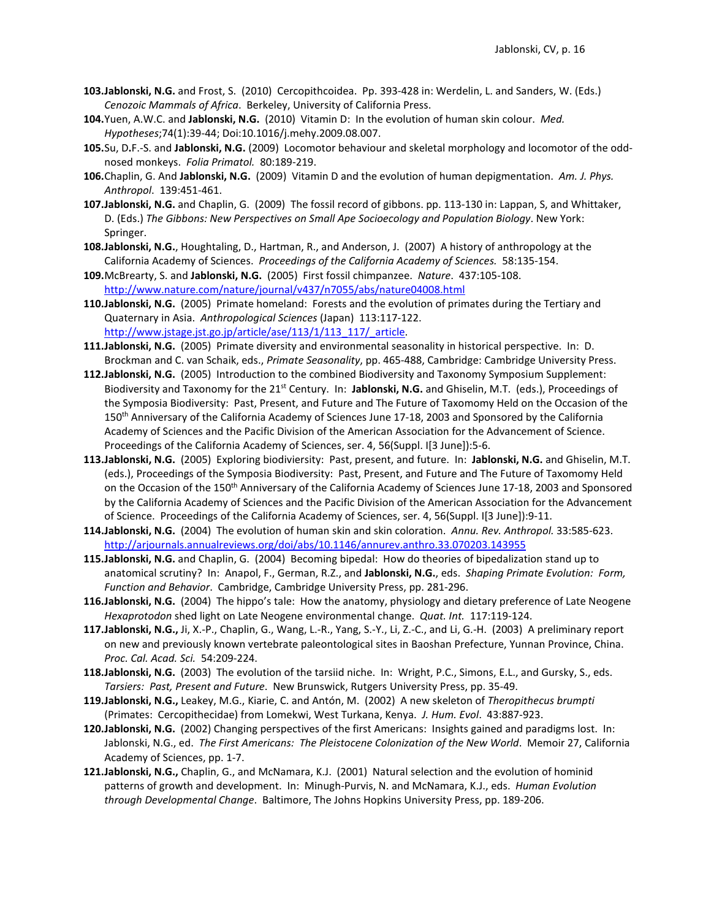103. **Jablonski, N.G.** and Frost, S. (2010) Cercopithcoidea. Pp. 393-428 in: Werdelin, L. and Sanders, W. (Eds.) *Cenozoic Mammals of Africa*. Berkeley, University of California Press.
104. Yuen, A.W.C. and **Jablonski, N.G.** (2010) Vitamin D: In the evolution of human skin colour. *Med. Hypotheses*;74(1):39-44; Doi:10.1016/j.mehy.2009.08.007.
105. Su, D.F.-S. and **Jablonski, N.G.** (2009) Locomotor behaviour and skeletal morphology and locomotor of the odd-nosed monkeys. *Folia Primatol.* 80:189-219.
106. Chaplin, G. And **Jablonski, N.G.** (2009) Vitamin D and the evolution of human depigmentation. *Am. J. Phys. Anthropol*. 139:451-461.
107. **Jablonski, N.G.** and Chaplin, G. (2009) The fossil record of gibbons. pp. 113-130 in: Lappan, S, and Whittaker, D. (Eds.) *The Gibbons: New Perspectives on Small Ape Socioecology and Population Biology*. New York: Springer.
108. **Jablonski, N.G.**, Houghtaling, D., Hartman, R., and Anderson, J. (2007) A history of anthropology at the California Academy of Sciences. *Proceedings of the California Academy of Sciences.* 58:135-154.
109. McBrearty, S. and **Jablonski, N.G.** (2005) First fossil chimpanzee. *Nature*. 437:105-108. http://www.nature.com/nature/journal/v437/n7055/abs/nature04008.html
110. **Jablonski, N.G.** (2005) Primate homeland: Forests and the evolution of primates during the Tertiary and Quaternary in Asia. *Anthropological Sciences* (Japan) 113:117-122. http://www.jstage.jst.go.jp/article/ase/113/1/113_117/_article.
111. **Jablonski, N.G.** (2005) Primate diversity and environmental seasonality in historical perspective. In: D. Brockman and C. van Schaik, eds., *Primate Seasonality*, pp. 465-488, Cambridge: Cambridge University Press.
112. **Jablonski, N.G.** (2005) Introduction to the combined Biodiversity and Taxonomy Symposium Supplement: Biodiversity and Taxonomy for the 21st Century. In: **Jablonski, N.G.** and Ghiselin, M.T. (eds.), Proceedings of the Symposia Biodiversity: Past, Present, and Future and The Future of Taxomomy Held on the Occasion of the 150th Anniversary of the California Academy of Sciences June 17-18, 2003 and Sponsored by the California Academy of Sciences and the Pacific Division of the American Association for the Advancement of Science. Proceedings of the California Academy of Sciences, ser. 4, 56(Suppl. I[3 June]):5-6.
113. **Jablonski, N.G.** (2005) Exploring biodiviersity: Past, present, and future. In: **Jablonski, N.G.** and Ghiselin, M.T. (eds.), Proceedings of the Symposia Biodiversity: Past, Present, and Future and The Future of Taxomomy Held on the Occasion of the 150th Anniversary of the California Academy of Sciences June 17-18, 2003 and Sponsored by the California Academy of Sciences and the Pacific Division of the American Association for the Advancement of Science. Proceedings of the California Academy of Sciences, ser. 4, 56(Suppl. I[3 June]):9-11.
114. **Jablonski, N.G.** (2004) The evolution of human skin and skin coloration. *Annu. Rev. Anthropol.* 33:585-623. http://arjournals.annualreviews.org/doi/abs/10.1146/annurev.anthro.33.070203.143955
115. **Jablonski, N.G.** and Chaplin, G. (2004) Becoming bipedal: How do theories of bipedalization stand up to anatomical scrutiny? In: Anapol, F., German, R.Z., and **Jablonski, N.G.**, eds. *Shaping Primate Evolution: Form, Function and Behavior*. Cambridge, Cambridge University Press, pp. 281-296.
116. **Jablonski, N.G.** (2004) The hippo's tale: How the anatomy, physiology and dietary preference of Late Neogene *Hexaprotodon* shed light on Late Neogene environmental change. *Quat. Int.* 117:119-124.
117. **Jablonski, N.G.,** Ji, X.-P., Chaplin, G., Wang, L.-R., Yang, S.-Y., Li, Z.-C., and Li, G.-H. (2003) A preliminary report on new and previously known vertebrate paleontological sites in Baoshan Prefecture, Yunnan Province, China. *Proc. Cal. Acad. Sci.* 54:209-224.
118. **Jablonski, N.G.** (2003) The evolution of the tarsiid niche. In: Wright, P.C., Simons, E.L., and Gursky, S., eds. *Tarsiers: Past, Present and Future*. New Brunswick, Rutgers University Press, pp. 35-49.
119. **Jablonski, N.G.,** Leakey, M.G., Kiarie, C. and Antón, M. (2002) A new skeleton of *Theropithecus brumpti* (Primates: Cercopithecidae) from Lomekwi, West Turkana, Kenya. *J. Hum. Evol*. 43:887-923.
120. **Jablonski, N.G.** (2002) Changing perspectives of the first Americans: Insights gained and paradigms lost. In: Jablonski, N.G., ed. *The First Americans: The Pleistocene Colonization of the New World*. Memoir 27, California Academy of Sciences, pp. 1-7.
121. **Jablonski, N.G.,** Chaplin, G., and McNamara, K.J. (2001) Natural selection and the evolution of hominid patterns of growth and development. In: Minugh-Purvis, N. and McNamara, K.J., eds. *Human Evolution through Developmental Change*. Baltimore, The Johns Hopkins University Press, pp. 189-206.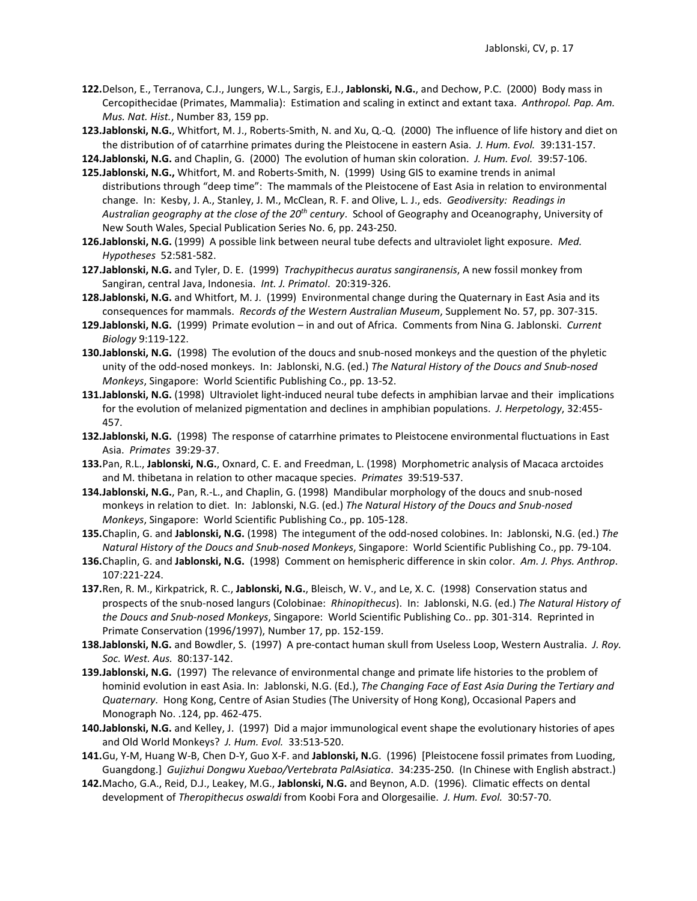**122.** Delson, E., Terranova, C.J., Jungers, W.L., Sargis, E.J., **Jablonski, N.G.**, and Dechow, P.C. (2000) Body mass in Cercopithecidae (Primates, Mammalia): Estimation and scaling in extinct and extant taxa. *Anthropol. Pap. Am. Mus. Nat. Hist.*, Number 83, 159 pp.

**123. Jablonski, N.G.**, Whitfort, M. J., Roberts-Smith, N. and Xu, Q.-Q. (2000) The influence of life history and diet on the distribution of of catarrhine primates during the Pleistocene in eastern Asia. *J. Hum. Evol.* 39:131-157.

**124. Jablonski, N.G.** and Chaplin, G. (2000) The evolution of human skin coloration. *J. Hum. Evol.* 39:57-106.

**125. Jablonski, N.G.,** Whitfort, M. and Roberts-Smith, N. (1999) Using GIS to examine trends in animal distributions through "deep time": The mammals of the Pleistocene of East Asia in relation to environmental change. In: Kesby, J. A., Stanley, J. M., McClean, R. F. and Olive, L. J., eds. *Geodiversity: Readings in Australian geography at the close of the 20th century*. School of Geography and Oceanography, University of New South Wales, Special Publication Series No. 6, pp. 243-250.

**126. Jablonski, N.G.** (1999) A possible link between neural tube defects and ultraviolet light exposure. *Med. Hypotheses* 52:581-582.

**127. Jablonski, N.G.** and Tyler, D. E. (1999) *Trachypithecus auratus sangiranensis*, A new fossil monkey from Sangiran, central Java, Indonesia. *Int. J. Primatol*. 20:319-326.

**128. Jablonski, N.G.** and Whitfort, M. J. (1999) Environmental change during the Quaternary in East Asia and its consequences for mammals. *Records of the Western Australian Museum*, Supplement No. 57, pp. 307-315.

**129. Jablonski, N.G.** (1999) Primate evolution – in and out of Africa. Comments from Nina G. Jablonski. *Current Biology* 9:119-122.

**130. Jablonski, N.G.** (1998) The evolution of the doucs and snub-nosed monkeys and the question of the phyletic unity of the odd-nosed monkeys. In: Jablonski, N.G. (ed.) *The Natural History of the Doucs and Snub-nosed Monkeys*, Singapore: World Scientific Publishing Co., pp. 13-52.

**131. Jablonski, N.G.** (1998) Ultraviolet light-induced neural tube defects in amphibian larvae and their implications for the evolution of melanized pigmentation and declines in amphibian populations. *J. Herpetology*, 32:455-457.

**132. Jablonski, N.G.** (1998) The response of catarrhine primates to Pleistocene environmental fluctuations in East Asia. *Primates* 39:29-37.

**133.** Pan, R.L., **Jablonski, N.G.**, Oxnard, C. E. and Freedman, L. (1998) Morphometric analysis of Macaca arctoides and M. thibetana in relation to other macaque species. *Primates* 39:519-537.

**134. Jablonski, N.G.**, Pan, R.-L., and Chaplin, G. (1998) Mandibular morphology of the doucs and snub-nosed monkeys in relation to diet. In: Jablonski, N.G. (ed.) *The Natural History of the Doucs and Snub-nosed Monkeys*, Singapore: World Scientific Publishing Co., pp. 105-128.

**135.** Chaplin, G. and **Jablonski, N.G.** (1998) The integument of the odd-nosed colobines. In: Jablonski, N.G. (ed.) *The Natural History of the Doucs and Snub-nosed Monkeys*, Singapore: World Scientific Publishing Co., pp. 79-104.

**136.** Chaplin, G. and **Jablonski, N.G.** (1998) Comment on hemispheric difference in skin color. *Am. J. Phys. Anthrop*. 107:221-224.

**137.** Ren, R. M., Kirkpatrick, R. C., **Jablonski, N.G.**, Bleisch, W. V., and Le, X. C. (1998) Conservation status and prospects of the snub-nosed langurs (Colobinae: *Rhinopithecus*). In: Jablonski, N.G. (ed.) *The Natural History of the Doucs and Snub-nosed Monkeys*, Singapore: World Scientific Publishing Co.. pp. 301-314. Reprinted in Primate Conservation (1996/1997), Number 17, pp. 152-159.

**138. Jablonski, N.G.** and Bowdler, S. (1997) A pre-contact human skull from Useless Loop, Western Australia. *J. Roy. Soc. West. Aus.* 80:137-142.

**139. Jablonski, N.G.** (1997) The relevance of environmental change and primate life histories to the problem of hominid evolution in east Asia. In: Jablonski, N.G. (Ed.), *The Changing Face of East Asia During the Tertiary and Quaternary*. Hong Kong, Centre of Asian Studies (The University of Hong Kong), Occasional Papers and Monograph No. .124, pp. 462-475.

**140. Jablonski, N.G.** and Kelley, J. (1997) Did a major immunological event shape the evolutionary histories of apes and Old World Monkeys? *J. Hum. Evol.* 33:513-520.

**141.** Gu, Y-M, Huang W-B, Chen D-Y, Guo X-F. and **Jablonski, N.**G. (1996) [Pleistocene fossil primates from Luoding, Guangdong.] *Gujizhui Dongwu Xuebao/Vertebrata PalAsiatica*. 34:235-250. (In Chinese with English abstract.)

**142.** Macho, G.A., Reid, D.J., Leakey, M.G., **Jablonski, N.G.** and Beynon, A.D. (1996). Climatic effects on dental development of *Theropithecus oswaldi* from Koobi Fora and Olorgesailie. *J. Hum. Evol.* 30:57-70.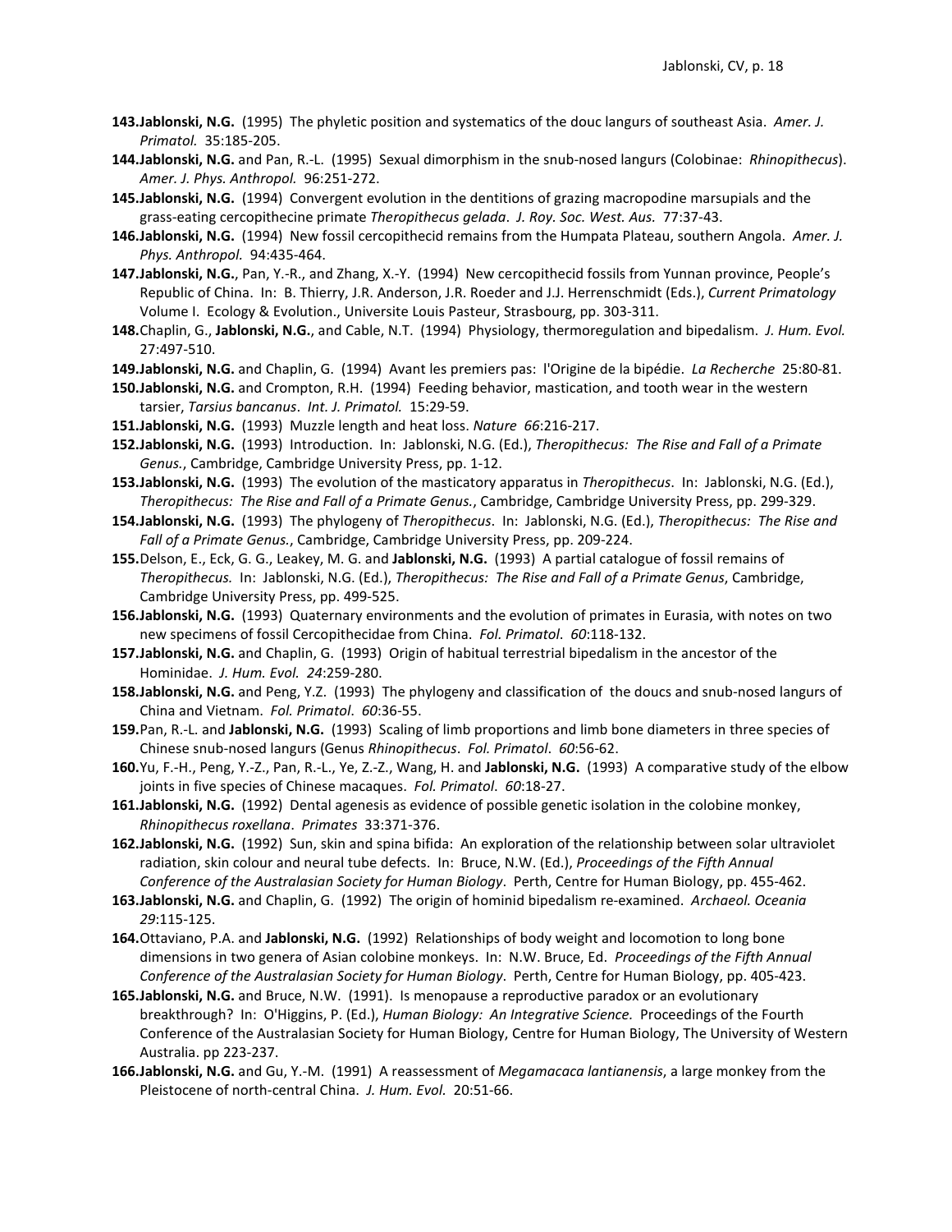143. **Jablonski, N.G.** (1995) The phyletic position and systematics of the douc langurs of southeast Asia. *Amer. J. Primatol.* 35:185-205.

144. **Jablonski, N.G.** and Pan, R.-L. (1995) Sexual dimorphism in the snub-nosed langurs (Colobinae: *Rhinopithecus*). *Amer. J. Phys. Anthropol.* 96:251-272.

145. **Jablonski, N.G.** (1994) Convergent evolution in the dentitions of grazing macropodine marsupials and the grass-eating cercopithecine primate *Theropithecus gelada*. *J. Roy. Soc. West. Aus.* 77:37-43.

146. **Jablonski, N.G.** (1994) New fossil cercopithecid remains from the Humpata Plateau, southern Angola. *Amer. J. Phys. Anthropol.* 94:435-464.

147. **Jablonski, N.G.**, Pan, Y.-R., and Zhang, X.-Y. (1994) New cercopithecid fossils from Yunnan province, People's Republic of China. In: B. Thierry, J.R. Anderson, J.R. Roeder and J.J. Herrenschmidt (Eds.), *Current Primatology* Volume I. Ecology & Evolution., Universite Louis Pasteur, Strasbourg, pp. 303-311.

148. Chaplin, G., **Jablonski, N.G.**, and Cable, N.T. (1994) Physiology, thermoregulation and bipedalism. *J. Hum. Evol.* 27:497-510.

149. **Jablonski, N.G.** and Chaplin, G. (1994) Avant les premiers pas: l'Origine de la bipédie. *La Recherche* 25:80-81.

150. **Jablonski, N.G.** and Crompton, R.H. (1994) Feeding behavior, mastication, and tooth wear in the western tarsier, *Tarsius bancanus*. *Int. J. Primatol.* 15:29-59.

151. **Jablonski, N.G.** (1993) Muzzle length and heat loss. *Nature 66*:216-217.

152. **Jablonski, N.G.** (1993) Introduction. In: Jablonski, N.G. (Ed.), *Theropithecus: The Rise and Fall of a Primate Genus.*, Cambridge, Cambridge University Press, pp. 1-12.

153. **Jablonski, N.G.** (1993) The evolution of the masticatory apparatus in *Theropithecus*. In: Jablonski, N.G. (Ed.), *Theropithecus: The Rise and Fall of a Primate Genus.*, Cambridge, Cambridge University Press, pp. 299-329.

154. **Jablonski, N.G.** (1993) The phylogeny of *Theropithecus*. In: Jablonski, N.G. (Ed.), *Theropithecus: The Rise and Fall of a Primate Genus.*, Cambridge, Cambridge University Press, pp. 209-224.

155. Delson, E., Eck, G. G., Leakey, M. G. and **Jablonski, N.G.** (1993) A partial catalogue of fossil remains of *Theropithecus.* In: Jablonski, N.G. (Ed.), *Theropithecus: The Rise and Fall of a Primate Genus*, Cambridge, Cambridge University Press, pp. 499-525.

156. **Jablonski, N.G.** (1993) Quaternary environments and the evolution of primates in Eurasia, with notes on two new specimens of fossil Cercopithecidae from China. *Fol. Primatol*. *60*:118-132.

157. **Jablonski, N.G.** and Chaplin, G. (1993) Origin of habitual terrestrial bipedalism in the ancestor of the Hominidae. *J. Hum. Evol. 24*:259-280.

158. **Jablonski, N.G.** and Peng, Y.Z. (1993) The phylogeny and classification of the doucs and snub-nosed langurs of China and Vietnam. *Fol. Primatol*. *60*:36-55.

159. Pan, R.-L. and **Jablonski, N.G.** (1993) Scaling of limb proportions and limb bone diameters in three species of Chinese snub-nosed langurs (Genus *Rhinopithecus*. *Fol. Primatol*. *60*:56-62.

160. Yu, F.-H., Peng, Y.-Z., Pan, R.-L., Ye, Z.-Z., Wang, H. and **Jablonski, N.G.** (1993) A comparative study of the elbow joints in five species of Chinese macaques. *Fol. Primatol*. *60*:18-27.

161. **Jablonski, N.G.** (1992) Dental agenesis as evidence of possible genetic isolation in the colobine monkey, *Rhinopithecus roxellana*. *Primates* 33:371-376.

162. **Jablonski, N.G.** (1992) Sun, skin and spina bifida: An exploration of the relationship between solar ultraviolet radiation, skin colour and neural tube defects. In: Bruce, N.W. (Ed.), *Proceedings of the Fifth Annual Conference of the Australasian Society for Human Biology*. Perth, Centre for Human Biology, pp. 455-462.

163. **Jablonski, N.G.** and Chaplin, G. (1992) The origin of hominid bipedalism re-examined. *Archaeol. Oceania 29*:115-125.

164. Ottaviano, P.A. and **Jablonski, N.G.** (1992) Relationships of body weight and locomotion to long bone dimensions in two genera of Asian colobine monkeys. In: N.W. Bruce, Ed. *Proceedings of the Fifth Annual Conference of the Australasian Society for Human Biology*. Perth, Centre for Human Biology, pp. 405-423.

165. **Jablonski, N.G.** and Bruce, N.W. (1991). Is menopause a reproductive paradox or an evolutionary breakthrough? In: O'Higgins, P. (Ed.), *Human Biology: An Integrative Science.* Proceedings of the Fourth Conference of the Australasian Society for Human Biology, Centre for Human Biology, The University of Western Australia. pp 223-237.

166. **Jablonski, N.G.** and Gu, Y.-M. (1991) A reassessment of *Megamacaca lantianensis*, a large monkey from the Pleistocene of north-central China. *J. Hum. Evol.* 20:51-66.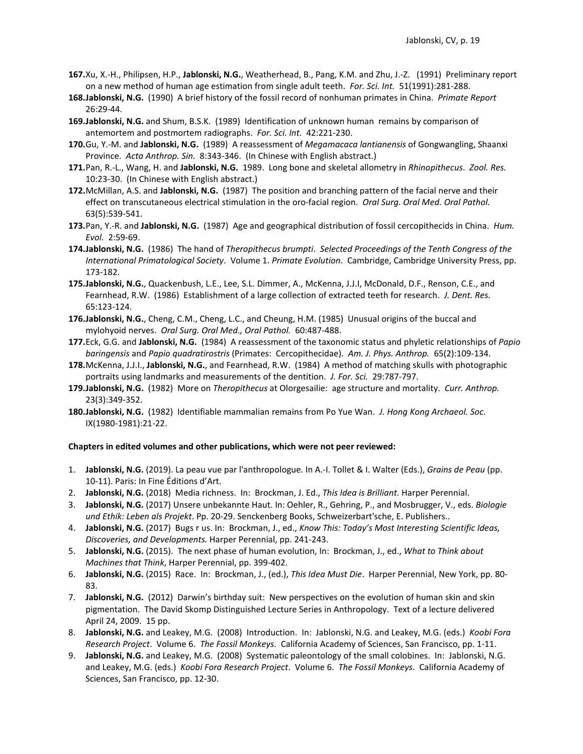167. Xu, X.-H., Philipsen, H.P., **Jablonski, N.G.**, Weatherhead, B., Pang, K.M. and Zhu, J.-Z. (1991) Preliminary report on a new method of human age estimation from single adult teeth. *For. Sci. Int.* 51(1991):281-288.
168. **Jablonski, N.G.** (1990) A brief history of the fossil record of nonhuman primates in China. *Primate Report* 26:29-44.
169. **Jablonski, N.G.** and Shum, B.S.K. (1989) Identification of unknown human remains by comparison of antemortem and postmortem radiographs. *For. Sci. Int.* 42:221-230.
170. Gu, Y.-M. and **Jablonski, N.G.** (1989) A reassessment of *Megamacaca lantianensis* of Gongwangling, Shaanxi Province. *Acta Anthrop. Sin.* 8:343-346. (In Chinese with English abstract.)
171. Pan, R.-L., Wang, H. and **Jablonski, N.G.** 1989. Long bone and skeletal allometry in *Rhinopithecus*. *Zool. Res.* 10:23-30. (In Chinese with English abstract.)
172. McMillan, A.S. and **Jablonski, N.G.** (1987) The position and branching pattern of the facial nerve and their effect on transcutaneous electrical stimulation in the oro-facial region. *Oral Surg. Oral Med. Oral Pathol.* 63(5):539-541.
173. Pan, Y.-R. and **Jablonski, N.G.** (1987) Age and geographical distribution of fossil cercopithecids in China. *Hum. Evol.* 2:59-69.
174. **Jablonski, N.G.** (1986) The hand of *Theropithecus brumpti*. *Selected Proceedings of the Tenth Congress of the International Primatological Society*. Volume 1. *Primate Evolution*. Cambridge, Cambridge University Press, pp. 173-182.
175. **Jablonski, N.G.**, Quackenbush, L.E., Lee, S.L. Dimmer, A., McKenna, J.J.I, McDonald, D.F., Renson, C.E., and Fearnhead, R.W. (1986) Establishment of a large collection of extracted teeth for research. *J. Dent. Res.* 65:123-124.
176. **Jablonski, N.G.**, Cheng, C.M., Cheng, L.C., and Cheung, H.M. (1985) Unusual origins of the buccal and mylohyoid nerves. *Oral Surg. Oral Med., Oral Pathol.* 60:487-488.
177. Eck, G.G. and **Jablonski, N.G.** (1984) A reassessment of the taxonomic status and phyletic relationships of *Papio baringensis* and *Papio quadratirostris* (Primates: Cercopithecidae). *Am. J. Phys. Anthrop.* 65(2):109-134.
178. McKenna, J.J.I., **Jablonski, N.G.**, and Fearnhead, R.W. (1984) A method of matching skulls with photographic portraits using landmarks and measurements of the dentition. *J. For. Sci.* 29:787-797.
179. **Jablonski, N.G.** (1982) More on *Theropithecus* at Olorgesailie: age structure and mortality. *Curr. Anthrop.* 23(3):349-352.
180. **Jablonski, N.G.** (1982) Identifiable mammalian remains from Po Yue Wan. *J. Hong Kong Archaeol. Soc.* IX(1980-1981):21-22.

**Chapters in edited volumes and other publications, which were not peer reviewed:**

1. **Jablonski, N.G.** (2019). La peau vue par l'anthropologue. In A.-I. Tollet & I. Walter (Eds.), *Grains de Peau* (pp. 10-11). Paris: In Fine Éditions d'Art.
2. **Jablonski, N.G.** (2018) Media richness. In: Brockman, J. Ed., *This Idea is Brilliant.* Harper Perennial.
3. **Jablonski, N.G.** (2017) Unsere unbekannte Haut. In: Oehler, R., Gehring, P., and Mosbrugger, V., eds. *Biologie und Ethik: Leben als Projekt*. Pp. 20-29. Senckenberg Books, Schweizerbart'sche, E. Publishers..
4. **Jablonski, N.G.** (2017) Bugs r us. In: Brockman, J., ed., *Know This: Today's Most Interesting Scientific Ideas, Discoveries, and Developments.* Harper Perennial, pp. 241-243.
5. **Jablonski, N.G.** (2015). The next phase of human evolution, In: Brockman, J., ed., *What to Think about Machines that Think*, Harper Perennial, pp. 399-402.
6. **Jablonski, N.G.** (2015) Race. In: Brockman, J., (ed.), *This Idea Must Die*. Harper Perennial, New York, pp. 80-83.
7. **Jablonski, N.G.** (2012) Darwin's birthday suit: New perspectives on the evolution of human skin and skin pigmentation. The David Skomp Distinguished Lecture Series in Anthropology. Text of a lecture delivered April 24, 2009. 15 pp.
8. **Jablonski, N.G.** and Leakey, M.G. (2008) Introduction. In: Jablonski, N.G. and Leakey, M.G. (eds.) *Koobi Fora Research Project*. Volume 6. *The Fossil Monkeys*. California Academy of Sciences, San Francisco, pp. 1-11.
9. **Jablonski, N.G.** and Leakey, M.G. (2008) Systematic paleontology of the small colobines. In: Jablonski, N.G. and Leakey, M.G. (eds.) *Koobi Fora Research Project*. Volume 6. *The Fossil Monkeys*. California Academy of Sciences, San Francisco, pp. 12-30.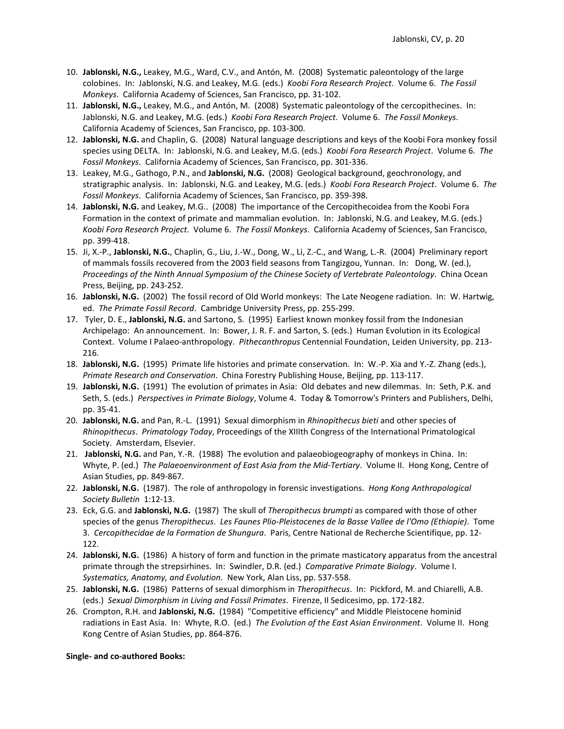10. **Jablonski, N.G.,** Leakey, M.G., Ward, C.V., and Antón, M. (2008) Systematic paleontology of the large colobines. In: Jablonski, N.G. and Leakey, M.G. (eds.) *Koobi Fora Research Project*. Volume 6. *The Fossil Monkeys*. California Academy of Sciences, San Francisco, pp. 31-102.
11. **Jablonski, N.G.,** Leakey, M.G., and Antón, M. (2008) Systematic paleontology of the cercopithecines. In: Jablonski, N.G. and Leakey, M.G. (eds.) *Koobi Fora Research Project*. Volume 6. *The Fossil Monkeys.* California Academy of Sciences, San Francisco, pp. 103-300.
12. **Jablonski, N.G.** and Chaplin, G. (2008) Natural language descriptions and keys of the Koobi Fora monkey fossil species using DELTA. In: Jablonski, N.G. and Leakey, M.G. (eds.) *Koobi Fora Research Project*. Volume 6. *The Fossil Monkeys*. California Academy of Sciences, San Francisco, pp. 301-336.
13. Leakey, M.G., Gathogo, P.N., and **Jablonski, N.G.** (2008) Geological background, geochronology, and stratigraphic analysis. In: Jablonski, N.G. and Leakey, M.G. (eds.) *Koobi Fora Research Project*. Volume 6. *The Fossil Monkeys*. California Academy of Sciences, San Francisco, pp. 359-398.
14. **Jablonski, N.G.** and Leakey, M.G.. (2008) The importance of the Cercopithecoidea from the Koobi Fora Formation in the context of primate and mammalian evolution. In: Jablonski, N.G. and Leakey, M.G. (eds.) *Koobi Fora Research Project*. Volume 6. *The Fossil Monkeys*. California Academy of Sciences, San Francisco, pp. 399-418.
15. Ji, X.-P., **Jablonski, N.G.**, Chaplin, G., Liu, J.-W., Dong, W., Li, Z.-C., and Wang, L.-R. (2004) Preliminary report of mammals fossils recovered from the 2003 field seasons from Tangizgou, Yunnan. In: Dong, W. (ed.), *Proceedings of the Ninth Annual Symposium of the Chinese Society of Vertebrate Paleontology*. China Ocean Press, Beijing, pp. 243-252.
16. **Jablonski, N.G.** (2002) The fossil record of Old World monkeys: The Late Neogene radiation. In: W. Hartwig, ed. *The Primate Fossil Record*. Cambridge University Press, pp. 255-299.
17. Tyler, D. E., **Jablonski, N.G.** and Sartono, S. (1995) Earliest known monkey fossil from the Indonesian Archipelago: An announcement. In: Bower, J. R. F. and Sarton, S. (eds.) Human Evolution in its Ecological Context. Volume I Palaeo-anthropology. *Pithecanthropus* Centennial Foundation, Leiden University, pp. 213-216.
18. **Jablonski, N.G.** (1995) Primate life histories and primate conservation. In: W.-P. Xia and Y.-Z. Zhang (eds.), *Primate Research and Conservation*. China Forestry Publishing House, Beijing, pp. 113-117.
19. **Jablonski, N.G.** (1991) The evolution of primates in Asia: Old debates and new dilemmas. In: Seth, P.K. and Seth, S. (eds.) *Perspectives in Primate Biology*, Volume 4. Today & Tomorrow's Printers and Publishers, Delhi, pp. 35-41.
20. **Jablonski, N.G.** and Pan, R.-L. (1991) Sexual dimorphism in *Rhinopithecus bieti* and other species of *Rhinopithecus*. *Primatology Today*, Proceedings of the XIIIth Congress of the International Primatological Society. Amsterdam, Elsevier.
21. **Jablonski, N.G.** and Pan, Y.-R. (1988) The evolution and palaeobiogeography of monkeys in China. In: Whyte, P. (ed.) *The Palaeoenvironment of East Asia from the Mid-Tertiary*. Volume II. Hong Kong, Centre of Asian Studies, pp. 849-867.
22. **Jablonski, N.G.** (1987). The role of anthropology in forensic investigations. *Hong Kong Anthropological Society Bulletin* 1:12-13.
23. Eck, G.G. and **Jablonski, N.G.** (1987) The skull of *Theropithecus brumpti* as compared with those of other species of the genus *Theropithecus*. *Les Faunes Plio-Pleistocenes de la Basse Vallee de l'Omo (Ethiopie)*. Tome 3. *Cercopithecidae de la Formation de Shungura*. Paris, Centre National de Recherche Scientifique, pp. 12-122.
24. **Jablonski, N.G.** (1986) A history of form and function in the primate masticatory apparatus from the ancestral primate through the strepsirhines. In: Swindler, D.R. (ed.) *Comparative Primate Biology*. Volume I. *Systematics, Anatomy, and Evolution*. New York, Alan Liss, pp. 537-558.
25. **Jablonski, N.G.** (1986) Patterns of sexual dimorphism in *Theropithecus*. In: Pickford, M. and Chiarelli, A.B. (eds.) *Sexual Dimorphism in Living and Fossil Primates*. Firenze, Il Sedicesimo, pp. 172-182.
26. Crompton, R.H. and **Jablonski, N.G.** (1984) "Competitive efficiency" and Middle Pleistocene hominid radiations in East Asia. In: Whyte, R.O. (ed.) *The Evolution of the East Asian Environment*. Volume II. Hong Kong Centre of Asian Studies, pp. 864-876.

**Single- and co-authored Books:**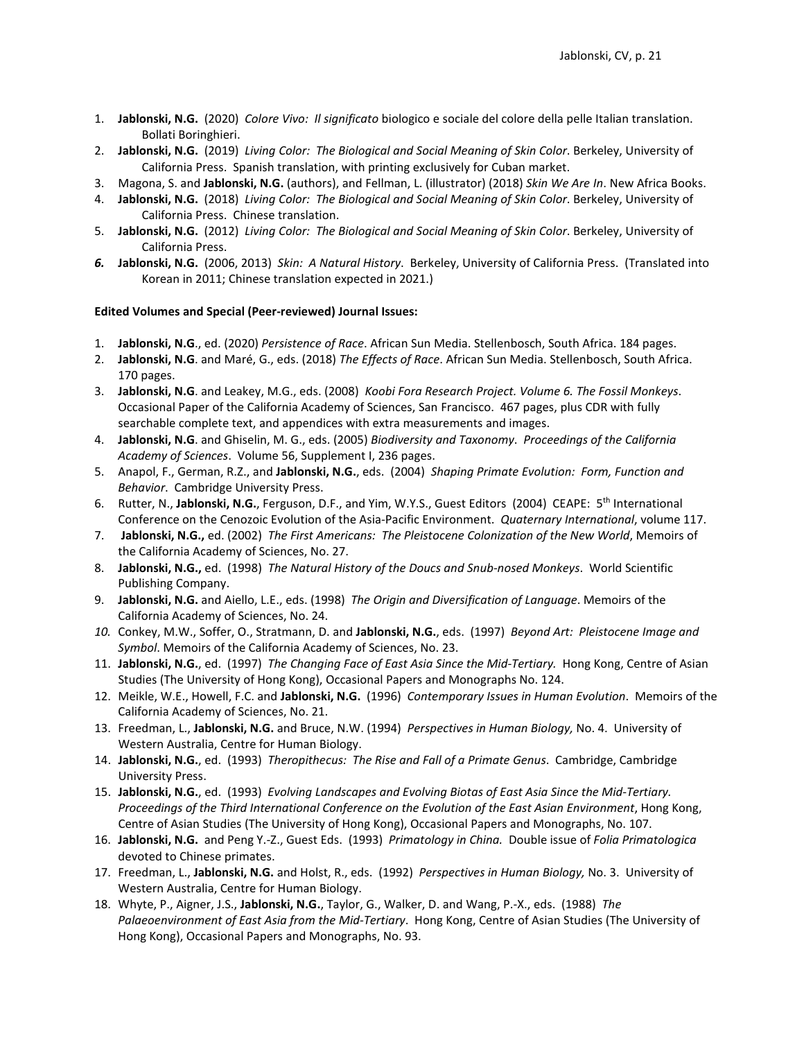1. **Jablonski, N.G.** (2020) *Colore Vivo: Il significato* biologico e sociale del colore della pelle Italian translation. Bollati Boringhieri.
2. **Jablonski, N.G.** (2019) *Living Color: The Biological and Social Meaning of Skin Color*. Berkeley, University of California Press. Spanish translation, with printing exclusively for Cuban market.
3. Magona, S. and **Jablonski, N.G.** (authors), and Fellman, L. (illustrator) (2018) *Skin We Are In*. New Africa Books.
4. **Jablonski, N.G.** (2018) *Living Color: The Biological and Social Meaning of Skin Color*. Berkeley, University of California Press. Chinese translation.
5. **Jablonski, N.G.** (2012) *Living Color: The Biological and Social Meaning of Skin Color*. Berkeley, University of California Press.
6. **Jablonski, N.G.** (2006, 2013) *Skin: A Natural History*. Berkeley, University of California Press. (Translated into Korean in 2011; Chinese translation expected in 2021.)

**Edited Volumes and Special (Peer-reviewed) Journal Issues:**

1. **Jablonski, N.G**., ed. (2020) *Persistence of Race*. African Sun Media. Stellenbosch, South Africa. 184 pages.
2. **Jablonski, N.G**. and Maré, G., eds. (2018) *The Effects of Race*. African Sun Media. Stellenbosch, South Africa. 170 pages.
3. **Jablonski, N.G**. and Leakey, M.G., eds. (2008) *Koobi Fora Research Project. Volume 6. The Fossil Monkeys*. Occasional Paper of the California Academy of Sciences, San Francisco. 467 pages, plus CDR with fully searchable complete text, and appendices with extra measurements and images.
4. **Jablonski, N.G**. and Ghiselin, M. G., eds. (2005) *Biodiversity and Taxonomy*. *Proceedings of the California Academy of Sciences*. Volume 56, Supplement I, 236 pages.
5. Anapol, F., German, R.Z., and **Jablonski, N.G.**, eds. (2004) *Shaping Primate Evolution: Form, Function and Behavior*. Cambridge University Press.
6. Rutter, N., **Jablonski, N.G.**, Ferguson, D.F., and Yim, W.Y.S., Guest Editors (2004) CEAPE: 5th International Conference on the Cenozoic Evolution of the Asia-Pacific Environment. *Quaternary International*, volume 117.
7. **Jablonski, N.G.,** ed. (2002) *The First Americans: The Pleistocene Colonization of the New World*, Memoirs of the California Academy of Sciences, No. 27.
8. **Jablonski, N.G.,** ed. (1998) *The Natural History of the Doucs and Snub-nosed Monkeys*. World Scientific Publishing Company.
9. **Jablonski, N.G.** and Aiello, L.E., eds. (1998) *The Origin and Diversification of Language*. Memoirs of the California Academy of Sciences, No. 24.
10. Conkey, M.W., Soffer, O., Stratmann, D. and **Jablonski, N.G.**, eds. (1997) *Beyond Art: Pleistocene Image and Symbol*. Memoirs of the California Academy of Sciences, No. 23.
11. **Jablonski, N.G.**, ed. (1997) *The Changing Face of East Asia Since the Mid-Tertiary.* Hong Kong, Centre of Asian Studies (The University of Hong Kong), Occasional Papers and Monographs No. 124.
12. Meikle, W.E., Howell, F.C. and **Jablonski, N.G.** (1996) *Contemporary Issues in Human Evolution*. Memoirs of the California Academy of Sciences, No. 21.
13. Freedman, L., **Jablonski, N.G.** and Bruce, N.W. (1994) *Perspectives in Human Biology,* No. 4. University of Western Australia, Centre for Human Biology.
14. **Jablonski, N.G.**, ed. (1993) *Theropithecus: The Rise and Fall of a Primate Genus*. Cambridge, Cambridge University Press.
15. **Jablonski, N.G.**, ed. (1993) *Evolving Landscapes and Evolving Biotas of East Asia Since the Mid-Tertiary. Proceedings of the Third International Conference on the Evolution of the East Asian Environment*, Hong Kong, Centre of Asian Studies (The University of Hong Kong), Occasional Papers and Monographs, No. 107.
16. **Jablonski, N.G.** and Peng Y.-Z., Guest Eds. (1993) *Primatology in China.* Double issue of *Folia Primatologica* devoted to Chinese primates.
17. Freedman, L., **Jablonski, N.G.** and Holst, R., eds. (1992) *Perspectives in Human Biology,* No. 3. University of Western Australia, Centre for Human Biology.
18. Whyte, P., Aigner, J.S., **Jablonski, N.G.**, Taylor, G., Walker, D. and Wang, P.-X., eds. (1988) *The Palaeoenvironment of East Asia from the Mid-Tertiary*. Hong Kong, Centre of Asian Studies (The University of Hong Kong), Occasional Papers and Monographs, No. 93.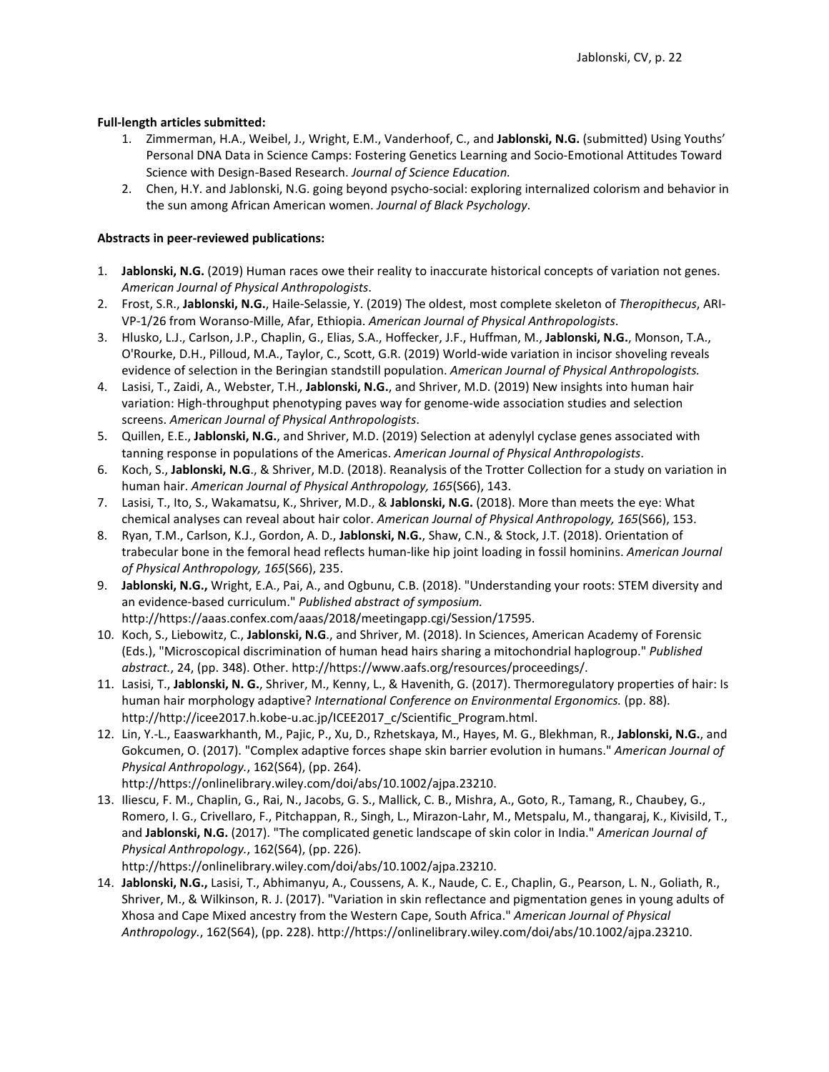**Full-length articles submitted:**

1. Zimmerman, H.A., Weibel, J., Wright, E.M., Vanderhoof, C., and **Jablonski, N.G.** (submitted) Using Youths' Personal DNA Data in Science Camps: Fostering Genetics Learning and Socio-Emotional Attitudes Toward Science with Design-Based Research. *Journal of Science Education.*
2. Chen, H.Y. and Jablonski, N.G. going beyond psycho-social: exploring internalized colorism and behavior in the sun among African American women. *Journal of Black Psychology*.

**Abstracts in peer-reviewed publications:**

1. **Jablonski, N.G.** (2019) Human races owe their reality to inaccurate historical concepts of variation not genes. *American Journal of Physical Anthropologists*.
2. Frost, S.R., **Jablonski, N.G.**, Haile-Selassie, Y. (2019) The oldest, most complete skeleton of *Theropithecus*, ARI-VP-1/26 from Woranso-Mille, Afar, Ethiopia. *American Journal of Physical Anthropologists*.
3. Hlusko, L.J., Carlson, J.P., Chaplin, G., Elias, S.A., Hoffecker, J.F., Huffman, M., **Jablonski, N.G.**, Monson, T.A., O'Rourke, D.H., Pilloud, M.A., Taylor, C., Scott, G.R. (2019) World-wide variation in incisor shoveling reveals evidence of selection in the Beringian standstill population. *American Journal of Physical Anthropologists.*
4. Lasisi, T., Zaidi, A., Webster, T.H., **Jablonski, N.G.**, and Shriver, M.D. (2019) New insights into human hair variation: High-throughput phenotyping paves way for genome-wide association studies and selection screens. *American Journal of Physical Anthropologists*.
5. Quillen, E.E., **Jablonski, N.G.**, and Shriver, M.D. (2019) Selection at adenylyl cyclase genes associated with tanning response in populations of the Americas. *American Journal of Physical Anthropologists*.
6. Koch, S., **Jablonski, N.G**., & Shriver, M.D. (2018). Reanalysis of the Trotter Collection for a study on variation in human hair. *American Journal of Physical Anthropology, 165*(S66), 143.
7. Lasisi, T., Ito, S., Wakamatsu, K., Shriver, M.D., & **Jablonski, N.G.** (2018). More than meets the eye: What chemical analyses can reveal about hair color. *American Journal of Physical Anthropology, 165*(S66), 153.
8. Ryan, T.M., Carlson, K.J., Gordon, A. D., **Jablonski, N.G.**, Shaw, C.N., & Stock, J.T. (2018). Orientation of trabecular bone in the femoral head reflects human-like hip joint loading in fossil hominins. *American Journal of Physical Anthropology, 165*(S66), 235.
9. **Jablonski, N.G.,** Wright, E.A., Pai, A., and Ogbunu, C.B. (2018). "Understanding your roots: STEM diversity and an evidence-based curriculum." *Published abstract of symposium.* http://https://aaas.confex.com/aaas/2018/meetingapp.cgi/Session/17595.
10. Koch, S., Liebowitz, C., **Jablonski, N.G**., and Shriver, M. (2018). In Sciences, American Academy of Forensic (Eds.), "Microscopical discrimination of human head hairs sharing a mitochondrial haplogroup." *Published abstract.*, 24, (pp. 348). Other. http://https://www.aafs.org/resources/proceedings/.
11. Lasisi, T., **Jablonski, N. G.**, Shriver, M., Kenny, L., & Havenith, G. (2017). Thermoregulatory properties of hair: Is human hair morphology adaptive? *International Conference on Environmental Ergonomics.* (pp. 88). http://http://icee2017.h.kobe-u.ac.jp/ICEE2017_c/Scientific_Program.html.
12. Lin, Y.-L., Eaaswarkhanth, M., Pajic, P., Xu, D., Rzhetskaya, M., Hayes, M. G., Blekhman, R., **Jablonski, N.G.**, and Gokcumen, O. (2017). "Complex adaptive forces shape skin barrier evolution in humans." *American Journal of Physical Anthropology.*, 162(S64), (pp. 264). http://https://onlinelibrary.wiley.com/doi/abs/10.1002/ajpa.23210.
13. Iliescu, F. M., Chaplin, G., Rai, N., Jacobs, G. S., Mallick, C. B., Mishra, A., Goto, R., Tamang, R., Chaubey, G., Romero, I. G., Crivellaro, F., Pitchappan, R., Singh, L., Mirazon-Lahr, M., Metspalu, M., thangaraj, K., Kivisild, T., and **Jablonski, N.G.** (2017). "The complicated genetic landscape of skin color in India." *American Journal of Physical Anthropology.*, 162(S64), (pp. 226). http://https://onlinelibrary.wiley.com/doi/abs/10.1002/ajpa.23210.
14. **Jablonski, N.G.,** Lasisi, T., Abhimanyu, A., Coussens, A. K., Naude, C. E., Chaplin, G., Pearson, L. N., Goliath, R., Shriver, M., & Wilkinson, R. J. (2017). "Variation in skin reflectance and pigmentation genes in young adults of Xhosa and Cape Mixed ancestry from the Western Cape, South Africa." *American Journal of Physical Anthropology.*, 162(S64), (pp. 228). http://https://onlinelibrary.wiley.com/doi/abs/10.1002/ajpa.23210.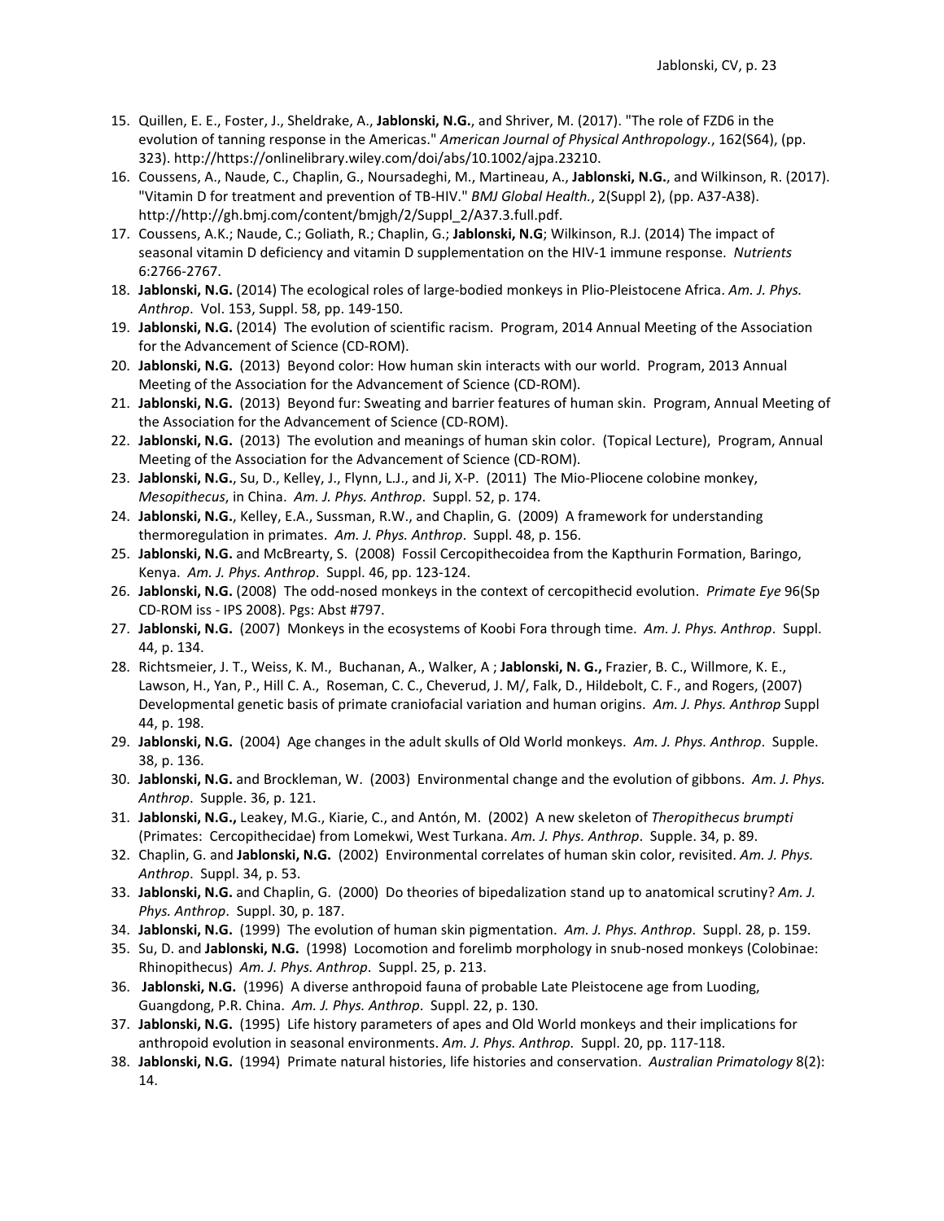15. Quillen, E. E., Foster, J., Sheldrake, A., **Jablonski, N.G.**, and Shriver, M. (2017). "The role of FZD6 in the evolution of tanning response in the Americas." *American Journal of Physical Anthropology.*, 162(S64), (pp. 323). http://https://onlinelibrary.wiley.com/doi/abs/10.1002/ajpa.23210.
16. Coussens, A., Naude, C., Chaplin, G., Noursadeghi, M., Martineau, A., **Jablonski, N.G.**, and Wilkinson, R. (2017). "Vitamin D for treatment and prevention of TB-HIV." *BMJ Global Health.*, 2(Suppl 2), (pp. A37-A38). http://http://gh.bmj.com/content/bmjgh/2/Suppl_2/A37.3.full.pdf.
17. Coussens, A.K.; Naude, C.; Goliath, R.; Chaplin, G.; **Jablonski, N.G**; Wilkinson, R.J. (2014) The impact of seasonal vitamin D deficiency and vitamin D supplementation on the HIV-1 immune response. *Nutrients* 6:2766-2767.
18. **Jablonski, N.G.** (2014) The ecological roles of large-bodied monkeys in Plio-Pleistocene Africa. *Am. J. Phys. Anthrop*. Vol. 153, Suppl. 58, pp. 149-150.
19. **Jablonski, N.G.** (2014) The evolution of scientific racism. Program, 2014 Annual Meeting of the Association for the Advancement of Science (CD-ROM).
20. **Jablonski, N.G.** (2013) Beyond color: How human skin interacts with our world. Program, 2013 Annual Meeting of the Association for the Advancement of Science (CD-ROM).
21. **Jablonski, N.G.** (2013) Beyond fur: Sweating and barrier features of human skin. Program, Annual Meeting of the Association for the Advancement of Science (CD-ROM).
22. **Jablonski, N.G.** (2013) The evolution and meanings of human skin color. (Topical Lecture), Program, Annual Meeting of the Association for the Advancement of Science (CD-ROM).
23. **Jablonski, N.G.**, Su, D., Kelley, J., Flynn, L.J., and Ji, X-P. (2011) The Mio-Pliocene colobine monkey, *Mesopithecus*, in China. *Am. J. Phys. Anthrop*. Suppl. 52, p. 174.
24. **Jablonski, N.G.**, Kelley, E.A., Sussman, R.W., and Chaplin, G. (2009) A framework for understanding thermoregulation in primates. *Am. J. Phys. Anthrop*. Suppl. 48, p. 156.
25. **Jablonski, N.G.** and McBrearty, S. (2008) Fossil Cercopithecoidea from the Kapthurin Formation, Baringo, Kenya. *Am. J. Phys. Anthrop*. Suppl. 46, pp. 123-124.
26. **Jablonski, N.G.** (2008) The odd-nosed monkeys in the context of cercopithecid evolution. *Primate Eye* 96(Sp CD-ROM iss - IPS 2008). Pgs: Abst #797.
27. **Jablonski, N.G.** (2007) Monkeys in the ecosystems of Koobi Fora through time. *Am. J. Phys. Anthrop*. Suppl. 44, p. 134.
28. Richtsmeier, J. T., Weiss, K. M., Buchanan, A., Walker, A ; **Jablonski, N. G.,** Frazier, B. C., Willmore, K. E., Lawson, H., Yan, P., Hill C. A., Roseman, C. C., Cheverud, J. M/, Falk, D., Hildebolt, C. F., and Rogers, (2007) Developmental genetic basis of primate craniofacial variation and human origins. *Am. J. Phys. Anthrop* Suppl 44, p. 198.
29. **Jablonski, N.G.** (2004) Age changes in the adult skulls of Old World monkeys. *Am. J. Phys. Anthrop*. Supple. 38, p. 136.
30. **Jablonski, N.G.** and Brockleman, W. (2003) Environmental change and the evolution of gibbons. *Am. J. Phys. Anthrop*. Supple. 36, p. 121.
31. **Jablonski, N.G.,** Leakey, M.G., Kiarie, C., and Antón, M. (2002) A new skeleton of *Theropithecus brumpti* (Primates: Cercopithecidae) from Lomekwi, West Turkana. *Am. J. Phys. Anthrop*. Supple. 34, p. 89.
32. Chaplin, G. and **Jablonski, N.G.** (2002) Environmental correlates of human skin color, revisited. *Am. J. Phys. Anthrop*. Suppl. 34, p. 53.
33. **Jablonski, N.G.** and Chaplin, G. (2000) Do theories of bipedalization stand up to anatomical scrutiny? *Am. J. Phys. Anthrop*. Suppl. 30, p. 187.
34. **Jablonski, N.G.** (1999) The evolution of human skin pigmentation. *Am. J. Phys. Anthrop*. Suppl. 28, p. 159.
35. Su, D. and **Jablonski, N.G.** (1998) Locomotion and forelimb morphology in snub-nosed monkeys (Colobinae: Rhinopithecus) *Am. J. Phys. Anthrop*. Suppl. 25, p. 213.
36. **Jablonski, N.G.** (1996) A diverse anthropoid fauna of probable Late Pleistocene age from Luoding, Guangdong, P.R. China. *Am. J. Phys. Anthrop*. Suppl. 22, p. 130.
37. **Jablonski, N.G.** (1995) Life history parameters of apes and Old World monkeys and their implications for anthropoid evolution in seasonal environments. *Am. J. Phys. Anthrop.* Suppl. 20, pp. 117-118.
38. **Jablonski, N.G.** (1994) Primate natural histories, life histories and conservation. *Australian Primatology* 8(2): 14.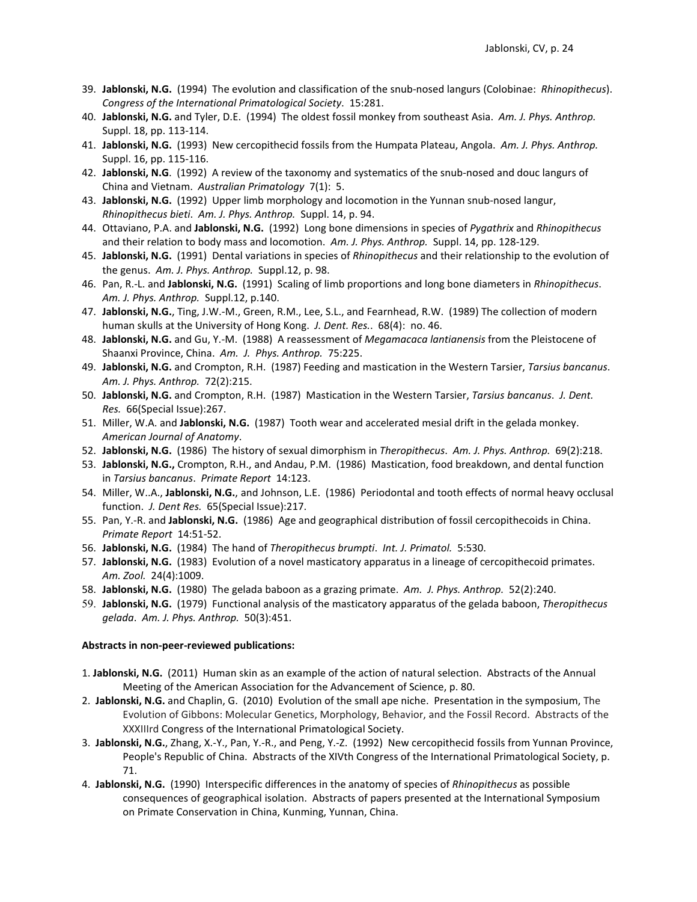39. **Jablonski, N.G.** (1994) The evolution and classification of the snub-nosed langurs (Colobinae: *Rhinopithecus*). *Congress of the International Primatological Society*. 15:281.
40. **Jablonski, N.G.** and Tyler, D.E. (1994) The oldest fossil monkey from southeast Asia. *Am. J. Phys. Anthrop.* Suppl. 18, pp. 113-114.
41. **Jablonski, N.G.** (1993) New cercopithecid fossils from the Humpata Plateau, Angola. *Am. J. Phys. Anthrop.* Suppl. 16, pp. 115-116.
42. **Jablonski, N.G**. (1992) A review of the taxonomy and systematics of the snub-nosed and douc langurs of China and Vietnam. *Australian Primatology* 7(1): 5.
43. **Jablonski, N.G.** (1992) Upper limb morphology and locomotion in the Yunnan snub-nosed langur, *Rhinopithecus bieti*. *Am. J. Phys. Anthrop.* Suppl. 14, p. 94.
44. Ottaviano, P.A. and **Jablonski, N.G.** (1992) Long bone dimensions in species of *Pygathrix* and *Rhinopithecus* and their relation to body mass and locomotion. *Am. J. Phys. Anthrop.* Suppl. 14, pp. 128-129.
45. **Jablonski, N.G.** (1991) Dental variations in species of *Rhinopithecus* and their relationship to the evolution of the genus. *Am. J. Phys. Anthrop.* Suppl.12, p. 98.
46. Pan, R.-L. and **Jablonski, N.G.** (1991) Scaling of limb proportions and long bone diameters in *Rhinopithecus*. *Am. J. Phys. Anthrop.* Suppl.12, p.140.
47. **Jablonski, N.G.**, Ting, J.W.-M., Green, R.M., Lee, S.L., and Fearnhead, R.W. (1989) The collection of modern human skulls at the University of Hong Kong. *J. Dent. Res.*. 68(4): no. 46.
48. **Jablonski, N.G.** and Gu, Y.-M. (1988) A reassessment of *Megamacaca lantianensis* from the Pleistocene of Shaanxi Province, China. *Am. J. Phys. Anthrop.* 75:225.
49. **Jablonski, N.G.** and Crompton, R.H. (1987) Feeding and mastication in the Western Tarsier, *Tarsius bancanus*. *Am. J. Phys. Anthrop.* 72(2):215.
50. **Jablonski, N.G.** and Crompton, R.H. (1987) Mastication in the Western Tarsier, *Tarsius bancanus*. *J. Dent. Res.* 66(Special Issue):267.
51. Miller, W.A. and **Jablonski, N.G.** (1987) Tooth wear and accelerated mesial drift in the gelada monkey. *American Journal of Anatomy*.
52. **Jablonski, N.G.** (1986) The history of sexual dimorphism in *Theropithecus*. *Am. J. Phys. Anthrop.* 69(2):218.
53. **Jablonski, N.G.,** Crompton, R.H., and Andau, P.M. (1986) Mastication, food breakdown, and dental function in *Tarsius bancanus*. *Primate Report* 14:123.
54. Miller, W..A., **Jablonski, N.G.**, and Johnson, L.E. (1986) Periodontal and tooth effects of normal heavy occlusal function. *J. Dent Res.* 65(Special Issue):217.
55. Pan, Y.-R. and **Jablonski, N.G.** (1986) Age and geographical distribution of fossil cercopithecoids in China. *Primate Report* 14:51-52.
56. **Jablonski, N.G.** (1984) The hand of *Theropithecus brumpti*. *Int. J. Primatol.* 5:530.
57. **Jablonski, N.G.** (1983) Evolution of a novel masticatory apparatus in a lineage of cercopithecoid primates. *Am. Zool.* 24(4):1009.
58. **Jablonski, N.G.** (1980) The gelada baboon as a grazing primate. *Am. J. Phys. Anthrop*. 52(2):240.
59. **Jablonski, N.G.** (1979) Functional analysis of the masticatory apparatus of the gelada baboon, *Theropithecus gelada*. *Am. J. Phys. Anthrop.* 50(3):451.

**Abstracts in non-peer-reviewed publications:**

1. **Jablonski, N.G.** (2011) Human skin as an example of the action of natural selection. Abstracts of the Annual Meeting of the American Association for the Advancement of Science, p. 80.
2. **Jablonski, N.G.** and Chaplin, G. (2010) Evolution of the small ape niche. Presentation in the symposium, The Evolution of Gibbons: Molecular Genetics, Morphology, Behavior, and the Fossil Record. Abstracts of the XXXIIIrd Congress of the International Primatological Society.
3. **Jablonski, N.G.**, Zhang, X.-Y., Pan, Y.-R., and Peng, Y.-Z. (1992) New cercopithecid fossils from Yunnan Province, People's Republic of China. Abstracts of the XIVth Congress of the International Primatological Society, p. 71.
4. **Jablonski, N.G.** (1990) Interspecific differences in the anatomy of species of *Rhinopithecus* as possible consequences of geographical isolation. Abstracts of papers presented at the International Symposium on Primate Conservation in China, Kunming, Yunnan, China.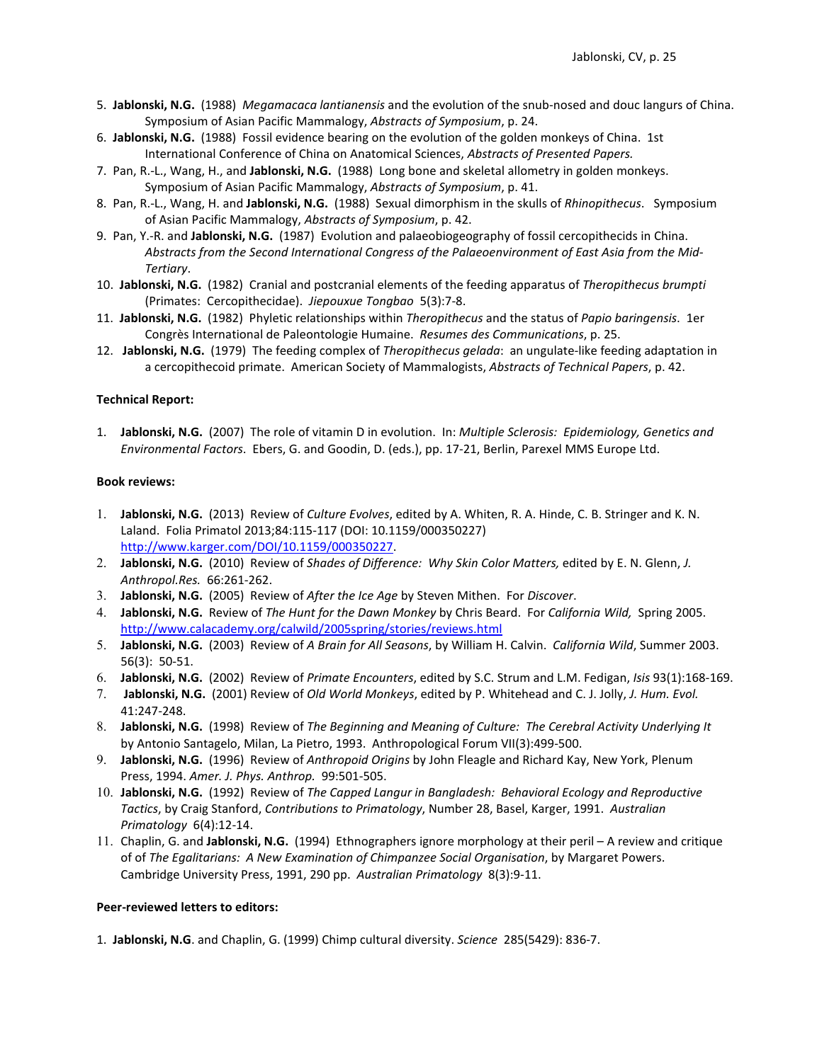5. **Jablonski, N.G.** (1988) *Megamacaca lantianensis* and the evolution of the snub-nosed and douc langurs of China. Symposium of Asian Pacific Mammalogy, *Abstracts of Symposium*, p. 24.
6. **Jablonski, N.G.** (1988) Fossil evidence bearing on the evolution of the golden monkeys of China. 1st International Conference of China on Anatomical Sciences, *Abstracts of Presented Papers.*
7. Pan, R.-L., Wang, H., and **Jablonski, N.G.** (1988) Long bone and skeletal allometry in golden monkeys. Symposium of Asian Pacific Mammalogy, *Abstracts of Symposium*, p. 41.
8. Pan, R.-L., Wang, H. and **Jablonski, N.G.** (1988) Sexual dimorphism in the skulls of *Rhinopithecus*. Symposium of Asian Pacific Mammalogy, *Abstracts of Symposium*, p. 42.
9. Pan, Y.-R. and **Jablonski, N.G.** (1987) Evolution and palaeobiogeography of fossil cercopithecids in China. *Abstracts from the Second International Congress of the Palaeoenvironment of East Asia from the Mid-Tertiary*.
10. **Jablonski, N.G.** (1982) Cranial and postcranial elements of the feeding apparatus of *Theropithecus brumpti* (Primates: Cercopithecidae). *Jiepouxue Tongbao* 5(3):7-8.
11. **Jablonski, N.G.** (1982) Phyletic relationships within *Theropithecus* and the status of *Papio baringensis*. 1er Congrès International de Paleontologie Humaine. *Resumes des Communications*, p. 25.
12. **Jablonski, N.G.** (1979) The feeding complex of *Theropithecus gelada*: an ungulate-like feeding adaptation in a cercopithecoid primate. American Society of Mammalogists, *Abstracts of Technical Papers*, p. 42.

**Technical Report:**

1. **Jablonski, N.G.** (2007) The role of vitamin D in evolution. In: *Multiple Sclerosis: Epidemiology, Genetics and Environmental Factors*. Ebers, G. and Goodin, D. (eds.), pp. 17-21, Berlin, Parexel MMS Europe Ltd.

**Book reviews:**

1. **Jablonski, N.G.** (2013) Review of *Culture Evolves*, edited by A. Whiten, R. A. Hinde, C. B. Stringer and K. N. Laland. Folia Primatol 2013;84:115-117 (DOI: 10.1159/000350227) http://www.karger.com/DOI/10.1159/000350227.
2. **Jablonski, N.G.** (2010) Review of *Shades of Difference: Why Skin Color Matters,* edited by E. N. Glenn, *J. Anthropol.Res.* 66:261-262.
3. **Jablonski, N.G.** (2005) Review of *After the Ice Age* by Steven Mithen. For *Discover*.
4. **Jablonski, N.G.** Review of *The Hunt for the Dawn Monkey* by Chris Beard. For *California Wild,* Spring 2005. http://www.calacademy.org/calwild/2005spring/stories/reviews.html
5. **Jablonski, N.G.** (2003) Review of *A Brain for All Seasons*, by William H. Calvin. *California Wild*, Summer 2003. 56(3): 50-51.
6. **Jablonski, N.G.** (2002) Review of *Primate Encounters*, edited by S.C. Strum and L.M. Fedigan, *Isis* 93(1):168-169.
7. **Jablonski, N.G.** (2001) Review of *Old World Monkeys*, edited by P. Whitehead and C. J. Jolly, *J. Hum. Evol.* 41:247-248.
8. **Jablonski, N.G.** (1998) Review of *The Beginning and Meaning of Culture: The Cerebral Activity Underlying It* by Antonio Santagelo, Milan, La Pietro, 1993. Anthropological Forum VII(3):499-500.
9. **Jablonski, N.G.** (1996) Review of *Anthropoid Origins* by John Fleagle and Richard Kay, New York, Plenum Press, 1994. *Amer. J. Phys. Anthrop.* 99:501-505.
10. **Jablonski, N.G.** (1992) Review of *The Capped Langur in Bangladesh: Behavioral Ecology and Reproductive Tactics*, by Craig Stanford, *Contributions to Primatology*, Number 28, Basel, Karger, 1991. *Australian Primatology* 6(4):12-14.
11. Chaplin, G. and **Jablonski, N.G.** (1994) Ethnographers ignore morphology at their peril – A review and critique of of *The Egalitarians: A New Examination of Chimpanzee Social Organisation*, by Margaret Powers. Cambridge University Press, 1991, 290 pp. *Australian Primatology* 8(3):9-11.

**Peer-reviewed letters to editors:**

1. **Jablonski, N.G**. and Chaplin, G. (1999) Chimp cultural diversity. *Science* 285(5429): 836-7.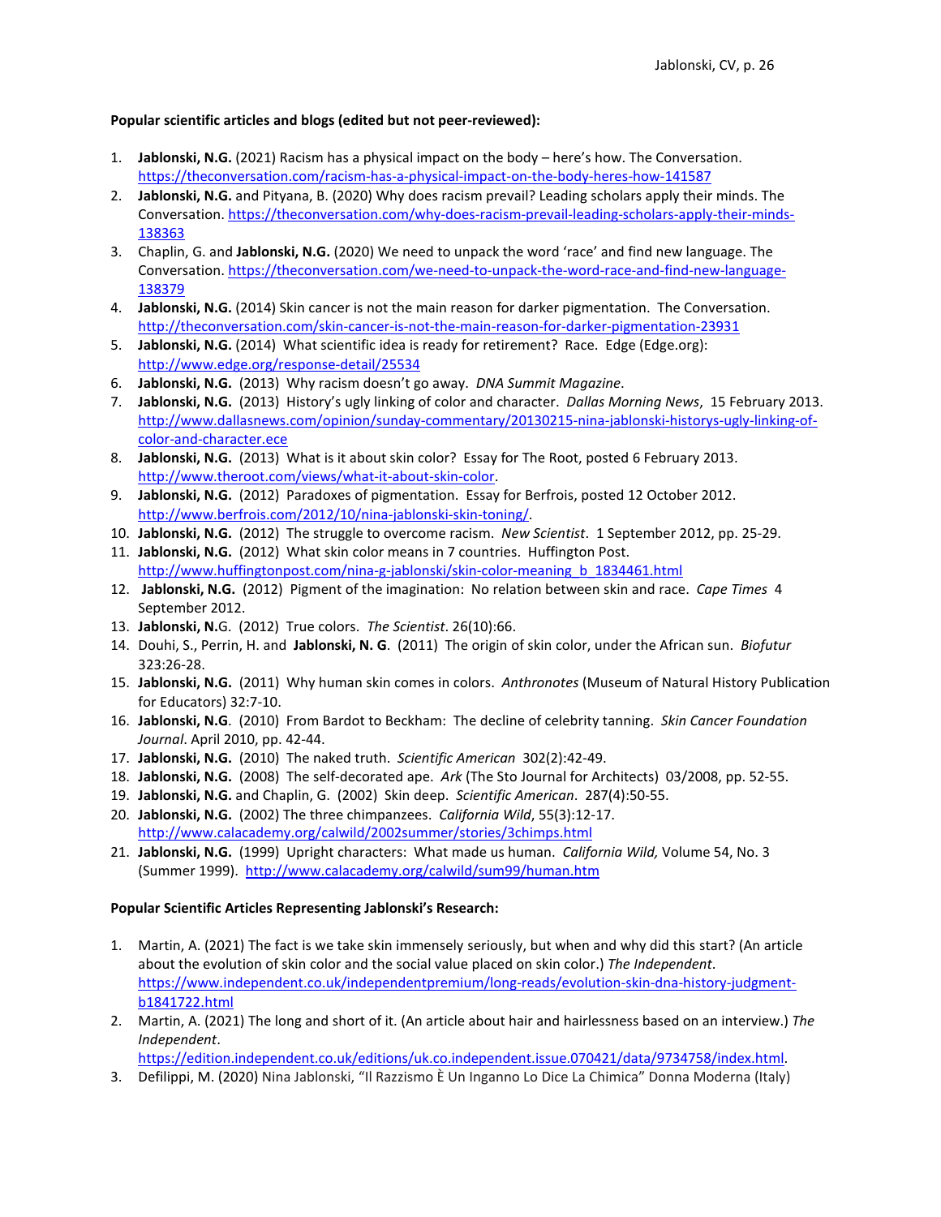**Popular scientific articles and blogs (edited but not peer-reviewed):**

1. **Jablonski, N.G.** (2021) Racism has a physical impact on the body – here's how. The Conversation. https://theconversation.com/racism-has-a-physical-impact-on-the-body-heres-how-141587
2. **Jablonski, N.G.** and Pityana, B. (2020) Why does racism prevail? Leading scholars apply their minds. The Conversation. https://theconversation.com/why-does-racism-prevail-leading-scholars-apply-their-minds-138363
3. Chaplin, G. and **Jablonski, N.G.** (2020) We need to unpack the word 'race' and find new language. The Conversation. https://theconversation.com/we-need-to-unpack-the-word-race-and-find-new-language-138379
4. **Jablonski, N.G.** (2014) Skin cancer is not the main reason for darker pigmentation. The Conversation. http://theconversation.com/skin-cancer-is-not-the-main-reason-for-darker-pigmentation-23931
5. **Jablonski, N.G.** (2014) What scientific idea is ready for retirement? Race. Edge (Edge.org): http://www.edge.org/response-detail/25534
6. **Jablonski, N.G.** (2013) Why racism doesn't go away. *DNA Summit Magazine*.
7. **Jablonski, N.G.** (2013) History's ugly linking of color and character. *Dallas Morning News*, 15 February 2013. http://www.dallasnews.com/opinion/sunday-commentary/20130215-nina-jablonski-historys-ugly-linking-of-color-and-character.ece
8. **Jablonski, N.G.** (2013) What is it about skin color? Essay for The Root, posted 6 February 2013. http://www.theroot.com/views/what-it-about-skin-color.
9. **Jablonski, N.G.** (2012) Paradoxes of pigmentation. Essay for Berfrois, posted 12 October 2012. http://www.berfrois.com/2012/10/nina-jablonski-skin-toning/.
10. **Jablonski, N.G.** (2012) The struggle to overcome racism. *New Scientist*. 1 September 2012, pp. 25-29.
11. **Jablonski, N.G.** (2012) What skin color means in 7 countries. Huffington Post. http://www.huffingtonpost.com/nina-g-jablonski/skin-color-meaning_b_1834461.html
12. **Jablonski, N.G.** (2012) Pigment of the imagination: No relation between skin and race. *Cape Times* 4 September 2012.
13. **Jablonski, N.**G. (2012) True colors. *The Scientist*. 26(10):66.
14. Douhi, S., Perrin, H. and **Jablonski, N. G**. (2011) The origin of skin color, under the African sun. *Biofutur* 323:26-28.
15. **Jablonski, N.G.** (2011) Why human skin comes in colors. *Anthronotes* (Museum of Natural History Publication for Educators) 32:7-10.
16. **Jablonski, N.G**. (2010) From Bardot to Beckham: The decline of celebrity tanning. *Skin Cancer Foundation Journal*. April 2010, pp. 42-44.
17. **Jablonski, N.G.** (2010) The naked truth. *Scientific American* 302(2):42-49.
18. **Jablonski, N.G.** (2008) The self-decorated ape. *Ark* (The Sto Journal for Architects) 03/2008, pp. 52-55.
19. **Jablonski, N.G.** and Chaplin, G. (2002) Skin deep. *Scientific American*. 287(4):50-55.
20. **Jablonski, N.G.** (2002) The three chimpanzees. *California Wild*, 55(3):12-17. http://www.calacademy.org/calwild/2002summer/stories/3chimps.html
21. **Jablonski, N.G.** (1999) Upright characters: What made us human. *California Wild,* Volume 54, No. 3 (Summer 1999). http://www.calacademy.org/calwild/sum99/human.htm

**Popular Scientific Articles Representing Jablonski's Research:**

1. Martin, A. (2021) The fact is we take skin immensely seriously, but when and why did this start? (An article about the evolution of skin color and the social value placed on skin color.) *The Independent*. https://www.independent.co.uk/independentpremium/long-reads/evolution-skin-dna-history-judgment-b1841722.html
2. Martin, A. (2021) The long and short of it. (An article about hair and hairlessness based on an interview.) *The Independent*. https://edition.independent.co.uk/editions/uk.co.independent.issue.070421/data/9734758/index.html.
3. Defilippi, M. (2020) Nina Jablonski, "Il Razzismo È Un Inganno Lo Dice La Chimica" Donna Moderna (Italy)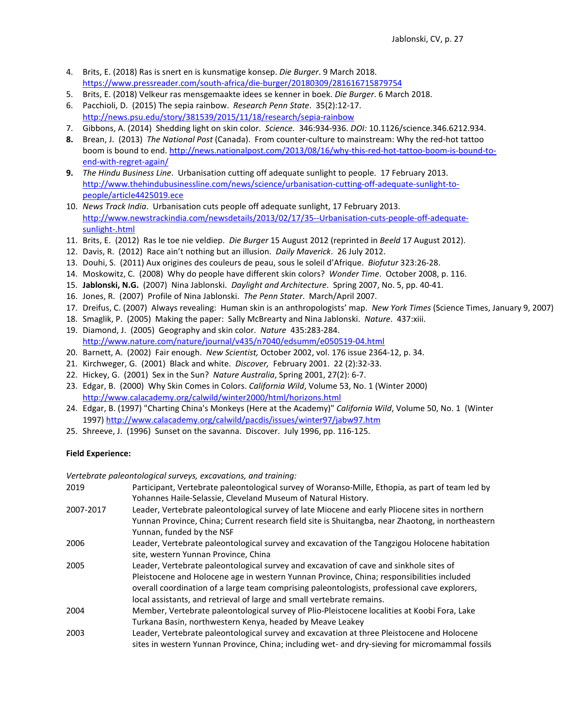4. Brits, E. (2018) Ras is snert en is kunsmatige konsep. *Die Burger*. 9 March 2018. https://www.pressreader.com/south-africa/die-burger/20180309/281616715879754
5. Brits, E. (2018) Velkeur ras mensgemaakte idees se kenner in boek. *Die Burger*. 6 March 2018.
6. Pacchioli, D. (2015) The sepia rainbow. *Research Penn State*. 35(2):12-17. http://news.psu.edu/story/381539/2015/11/18/research/sepia-rainbow
7. Gibbons, A. (2014) Shedding light on skin color. *Science.* 346:934-936. *DOI:* 10.1126/science.346.6212.934.
8. Brean, J. (2013) *The National Post* (Canada). From counter-culture to mainstream: Why the red-hot tattoo boom is bound to end. http://news.nationalpost.com/2013/08/16/why-this-red-hot-tattoo-boom-is-bound-to-end-with-regret-again/
9. *The Hindu Business Line*. Urbanisation cutting off adequate sunlight to people. 17 February 2013. http://www.thehindubusinessline.com/news/science/urbanisation-cutting-off-adequate-sunlight-to-people/article4425019.ece
10. *News Track India*. Urbanisation cuts people off adequate sunlight, 17 February 2013. http://www.newstrackindia.com/newsdetails/2013/02/17/35--Urbanisation-cuts-people-off-adequate-sunlight-.html
11. Brits, E. (2012) Ras le toe nie veldiep. *Die Burger* 15 August 2012 (reprinted in *Beeld* 17 August 2012).
12. Davis, R. (2012) Race ain't nothing but an illusion. *Daily Maverick*. 26 July 2012.
13. Douhi, S. (2011) Aux origines des couleurs de peau, sous le soleil d'Afrique. *Biofutur* 323:26-28.
14. Moskowitz, C. (2008) Why do people have different skin colors? *Wonder Time*. October 2008, p. 116.
15. **Jablonski, N.G.** (2007) Nina Jablonski. *Daylight and Architecture*. Spring 2007, No. 5, pp. 40-41.
16. Jones, R. (2007) Profile of Nina Jablonski. *The Penn Stater*. March/April 2007.
17. Dreifus, C. (2007) Always revealing: Human skin is an anthropologists' map. *New York Times* (Science Times, January 9, 2007)
18. Smaglik, P. (2005) Making the paper: Sally McBrearty and Nina Jablonski. *Nature*. 437:xiii.
19. Diamond, J. (2005) Geography and skin color. *Nature* 435:283-284. http://www.nature.com/nature/journal/v435/n7040/edsumm/e050519-04.html
20. Barnett, A. (2002) Fair enough. *New Scientist,* October 2002, vol. 176 issue 2364-12, p. 34.
21. Kirchweger, G. (2001) Black and white. *Discover,* February 2001. 22 (2):32-33.
22. Hickey, G. (2001) Sex in the Sun? *Nature Australia*, Spring 2001, 27(2): 6-7.
23. Edgar, B. (2000) Why Skin Comes in Colors. *California Wild*, Volume 53, No. 1 (Winter 2000) http://www.calacademy.org/calwild/winter2000/html/horizons.html
24. Edgar, B. (1997) "Charting China's Monkeys (Here at the Academy)" *California Wild*, Volume 50, No. 1 (Winter 1997) http://www.calacademy.org/calwild/pacdis/issues/winter97/jabw97.htm
25. Shreeve, J. (1996) Sunset on the savanna. Discover. July 1996, pp. 116-125.

**Field Experience:**

*Vertebrate paleontological surveys, excavations, and training:*

| | |
|---|---|
| 2019 | Participant, Vertebrate paleontological survey of Woranso-Mille, Ethopia, as part of team led by Yohannes Haile-Selassie, Cleveland Museum of Natural History. |
| 2007-2017 | Leader, Vertebrate paleontological survey of late Miocene and early Pliocene sites in northern Yunnan Province, China; Current research field site is Shuitangba, near Zhaotong, in northeastern Yunnan, funded by the NSF |
| 2006 | Leader, Vertebrate paleontological survey and excavation of the Tangzigou Holocene habitation site, western Yunnan Province, China |
| 2005 | Leader, Vertebrate paleontological survey and excavation of cave and sinkhole sites of Pleistocene and Holocene age in western Yunnan Province, China; responsibilities included overall coordination of a large team comprising paleontologists, professional cave explorers, local assistants, and retrieval of large and small vertebrate remains. |
| 2004 | Member, Vertebrate paleontological survey of Plio-Pleistocene localities at Koobi Fora, Lake Turkana Basin, northwestern Kenya, headed by Meave Leakey |
| 2003 | Leader, Vertebrate paleontological survey and excavation at three Pleistocene and Holocene sites in western Yunnan Province, China; including wet- and dry-sieving for micromammal fossils |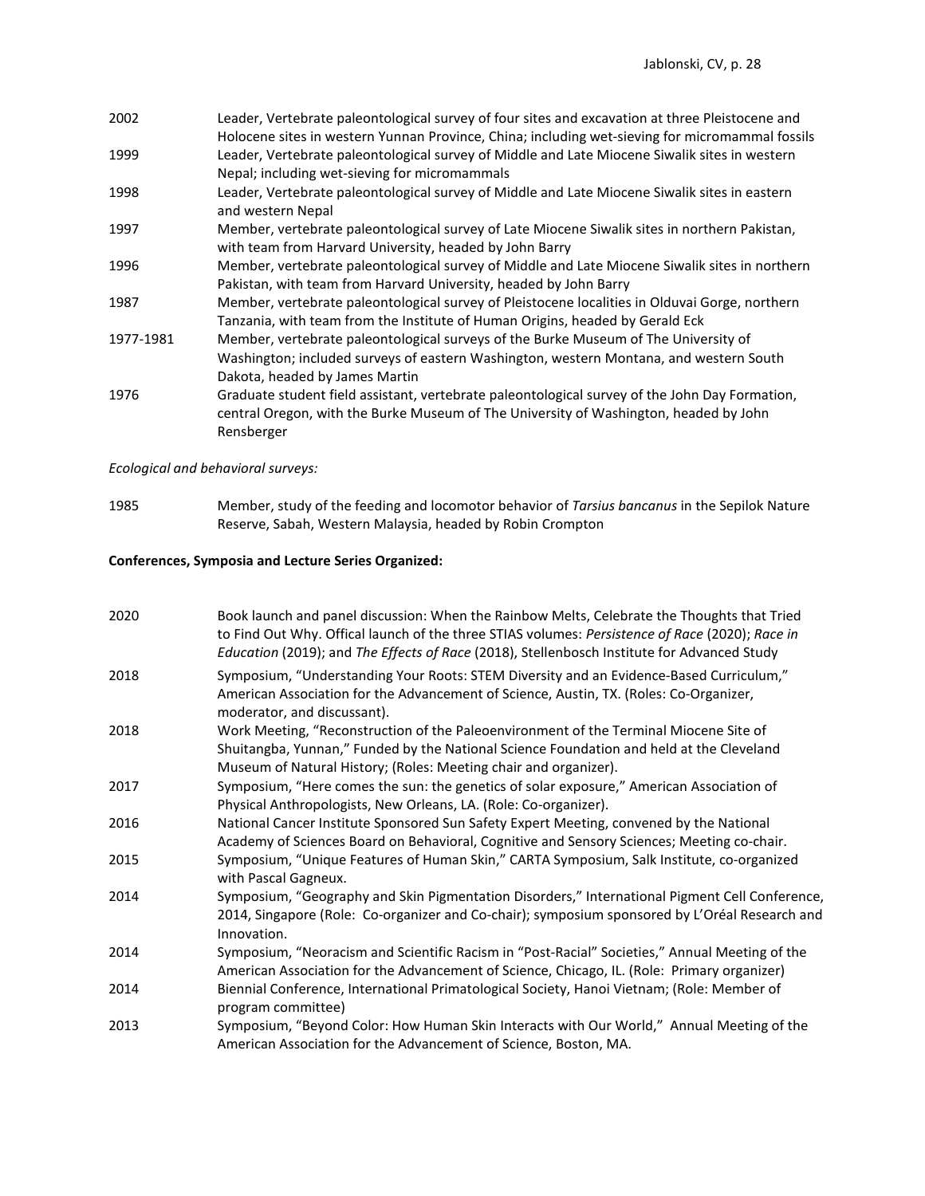2002 Leader, Vertebrate paleontological survey of four sites and excavation at three Pleistocene and Holocene sites in western Yunnan Province, China; including wet-sieving for micromammal fossils

1999 Leader, Vertebrate paleontological survey of Middle and Late Miocene Siwalik sites in western Nepal; including wet-sieving for micromammals

1998 Leader, Vertebrate paleontological survey of Middle and Late Miocene Siwalik sites in eastern and western Nepal

1997 Member, vertebrate paleontological survey of Late Miocene Siwalik sites in northern Pakistan, with team from Harvard University, headed by John Barry

1996 Member, vertebrate paleontological survey of Middle and Late Miocene Siwalik sites in northern Pakistan, with team from Harvard University, headed by John Barry

1987 Member, vertebrate paleontological survey of Pleistocene localities in Olduvai Gorge, northern Tanzania, with team from the Institute of Human Origins, headed by Gerald Eck

1977-1981 Member, vertebrate paleontological surveys of the Burke Museum of The University of Washington; included surveys of eastern Washington, western Montana, and western South Dakota, headed by James Martin

1976 Graduate student field assistant, vertebrate paleontological survey of the John Day Formation, central Oregon, with the Burke Museum of The University of Washington, headed by John Rensberger

*Ecological and behavioral surveys:*

1985 Member, study of the feeding and locomotor behavior of *Tarsius bancanus* in the Sepilok Nature Reserve, Sabah, Western Malaysia, headed by Robin Crompton

**Conferences, Symposia and Lecture Series Organized:**

2020 Book launch and panel discussion: When the Rainbow Melts, Celebrate the Thoughts that Tried to Find Out Why. Offical launch of the three STIAS volumes: *Persistence of Race* (2020); *Race in Education* (2019); and *The Effects of Race* (2018), Stellenbosch Institute for Advanced Study

2018 Symposium, "Understanding Your Roots: STEM Diversity and an Evidence-Based Curriculum," American Association for the Advancement of Science, Austin, TX. (Roles: Co-Organizer, moderator, and discussant).

2018 Work Meeting, "Reconstruction of the Paleoenvironment of the Terminal Miocene Site of Shuitangba, Yunnan," Funded by the National Science Foundation and held at the Cleveland Museum of Natural History; (Roles: Meeting chair and organizer).

2017 Symposium, "Here comes the sun: the genetics of solar exposure," American Association of Physical Anthropologists, New Orleans, LA. (Role: Co-organizer).

2016 National Cancer Institute Sponsored Sun Safety Expert Meeting, convened by the National Academy of Sciences Board on Behavioral, Cognitive and Sensory Sciences; Meeting co-chair.

2015 Symposium, "Unique Features of Human Skin," CARTA Symposium, Salk Institute, co-organized with Pascal Gagneux.

2014 Symposium, "Geography and Skin Pigmentation Disorders," International Pigment Cell Conference, 2014, Singapore (Role: Co-organizer and Co-chair); symposium sponsored by L'Oréal Research and Innovation.

2014 Symposium, "Neoracism and Scientific Racism in "Post-Racial" Societies," Annual Meeting of the American Association for the Advancement of Science, Chicago, IL. (Role: Primary organizer)

2014 Biennial Conference, International Primatological Society, Hanoi Vietnam; (Role: Member of program committee)

2013 Symposium, "Beyond Color: How Human Skin Interacts with Our World," Annual Meeting of the American Association for the Advancement of Science, Boston, MA.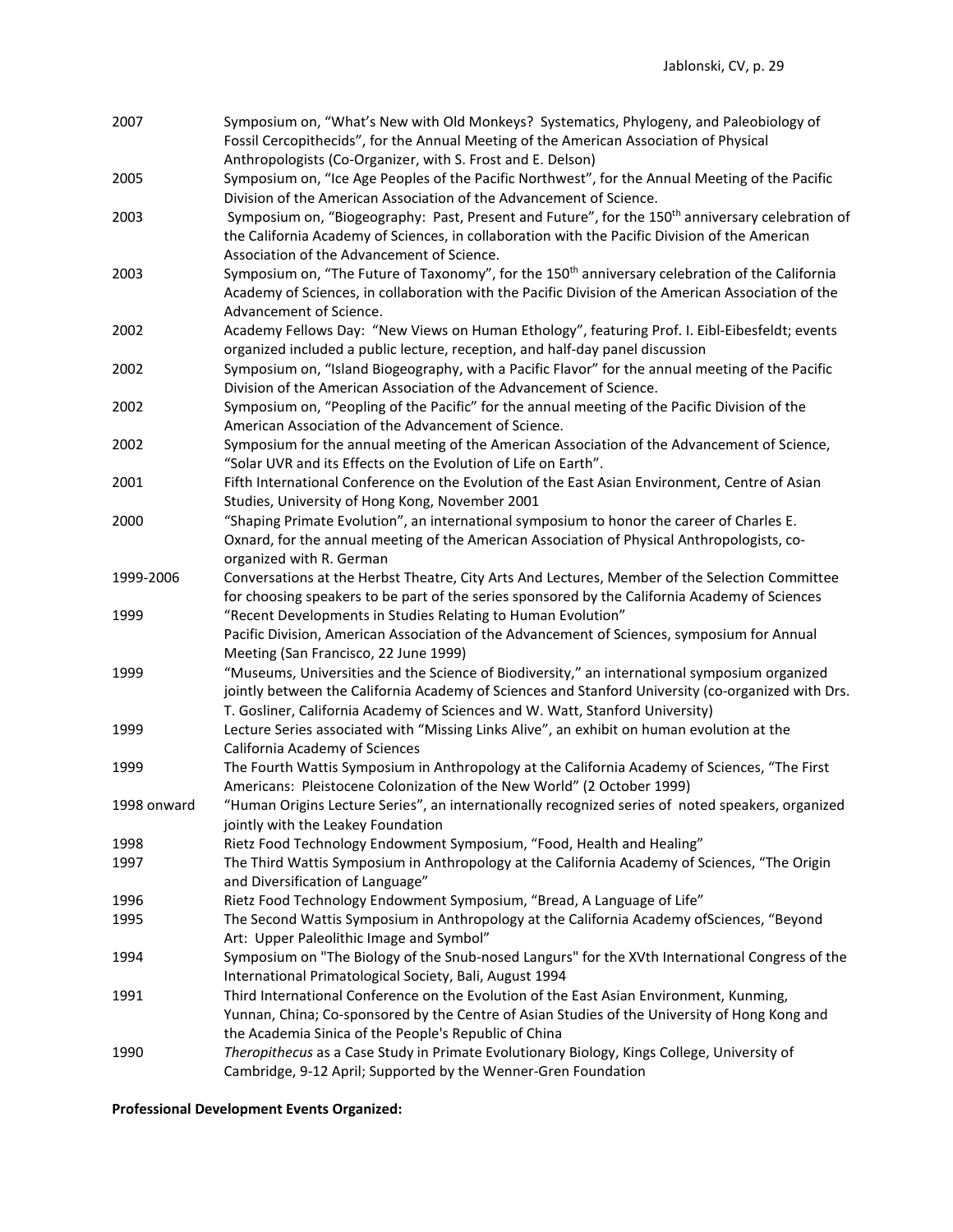| | |
|---|---|
| 2007 | Symposium on, "What's New with Old Monkeys? Systematics, Phylogeny, and Paleobiology of Fossil Cercopithecids", for the Annual Meeting of the American Association of Physical Anthropologists (Co-Organizer, with S. Frost and E. Delson) |
| 2005 | Symposium on, "Ice Age Peoples of the Pacific Northwest", for the Annual Meeting of the Pacific Division of the American Association of the Advancement of Science. |
| 2003 | Symposium on, "Biogeography: Past, Present and Future", for the 150th anniversary celebration of the California Academy of Sciences, in collaboration with the Pacific Division of the American Association of the Advancement of Science. |
| 2003 | Symposium on, "The Future of Taxonomy", for the 150th anniversary celebration of the California Academy of Sciences, in collaboration with the Pacific Division of the American Association of the Advancement of Science. |
| 2002 | Academy Fellows Day: "New Views on Human Ethology", featuring Prof. I. Eibl-Eibesfeldt; events organized included a public lecture, reception, and half-day panel discussion |
| 2002 | Symposium on, "Island Biogeography, with a Pacific Flavor" for the annual meeting of the Pacific Division of the American Association of the Advancement of Science. |
| 2002 | Symposium on, "Peopling of the Pacific" for the annual meeting of the Pacific Division of the American Association of the Advancement of Science. |
| 2002 | Symposium for the annual meeting of the American Association of the Advancement of Science, "Solar UVR and its Effects on the Evolution of Life on Earth". |
| 2001 | Fifth International Conference on the Evolution of the East Asian Environment, Centre of Asian Studies, University of Hong Kong, November 2001 |
| 2000 | "Shaping Primate Evolution", an international symposium to honor the career of Charles E. Oxnard, for the annual meeting of the American Association of Physical Anthropologists, co-organized with R. German |
| 1999-2006 | Conversations at the Herbst Theatre, City Arts And Lectures, Member of the Selection Committee for choosing speakers to be part of the series sponsored by the California Academy of Sciences |
| 1999 | "Recent Developments in Studies Relating to Human Evolution" Pacific Division, American Association of the Advancement of Sciences, symposium for Annual Meeting (San Francisco, 22 June 1999) |
| 1999 | "Museums, Universities and the Science of Biodiversity," an international symposium organized jointly between the California Academy of Sciences and Stanford University (co-organized with Drs. T. Gosliner, California Academy of Sciences and W. Watt, Stanford University) |
| 1999 | Lecture Series associated with "Missing Links Alive", an exhibit on human evolution at the California Academy of Sciences |
| 1999 | The Fourth Wattis Symposium in Anthropology at the California Academy of Sciences, "The First Americans: Pleistocene Colonization of the New World" (2 October 1999) |
| 1998 onward | "Human Origins Lecture Series", an internationally recognized series of noted speakers, organized jointly with the Leakey Foundation |
| 1998 | Rietz Food Technology Endowment Symposium, "Food, Health and Healing" |
| 1997 | The Third Wattis Symposium in Anthropology at the California Academy of Sciences, "The Origin and Diversification of Language" |
| 1996 | Rietz Food Technology Endowment Symposium, "Bread, A Language of Life" |
| 1995 | The Second Wattis Symposium in Anthropology at the California Academy ofSciences, "Beyond Art: Upper Paleolithic Image and Symbol" |
| 1994 | Symposium on "The Biology of the Snub-nosed Langurs" for the XVth International Congress of the International Primatological Society, Bali, August 1994 |
| 1991 | Third International Conference on the Evolution of the East Asian Environment, Kunming, Yunnan, China; Co-sponsored by the Centre of Asian Studies of the University of Hong Kong and the Academia Sinica of the People's Republic of China |
| 1990 | *Theropithecus* as a Case Study in Primate Evolutionary Biology, Kings College, University of Cambridge, 9-12 April; Supported by the Wenner-Gren Foundation |

**Professional Development Events Organized:**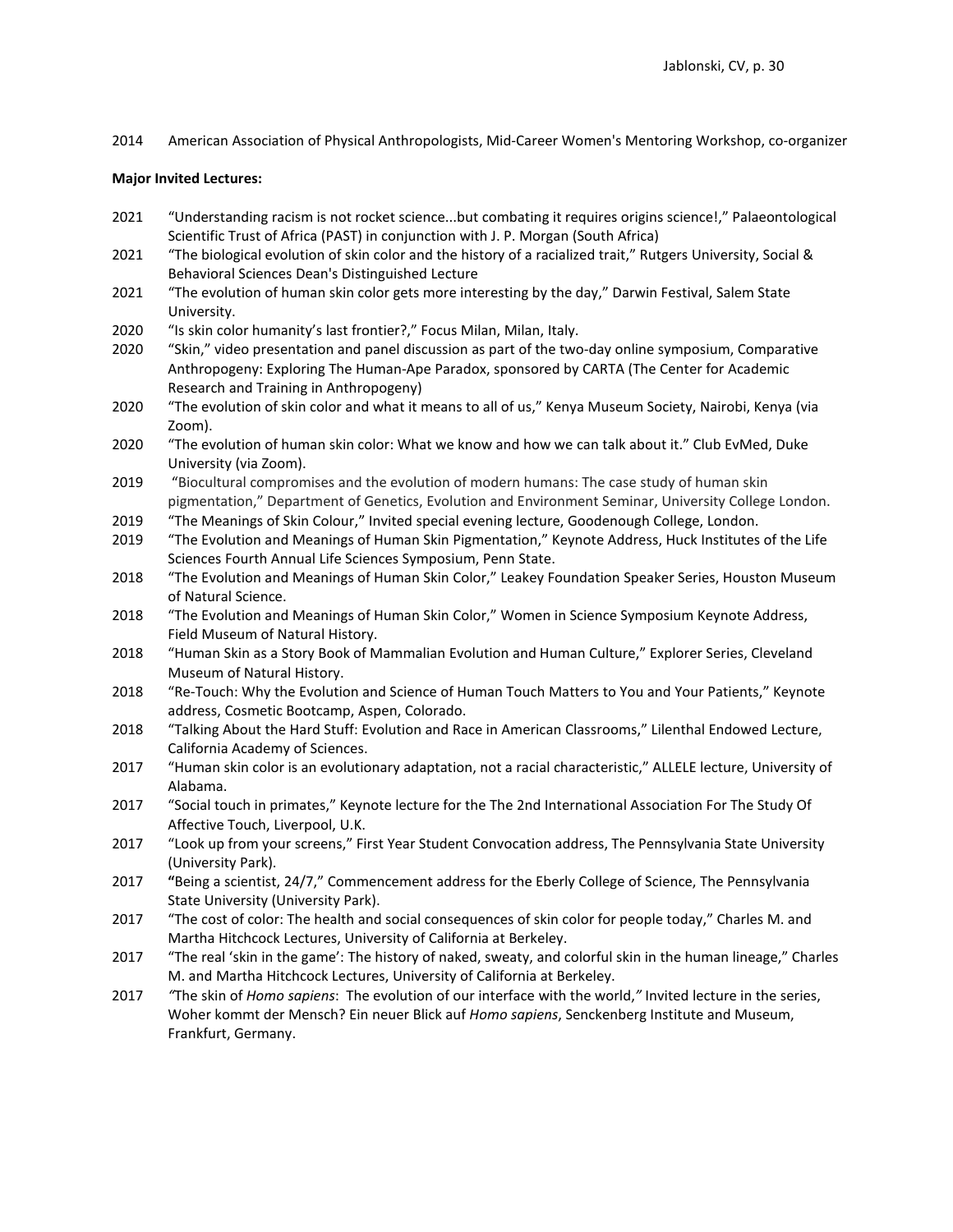2014 American Association of Physical Anthropologists, Mid-Career Women's Mentoring Workshop, co-organizer

**Major Invited Lectures:**

2021 "Understanding racism is not rocket science...but combating it requires origins science!," Palaeontological Scientific Trust of Africa (PAST) in conjunction with J. P. Morgan (South Africa)

2021 "The biological evolution of skin color and the history of a racialized trait," Rutgers University, Social & Behavioral Sciences Dean's Distinguished Lecture

2021 "The evolution of human skin color gets more interesting by the day," Darwin Festival, Salem State University.

2020 "Is skin color humanity's last frontier?," Focus Milan, Milan, Italy.

2020 "Skin," video presentation and panel discussion as part of the two-day online symposium, Comparative Anthropogeny: Exploring The Human-Ape Paradox, sponsored by CARTA (The Center for Academic Research and Training in Anthropogeny)

2020 "The evolution of skin color and what it means to all of us," Kenya Museum Society, Nairobi, Kenya (via Zoom).

2020 "The evolution of human skin color: What we know and how we can talk about it." Club EvMed, Duke University (via Zoom).

2019 "Biocultural compromises and the evolution of modern humans: The case study of human skin pigmentation," Department of Genetics, Evolution and Environment Seminar, University College London.

2019 "The Meanings of Skin Colour," Invited special evening lecture, Goodenough College, London.

2019 "The Evolution and Meanings of Human Skin Pigmentation," Keynote Address, Huck Institutes of the Life Sciences Fourth Annual Life Sciences Symposium, Penn State.

2018 "The Evolution and Meanings of Human Skin Color," Leakey Foundation Speaker Series, Houston Museum of Natural Science.

2018 "The Evolution and Meanings of Human Skin Color," Women in Science Symposium Keynote Address, Field Museum of Natural History.

2018 "Human Skin as a Story Book of Mammalian Evolution and Human Culture," Explorer Series, Cleveland Museum of Natural History.

2018 "Re-Touch: Why the Evolution and Science of Human Touch Matters to You and Your Patients," Keynote address, Cosmetic Bootcamp, Aspen, Colorado.

2018 "Talking About the Hard Stuff: Evolution and Race in American Classrooms," Lilenthal Endowed Lecture, California Academy of Sciences.

2017 "Human skin color is an evolutionary adaptation, not a racial characteristic," ALLELE lecture, University of Alabama.

2017 "Social touch in primates," Keynote lecture for the The 2nd International Association For The Study Of Affective Touch, Liverpool, U.K.

2017 "Look up from your screens," First Year Student Convocation address, The Pennsylvania State University (University Park).

2017 **"**Being a scientist, 24/7," Commencement address for the Eberly College of Science, The Pennsylvania State University (University Park).

2017 "The cost of color: The health and social consequences of skin color for people today," Charles M. and Martha Hitchcock Lectures, University of California at Berkeley.

2017 "The real 'skin in the game': The history of naked, sweaty, and colorful skin in the human lineage," Charles M. and Martha Hitchcock Lectures, University of California at Berkeley.

2017 *"*The skin of *Homo sapiens*: The evolution of our interface with the world,*"* Invited lecture in the series, Woher kommt der Mensch? Ein neuer Blick auf *Homo sapiens*, Senckenberg Institute and Museum, Frankfurt, Germany.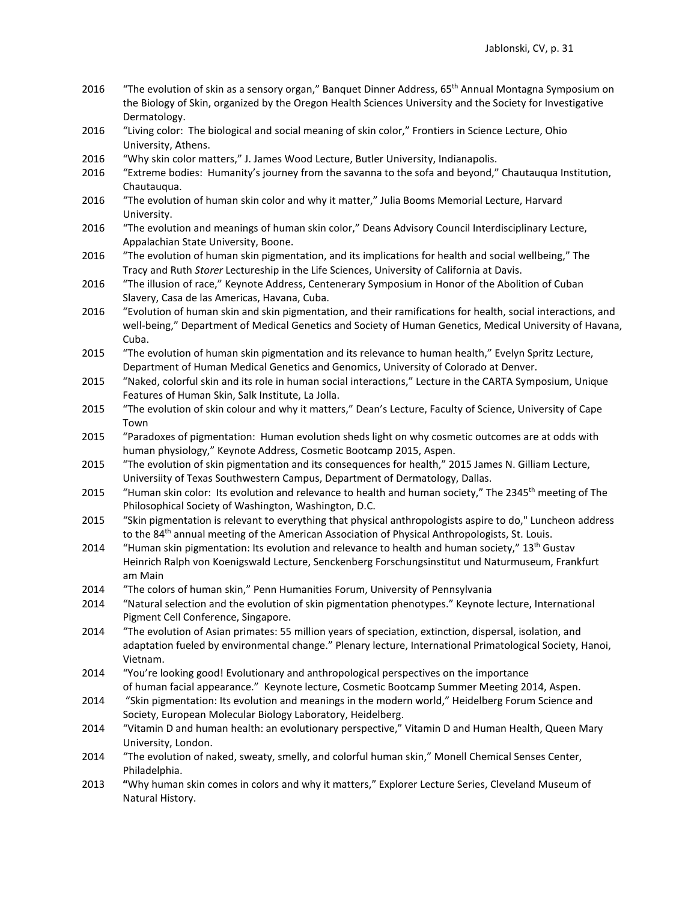2016 "The evolution of skin as a sensory organ," Banquet Dinner Address, 65th Annual Montagna Symposium on the Biology of Skin, organized by the Oregon Health Sciences University and the Society for Investigative Dermatology.

2016 "Living color: The biological and social meaning of skin color," Frontiers in Science Lecture, Ohio University, Athens.

2016 "Why skin color matters," J. James Wood Lecture, Butler University, Indianapolis.

2016 "Extreme bodies: Humanity's journey from the savanna to the sofa and beyond," Chautauqua Institution, Chautauqua.

2016 "The evolution of human skin color and why it matter," Julia Booms Memorial Lecture, Harvard University.

2016 "The evolution and meanings of human skin color," Deans Advisory Council Interdisciplinary Lecture, Appalachian State University, Boone.

2016 "The evolution of human skin pigmentation, and its implications for health and social wellbeing," The Tracy and Ruth *Storer* Lectureship in the Life Sciences, University of California at Davis.

2016 "The illusion of race," Keynote Address, Centenerary Symposium in Honor of the Abolition of Cuban Slavery, Casa de las Americas, Havana, Cuba.

2016 "Evolution of human skin and skin pigmentation, and their ramifications for health, social interactions, and well-being," Department of Medical Genetics and Society of Human Genetics, Medical University of Havana, Cuba.

2015 "The evolution of human skin pigmentation and its relevance to human health," Evelyn Spritz Lecture, Department of Human Medical Genetics and Genomics, University of Colorado at Denver.

2015 "Naked, colorful skin and its role in human social interactions," Lecture in the CARTA Symposium, Unique Features of Human Skin, Salk Institute, La Jolla.

2015 "The evolution of skin colour and why it matters," Dean's Lecture, Faculty of Science, University of Cape Town

2015 "Paradoxes of pigmentation: Human evolution sheds light on why cosmetic outcomes are at odds with human physiology," Keynote Address, Cosmetic Bootcamp 2015, Aspen.

2015 "The evolution of skin pigmentation and its consequences for health," 2015 James N. Gilliam Lecture, Universiity of Texas Southwestern Campus, Department of Dermatology, Dallas.

2015 "Human skin color: Its evolution and relevance to health and human society," The 2345th meeting of The Philosophical Society of Washington, Washington, D.C.

2015 "Skin pigmentation is relevant to everything that physical anthropologists aspire to do," Luncheon address to the 84th annual meeting of the American Association of Physical Anthropologists, St. Louis.

2014 "Human skin pigmentation: Its evolution and relevance to health and human society," 13th Gustav Heinrich Ralph von Koenigswald Lecture, Senckenberg Forschungsinstitut und Naturmuseum, Frankfurt am Main

2014 "The colors of human skin," Penn Humanities Forum, University of Pennsylvania

2014 "Natural selection and the evolution of skin pigmentation phenotypes." Keynote lecture, International Pigment Cell Conference, Singapore.

2014 "The evolution of Asian primates: 55 million years of speciation, extinction, dispersal, isolation, and adaptation fueled by environmental change." Plenary lecture, International Primatological Society, Hanoi, Vietnam.

2014 "You're looking good! Evolutionary and anthropological perspectives on the importance of human facial appearance." Keynote lecture, Cosmetic Bootcamp Summer Meeting 2014, Aspen.

2014 "Skin pigmentation: Its evolution and meanings in the modern world," Heidelberg Forum Science and Society, European Molecular Biology Laboratory, Heidelberg.

2014 "Vitamin D and human health: an evolutionary perspective," Vitamin D and Human Health, Queen Mary University, London.

2014 "The evolution of naked, sweaty, smelly, and colorful human skin," Monell Chemical Senses Center, Philadelphia.

2013 **"**Why human skin comes in colors and why it matters," Explorer Lecture Series, Cleveland Museum of Natural History.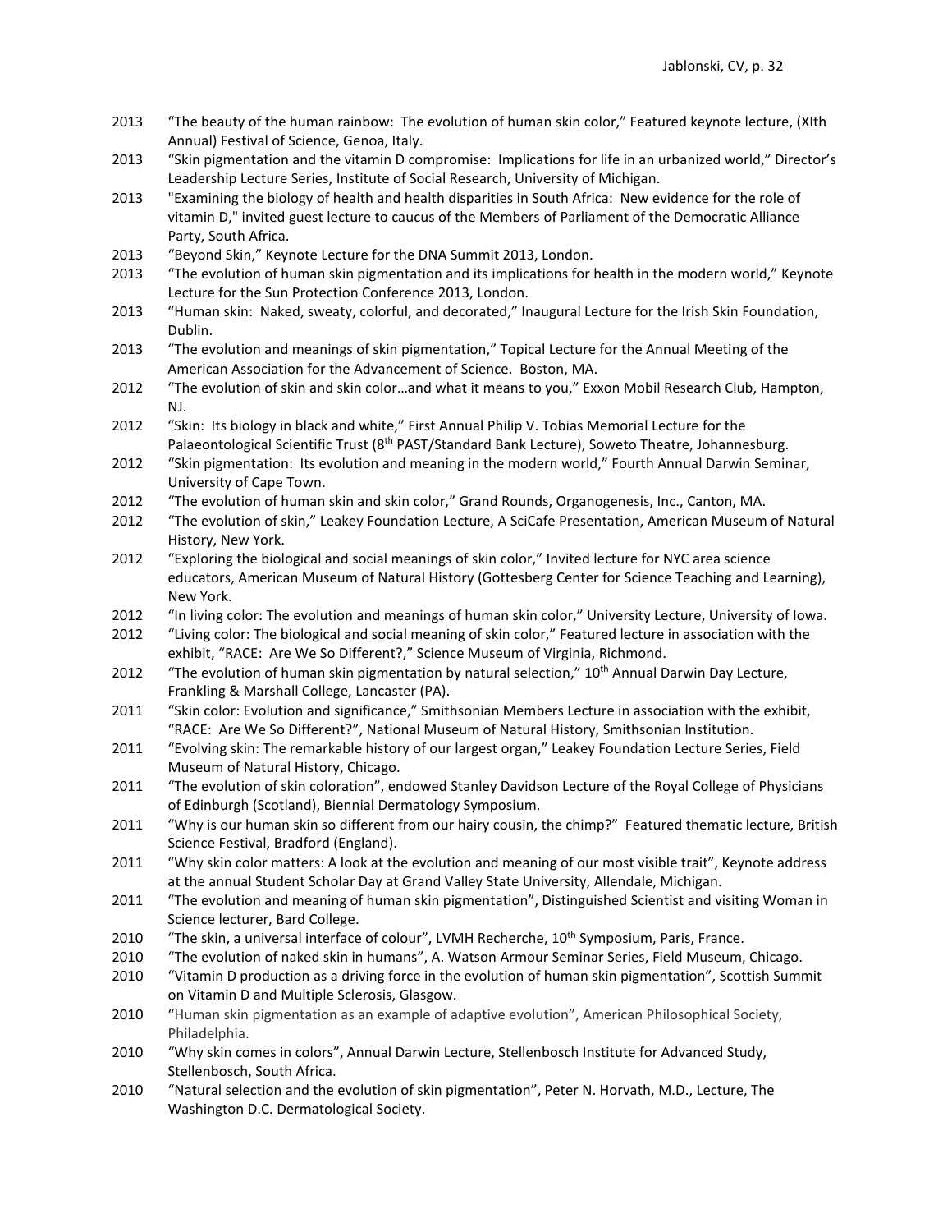2013 "The beauty of the human rainbow: The evolution of human skin color," Featured keynote lecture, (XIth Annual) Festival of Science, Genoa, Italy.

2013 "Skin pigmentation and the vitamin D compromise: Implications for life in an urbanized world," Director's Leadership Lecture Series, Institute of Social Research, University of Michigan.

2013 "Examining the biology of health and health disparities in South Africa: New evidence for the role of vitamin D," invited guest lecture to caucus of the Members of Parliament of the Democratic Alliance Party, South Africa.

2013 "Beyond Skin," Keynote Lecture for the DNA Summit 2013, London.

2013 "The evolution of human skin pigmentation and its implications for health in the modern world," Keynote Lecture for the Sun Protection Conference 2013, London.

2013 "Human skin: Naked, sweaty, colorful, and decorated," Inaugural Lecture for the Irish Skin Foundation, Dublin.

2013 "The evolution and meanings of skin pigmentation," Topical Lecture for the Annual Meeting of the American Association for the Advancement of Science. Boston, MA.

2012 "The evolution of skin and skin color…and what it means to you," Exxon Mobil Research Club, Hampton, NJ.

2012 "Skin: Its biology in black and white," First Annual Philip V. Tobias Memorial Lecture for the Palaeontological Scientific Trust (8th PAST/Standard Bank Lecture), Soweto Theatre, Johannesburg.

2012 "Skin pigmentation: Its evolution and meaning in the modern world," Fourth Annual Darwin Seminar, University of Cape Town.

2012 "The evolution of human skin and skin color," Grand Rounds, Organogenesis, Inc., Canton, MA.

2012 "The evolution of skin," Leakey Foundation Lecture, A SciCafe Presentation, American Museum of Natural History, New York.

2012 "Exploring the biological and social meanings of skin color," Invited lecture for NYC area science educators, American Museum of Natural History (Gottesberg Center for Science Teaching and Learning), New York.

2012 "In living color: The evolution and meanings of human skin color," University Lecture, University of Iowa.

2012 "Living color: The biological and social meaning of skin color," Featured lecture in association with the exhibit, "RACE: Are We So Different?," Science Museum of Virginia, Richmond.

2012 "The evolution of human skin pigmentation by natural selection," 10th Annual Darwin Day Lecture, Frankling & Marshall College, Lancaster (PA).

2011 "Skin color: Evolution and significance," Smithsonian Members Lecture in association with the exhibit, "RACE: Are We So Different?", National Museum of Natural History, Smithsonian Institution.

2011 "Evolving skin: The remarkable history of our largest organ," Leakey Foundation Lecture Series, Field Museum of Natural History, Chicago.

2011 "The evolution of skin coloration", endowed Stanley Davidson Lecture of the Royal College of Physicians of Edinburgh (Scotland), Biennial Dermatology Symposium.

2011 "Why is our human skin so different from our hairy cousin, the chimp?" Featured thematic lecture, British Science Festival, Bradford (England).

2011 "Why skin color matters: A look at the evolution and meaning of our most visible trait", Keynote address at the annual Student Scholar Day at Grand Valley State University, Allendale, Michigan.

2011 "The evolution and meaning of human skin pigmentation", Distinguished Scientist and visiting Woman in Science lecturer, Bard College.

2010 "The skin, a universal interface of colour", LVMH Recherche, 10th Symposium, Paris, France.

2010 "The evolution of naked skin in humans", A. Watson Armour Seminar Series, Field Museum, Chicago.

2010 "Vitamin D production as a driving force in the evolution of human skin pigmentation", Scottish Summit on Vitamin D and Multiple Sclerosis, Glasgow.

2010 "Human skin pigmentation as an example of adaptive evolution", American Philosophical Society, Philadelphia.

2010 "Why skin comes in colors", Annual Darwin Lecture, Stellenbosch Institute for Advanced Study, Stellenbosch, South Africa.

2010 "Natural selection and the evolution of skin pigmentation", Peter N. Horvath, M.D., Lecture, The Washington D.C. Dermatological Society.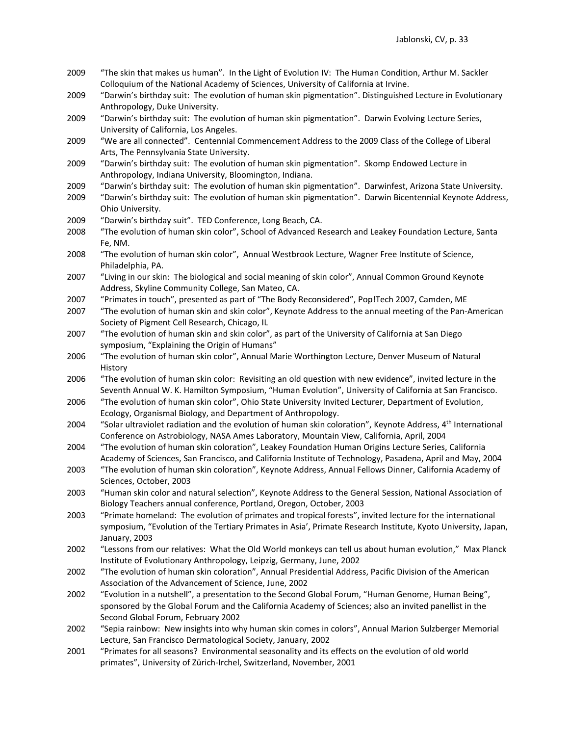2009 "The skin that makes us human". In the Light of Evolution IV: The Human Condition, Arthur M. Sackler Colloquium of the National Academy of Sciences, University of California at Irvine.

2009 "Darwin's birthday suit: The evolution of human skin pigmentation". Distinguished Lecture in Evolutionary Anthropology, Duke University.

2009 "Darwin's birthday suit: The evolution of human skin pigmentation". Darwin Evolving Lecture Series, University of California, Los Angeles.

2009 "We are all connected". Centennial Commencement Address to the 2009 Class of the College of Liberal Arts, The Pennsylvania State University.

2009 "Darwin's birthday suit: The evolution of human skin pigmentation". Skomp Endowed Lecture in Anthropology, Indiana University, Bloomington, Indiana.

2009 "Darwin's birthday suit: The evolution of human skin pigmentation". Darwinfest, Arizona State University.

2009 "Darwin's birthday suit: The evolution of human skin pigmentation". Darwin Bicentennial Keynote Address, Ohio University.

2009 "Darwin's birthday suit". TED Conference, Long Beach, CA.

2008 "The evolution of human skin color", School of Advanced Research and Leakey Foundation Lecture, Santa Fe, NM.

2008 "The evolution of human skin color", Annual Westbrook Lecture, Wagner Free Institute of Science, Philadelphia, PA.

2007 "Living in our skin: The biological and social meaning of skin color", Annual Common Ground Keynote Address, Skyline Community College, San Mateo, CA.

2007 "Primates in touch", presented as part of "The Body Reconsidered", Pop!Tech 2007, Camden, ME

2007 "The evolution of human skin and skin color", Keynote Address to the annual meeting of the Pan-American Society of Pigment Cell Research, Chicago, IL

2007 "The evolution of human skin and skin color", as part of the University of California at San Diego symposium, "Explaining the Origin of Humans"

2006 "The evolution of human skin color", Annual Marie Worthington Lecture, Denver Museum of Natural History

2006 "The evolution of human skin color: Revisiting an old question with new evidence", invited lecture in the Seventh Annual W. K. Hamilton Symposium, "Human Evolution", University of California at San Francisco.

2006 "The evolution of human skin color", Ohio State University Invited Lecturer, Department of Evolution, Ecology, Organismal Biology, and Department of Anthropology.

2004 "Solar ultraviolet radiation and the evolution of human skin coloration", Keynote Address, 4th International Conference on Astrobiology, NASA Ames Laboratory, Mountain View, California, April, 2004

2004 "The evolution of human skin coloration", Leakey Foundation Human Origins Lecture Series, California Academy of Sciences, San Francisco, and California Institute of Technology, Pasadena, April and May, 2004

2003 "The evolution of human skin coloration", Keynote Address, Annual Fellows Dinner, California Academy of Sciences, October, 2003

2003 "Human skin color and natural selection", Keynote Address to the General Session, National Association of Biology Teachers annual conference, Portland, Oregon, October, 2003

2003 "Primate homeland: The evolution of primates and tropical forests", invited lecture for the international symposium, "Evolution of the Tertiary Primates in Asia', Primate Research Institute, Kyoto University, Japan, January, 2003

2002 "Lessons from our relatives: What the Old World monkeys can tell us about human evolution," Max Planck Institute of Evolutionary Anthropology, Leipzig, Germany, June, 2002

2002 "The evolution of human skin coloration", Annual Presidential Address, Pacific Division of the American Association of the Advancement of Science, June, 2002

2002 "Evolution in a nutshell", a presentation to the Second Global Forum, "Human Genome, Human Being", sponsored by the Global Forum and the California Academy of Sciences; also an invited panellist in the Second Global Forum, February 2002

2002 "Sepia rainbow: New insights into why human skin comes in colors", Annual Marion Sulzberger Memorial Lecture, San Francisco Dermatological Society, January, 2002

2001 "Primates for all seasons? Environmental seasonality and its effects on the evolution of old world primates", University of Zürich-Irchel, Switzerland, November, 2001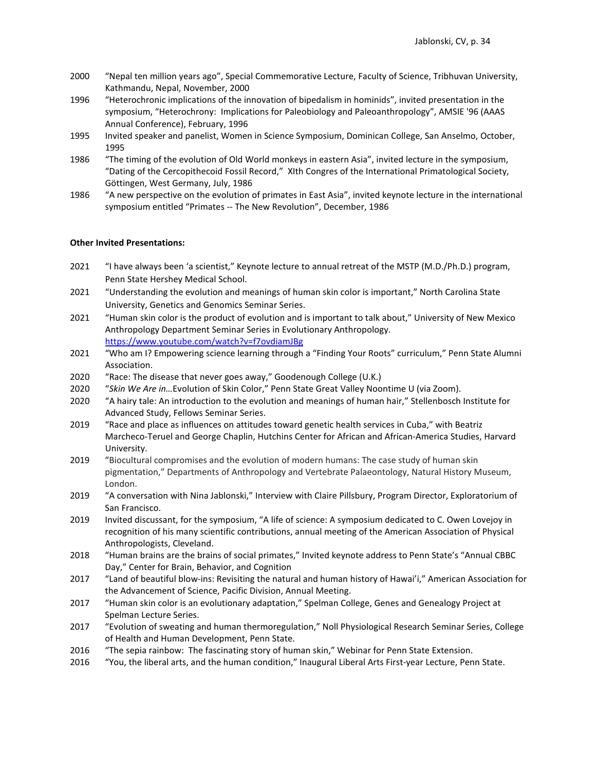2000 "Nepal ten million years ago", Special Commemorative Lecture, Faculty of Science, Tribhuvan University, Kathmandu, Nepal, November, 2000

1996 "Heterochronic implications of the innovation of bipedalism in hominids", invited presentation in the symposium, "Heterochrony: Implications for Paleobiology and Paleoanthropology", AMSIE '96 (AAAS Annual Conference), February, 1996

1995 Invited speaker and panelist, Women in Science Symposium, Dominican College, San Anselmo, October, 1995

1986 "The timing of the evolution of Old World monkeys in eastern Asia", invited lecture in the symposium, "Dating of the Cercopithecoid Fossil Record," XIth Congres of the International Primatological Society, Göttingen, West Germany, July, 1986

1986 "A new perspective on the evolution of primates in East Asia", invited keynote lecture in the international symposium entitled "Primates -- The New Revolution", December, 1986

**Other Invited Presentations:**

2021 "I have always been 'a scientist," Keynote lecture to annual retreat of the MSTP (M.D./Ph.D.) program, Penn State Hershey Medical School.

2021 "Understanding the evolution and meanings of human skin color is important," North Carolina State University, Genetics and Genomics Seminar Series.

2021 "Human skin color is the product of evolution and is important to talk about," University of New Mexico Anthropology Department Seminar Series in Evolutionary Anthropology. https://www.youtube.com/watch?v=f7ovdiamJBg

2021 "Who am I? Empowering science learning through a "Finding Your Roots" curriculum," Penn State Alumni Association.

2020 "Race: The disease that never goes away," Goodenough College (U.K.)

2020 "*Skin We Are in…*Evolution of Skin Color," Penn State Great Valley Noontime U (via Zoom).

2020 "A hairy tale: An introduction to the evolution and meanings of human hair," Stellenbosch Institute for Advanced Study, Fellows Seminar Series.

2019 "Race and place as influences on attitudes toward genetic health services in Cuba," with Beatriz Marcheco-Teruel and George Chaplin, Hutchins Center for African and African-America Studies, Harvard University.

2019 "Biocultural compromises and the evolution of modern humans: The case study of human skin pigmentation," Departments of Anthropology and Vertebrate Palaeontology, Natural History Museum, London.

2019 "A conversation with Nina Jablonski," Interview with Claire Pillsbury, Program Director, Exploratorium of San Francisco.

2019 Invited discussant, for the symposium, "A life of science: A symposium dedicated to C. Owen Lovejoy in recognition of his many scientific contributions, annual meeting of the American Association of Physical Anthropologists, Cleveland.

2018 "Human brains are the brains of social primates," Invited keynote address to Penn State's "Annual CBBC Day," Center for Brain, Behavior, and Cognition

2017 "Land of beautiful blow-ins: Revisiting the natural and human history of Hawai'i," American Association for the Advancement of Science, Pacific Division, Annual Meeting.

2017 "Human skin color is an evolutionary adaptation," Spelman College, Genes and Genealogy Project at Spelman Lecture Series.

2017 "Evolution of sweating and human thermoregulation," Noll Physiological Research Seminar Series, College of Health and Human Development, Penn State.

2016 "The sepia rainbow: The fascinating story of human skin," Webinar for Penn State Extension.

2016 "You, the liberal arts, and the human condition," Inaugural Liberal Arts First-year Lecture, Penn State.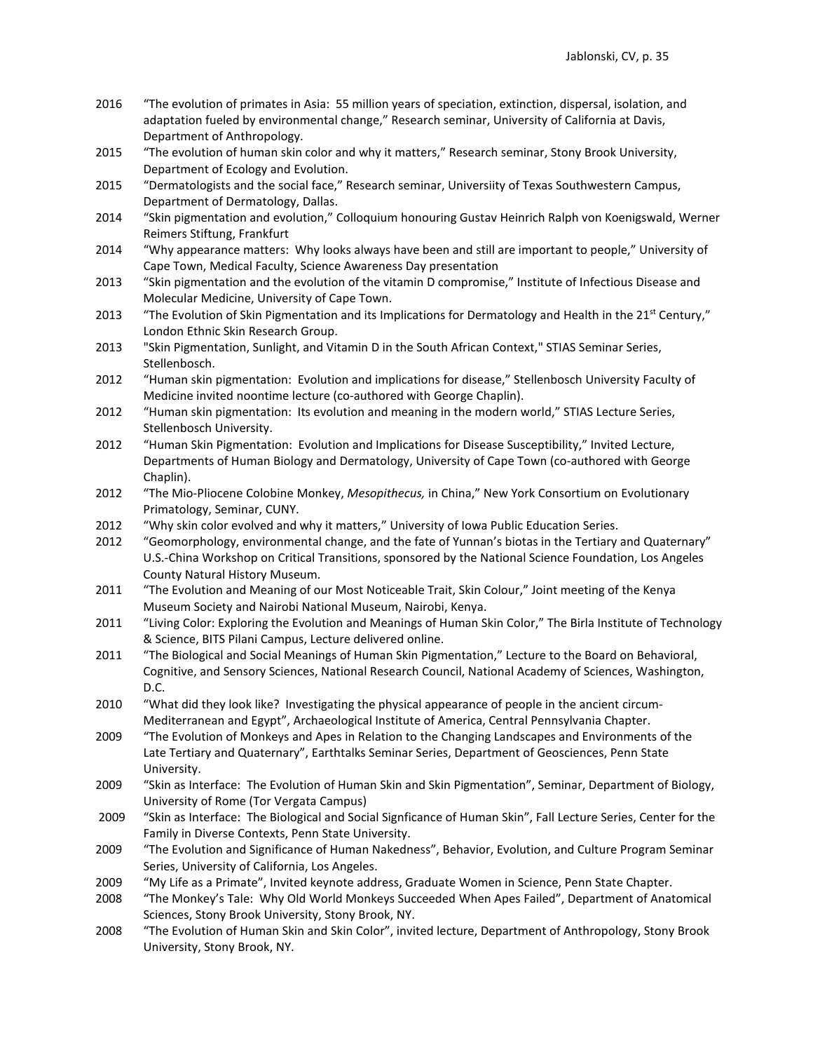2016 "The evolution of primates in Asia: 55 million years of speciation, extinction, dispersal, isolation, and adaptation fueled by environmental change," Research seminar, University of California at Davis, Department of Anthropology.

2015 "The evolution of human skin color and why it matters," Research seminar, Stony Brook University, Department of Ecology and Evolution.

2015 "Dermatologists and the social face," Research seminar, Universiity of Texas Southwestern Campus, Department of Dermatology, Dallas.

2014 "Skin pigmentation and evolution," Colloquium honouring Gustav Heinrich Ralph von Koenigswald, Werner Reimers Stiftung, Frankfurt

2014 "Why appearance matters: Why looks always have been and still are important to people," University of Cape Town, Medical Faculty, Science Awareness Day presentation

2013 "Skin pigmentation and the evolution of the vitamin D compromise," Institute of Infectious Disease and Molecular Medicine, University of Cape Town.

2013 "The Evolution of Skin Pigmentation and its Implications for Dermatology and Health in the 21st Century," London Ethnic Skin Research Group.

2013 "Skin Pigmentation, Sunlight, and Vitamin D in the South African Context," STIAS Seminar Series, Stellenbosch.

2012 "Human skin pigmentation: Evolution and implications for disease," Stellenbosch University Faculty of Medicine invited noontime lecture (co-authored with George Chaplin).

2012 "Human skin pigmentation: Its evolution and meaning in the modern world," STIAS Lecture Series, Stellenbosch University.

2012 "Human Skin Pigmentation: Evolution and Implications for Disease Susceptibility," Invited Lecture, Departments of Human Biology and Dermatology, University of Cape Town (co-authored with George Chaplin).

2012 "The Mio-Pliocene Colobine Monkey, *Mesopithecus,* in China," New York Consortium on Evolutionary Primatology, Seminar, CUNY.

2012 "Why skin color evolved and why it matters," University of Iowa Public Education Series.

2012 "Geomorphology, environmental change, and the fate of Yunnan's biotas in the Tertiary and Quaternary" U.S.-China Workshop on Critical Transitions, sponsored by the National Science Foundation, Los Angeles County Natural History Museum.

2011 "The Evolution and Meaning of our Most Noticeable Trait, Skin Colour," Joint meeting of the Kenya Museum Society and Nairobi National Museum, Nairobi, Kenya.

2011 "Living Color: Exploring the Evolution and Meanings of Human Skin Color," The Birla Institute of Technology & Science, BITS Pilani Campus, Lecture delivered online.

2011 "The Biological and Social Meanings of Human Skin Pigmentation," Lecture to the Board on Behavioral, Cognitive, and Sensory Sciences, National Research Council, National Academy of Sciences, Washington, D.C.

2010 "What did they look like? Investigating the physical appearance of people in the ancient circum-Mediterranean and Egypt", Archaeological Institute of America, Central Pennsylvania Chapter.

2009 "The Evolution of Monkeys and Apes in Relation to the Changing Landscapes and Environments of the Late Tertiary and Quaternary", Earthtalks Seminar Series, Department of Geosciences, Penn State University.

2009 "Skin as Interface: The Evolution of Human Skin and Skin Pigmentation", Seminar, Department of Biology, University of Rome (Tor Vergata Campus)

2009 "Skin as Interface: The Biological and Social Signficance of Human Skin", Fall Lecture Series, Center for the Family in Diverse Contexts, Penn State University.

2009 "The Evolution and Significance of Human Nakedness", Behavior, Evolution, and Culture Program Seminar Series, University of California, Los Angeles.

2009 "My Life as a Primate", Invited keynote address, Graduate Women in Science, Penn State Chapter.

2008 "The Monkey's Tale: Why Old World Monkeys Succeeded When Apes Failed", Department of Anatomical Sciences, Stony Brook University, Stony Brook, NY.

2008 "The Evolution of Human Skin and Skin Color", invited lecture, Department of Anthropology, Stony Brook University, Stony Brook, NY.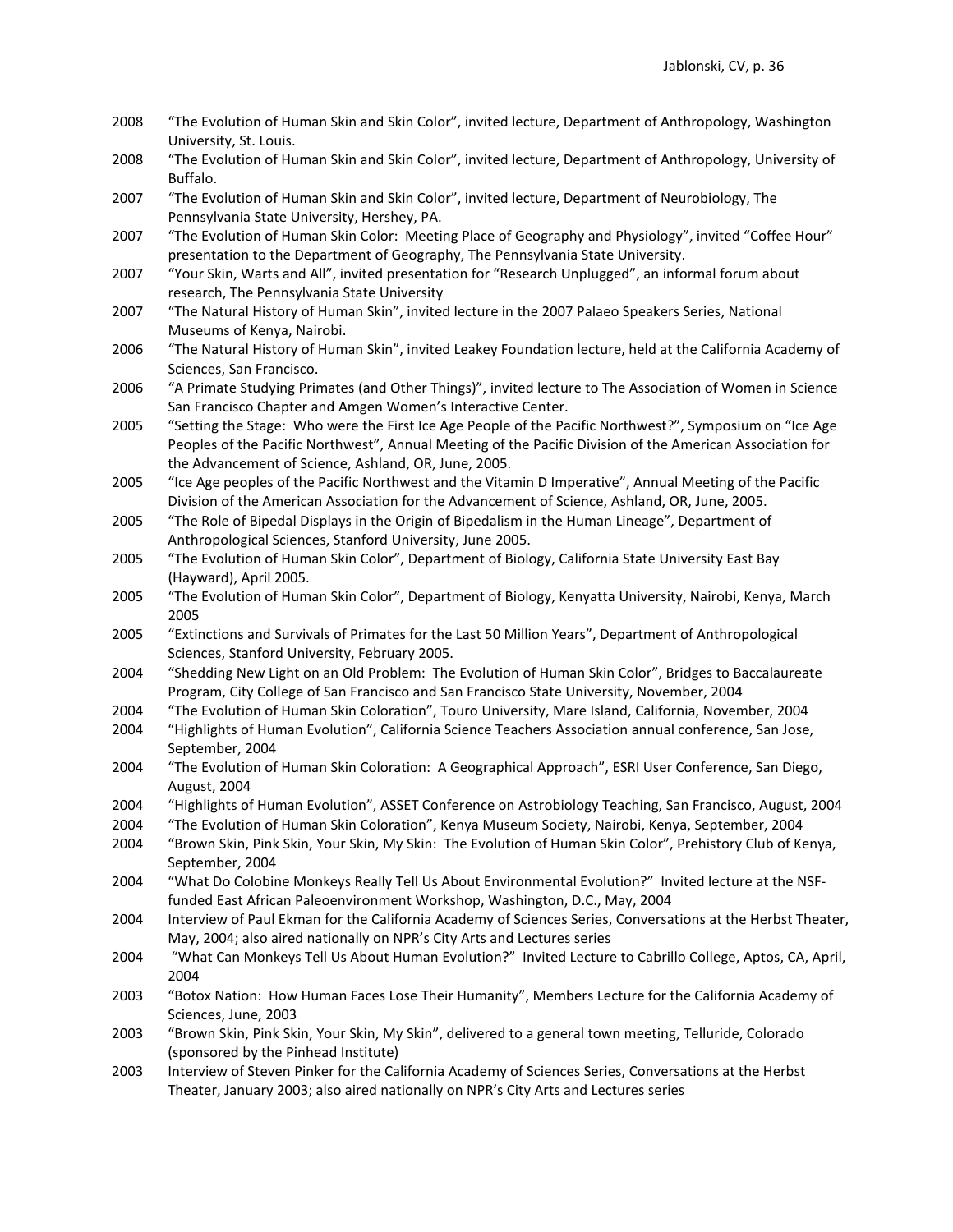2008 "The Evolution of Human Skin and Skin Color", invited lecture, Department of Anthropology, Washington University, St. Louis.

2008 "The Evolution of Human Skin and Skin Color", invited lecture, Department of Anthropology, University of Buffalo.

2007 "The Evolution of Human Skin and Skin Color", invited lecture, Department of Neurobiology, The Pennsylvania State University, Hershey, PA.

2007 "The Evolution of Human Skin Color: Meeting Place of Geography and Physiology", invited "Coffee Hour" presentation to the Department of Geography, The Pennsylvania State University.

2007 "Your Skin, Warts and All", invited presentation for "Research Unplugged", an informal forum about research, The Pennsylvania State University

2007 "The Natural History of Human Skin", invited lecture in the 2007 Palaeo Speakers Series, National Museums of Kenya, Nairobi.

2006 "The Natural History of Human Skin", invited Leakey Foundation lecture, held at the California Academy of Sciences, San Francisco.

2006 "A Primate Studying Primates (and Other Things)", invited lecture to The Association of Women in Science San Francisco Chapter and Amgen Women's Interactive Center.

2005 "Setting the Stage: Who were the First Ice Age People of the Pacific Northwest?", Symposium on "Ice Age Peoples of the Pacific Northwest", Annual Meeting of the Pacific Division of the American Association for the Advancement of Science, Ashland, OR, June, 2005.

2005 "Ice Age peoples of the Pacific Northwest and the Vitamin D Imperative", Annual Meeting of the Pacific Division of the American Association for the Advancement of Science, Ashland, OR, June, 2005.

2005 "The Role of Bipedal Displays in the Origin of Bipedalism in the Human Lineage", Department of Anthropological Sciences, Stanford University, June 2005.

2005 "The Evolution of Human Skin Color", Department of Biology, California State University East Bay (Hayward), April 2005.

2005 "The Evolution of Human Skin Color", Department of Biology, Kenyatta University, Nairobi, Kenya, March 2005

2005 "Extinctions and Survivals of Primates for the Last 50 Million Years", Department of Anthropological Sciences, Stanford University, February 2005.

2004 "Shedding New Light on an Old Problem: The Evolution of Human Skin Color", Bridges to Baccalaureate Program, City College of San Francisco and San Francisco State University, November, 2004

2004 "The Evolution of Human Skin Coloration", Touro University, Mare Island, California, November, 2004

2004 "Highlights of Human Evolution", California Science Teachers Association annual conference, San Jose, September, 2004

2004 "The Evolution of Human Skin Coloration: A Geographical Approach", ESRI User Conference, San Diego, August, 2004

2004 "Highlights of Human Evolution", ASSET Conference on Astrobiology Teaching, San Francisco, August, 2004

2004 "The Evolution of Human Skin Coloration", Kenya Museum Society, Nairobi, Kenya, September, 2004

2004 "Brown Skin, Pink Skin, Your Skin, My Skin: The Evolution of Human Skin Color", Prehistory Club of Kenya, September, 2004

2004 "What Do Colobine Monkeys Really Tell Us About Environmental Evolution?" Invited lecture at the NSF-funded East African Paleoenvironment Workshop, Washington, D.C., May, 2004

2004 Interview of Paul Ekman for the California Academy of Sciences Series, Conversations at the Herbst Theater, May, 2004; also aired nationally on NPR's City Arts and Lectures series

2004 "What Can Monkeys Tell Us About Human Evolution?" Invited Lecture to Cabrillo College, Aptos, CA, April, 2004

2003 "Botox Nation: How Human Faces Lose Their Humanity", Members Lecture for the California Academy of Sciences, June, 2003

2003 "Brown Skin, Pink Skin, Your Skin, My Skin", delivered to a general town meeting, Telluride, Colorado (sponsored by the Pinhead Institute)

2003 Interview of Steven Pinker for the California Academy of Sciences Series, Conversations at the Herbst Theater, January 2003; also aired nationally on NPR's City Arts and Lectures series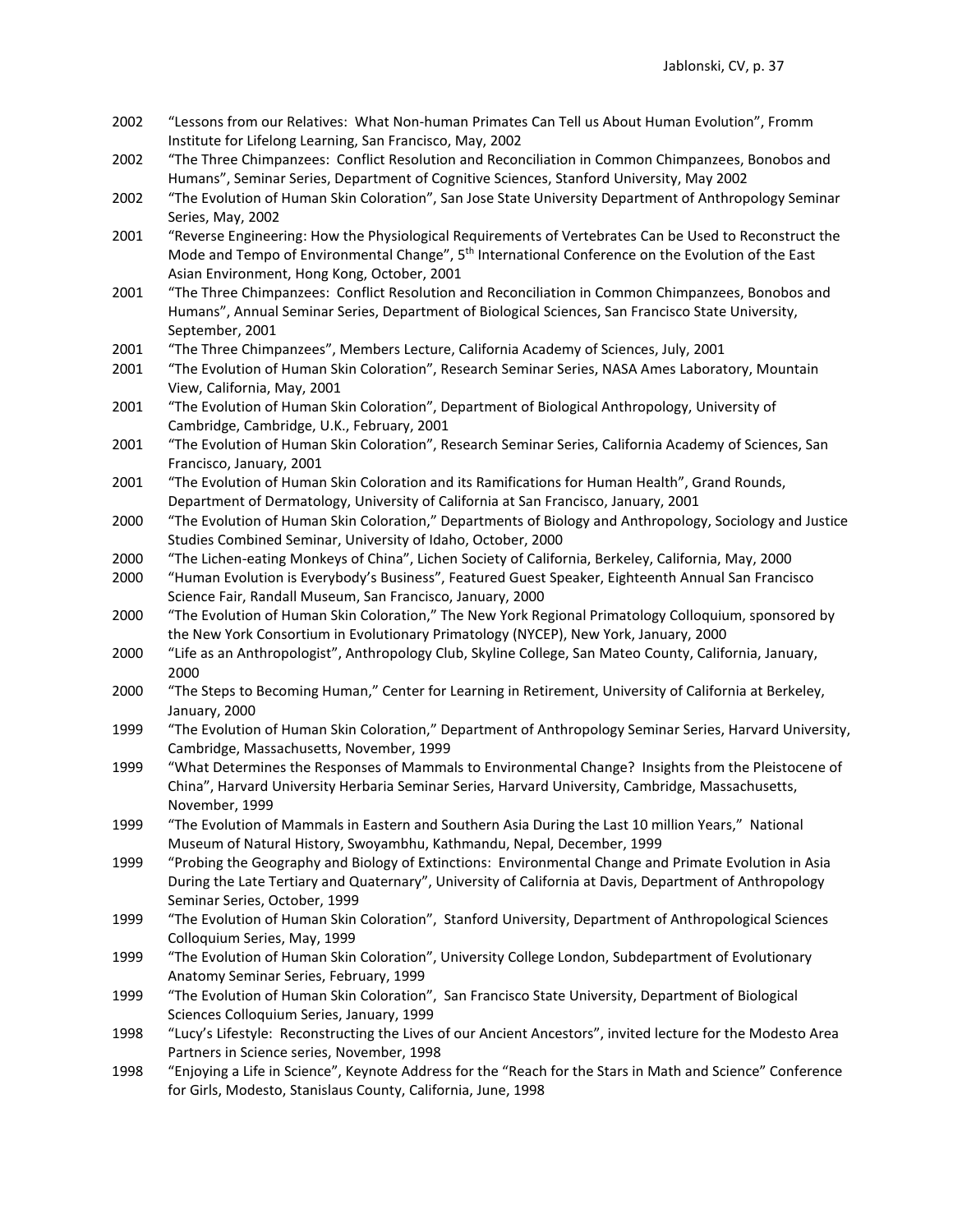2002 "Lessons from our Relatives: What Non-human Primates Can Tell us About Human Evolution", Fromm Institute for Lifelong Learning, San Francisco, May, 2002

2002 "The Three Chimpanzees: Conflict Resolution and Reconciliation in Common Chimpanzees, Bonobos and Humans", Seminar Series, Department of Cognitive Sciences, Stanford University, May 2002

2002 "The Evolution of Human Skin Coloration", San Jose State University Department of Anthropology Seminar Series, May, 2002

2001 "Reverse Engineering: How the Physiological Requirements of Vertebrates Can be Used to Reconstruct the Mode and Tempo of Environmental Change", 5th International Conference on the Evolution of the East Asian Environment, Hong Kong, October, 2001

2001 "The Three Chimpanzees: Conflict Resolution and Reconciliation in Common Chimpanzees, Bonobos and Humans", Annual Seminar Series, Department of Biological Sciences, San Francisco State University, September, 2001

2001 "The Three Chimpanzees", Members Lecture, California Academy of Sciences, July, 2001

2001 "The Evolution of Human Skin Coloration", Research Seminar Series, NASA Ames Laboratory, Mountain View, California, May, 2001

2001 "The Evolution of Human Skin Coloration", Department of Biological Anthropology, University of Cambridge, Cambridge, U.K., February, 2001

2001 "The Evolution of Human Skin Coloration", Research Seminar Series, California Academy of Sciences, San Francisco, January, 2001

2001 "The Evolution of Human Skin Coloration and its Ramifications for Human Health", Grand Rounds, Department of Dermatology, University of California at San Francisco, January, 2001

2000 "The Evolution of Human Skin Coloration," Departments of Biology and Anthropology, Sociology and Justice Studies Combined Seminar, University of Idaho, October, 2000

2000 "The Lichen-eating Monkeys of China", Lichen Society of California, Berkeley, California, May, 2000

2000 "Human Evolution is Everybody's Business", Featured Guest Speaker, Eighteenth Annual San Francisco Science Fair, Randall Museum, San Francisco, January, 2000

2000 "The Evolution of Human Skin Coloration," The New York Regional Primatology Colloquium, sponsored by the New York Consortium in Evolutionary Primatology (NYCEP), New York, January, 2000

2000 "Life as an Anthropologist", Anthropology Club, Skyline College, San Mateo County, California, January, 2000

2000 "The Steps to Becoming Human," Center for Learning in Retirement, University of California at Berkeley, January, 2000

1999 "The Evolution of Human Skin Coloration," Department of Anthropology Seminar Series, Harvard University, Cambridge, Massachusetts, November, 1999

1999 "What Determines the Responses of Mammals to Environmental Change? Insights from the Pleistocene of China", Harvard University Herbaria Seminar Series, Harvard University, Cambridge, Massachusetts, November, 1999

1999 "The Evolution of Mammals in Eastern and Southern Asia During the Last 10 million Years," National Museum of Natural History, Swoyambhu, Kathmandu, Nepal, December, 1999

1999 "Probing the Geography and Biology of Extinctions: Environmental Change and Primate Evolution in Asia During the Late Tertiary and Quaternary", University of California at Davis, Department of Anthropology Seminar Series, October, 1999

1999 "The Evolution of Human Skin Coloration", Stanford University, Department of Anthropological Sciences Colloquium Series, May, 1999

1999 "The Evolution of Human Skin Coloration", University College London, Subdepartment of Evolutionary Anatomy Seminar Series, February, 1999

1999 "The Evolution of Human Skin Coloration", San Francisco State University, Department of Biological Sciences Colloquium Series, January, 1999

1998 "Lucy's Lifestyle: Reconstructing the Lives of our Ancient Ancestors", invited lecture for the Modesto Area Partners in Science series, November, 1998

1998 "Enjoying a Life in Science", Keynote Address for the "Reach for the Stars in Math and Science" Conference for Girls, Modesto, Stanislaus County, California, June, 1998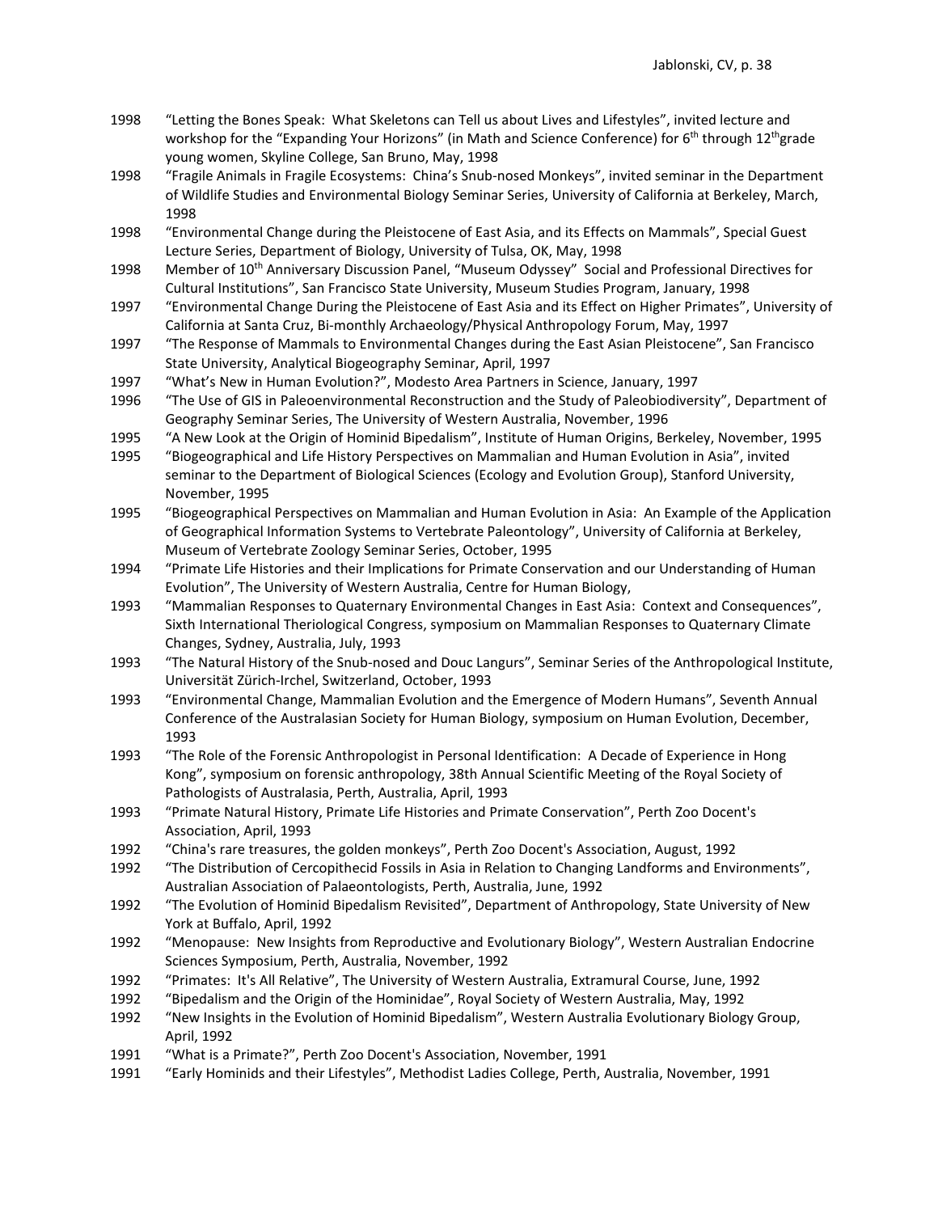1998 "Letting the Bones Speak: What Skeletons can Tell us about Lives and Lifestyles", invited lecture and workshop for the "Expanding Your Horizons" (in Math and Science Conference) for 6th through 12th grade young women, Skyline College, San Bruno, May, 1998

1998 "Fragile Animals in Fragile Ecosystems: China's Snub-nosed Monkeys", invited seminar in the Department of Wildlife Studies and Environmental Biology Seminar Series, University of California at Berkeley, March, 1998

1998 "Environmental Change during the Pleistocene of East Asia, and its Effects on Mammals", Special Guest Lecture Series, Department of Biology, University of Tulsa, OK, May, 1998

1998 Member of 10th Anniversary Discussion Panel, "Museum Odyssey" Social and Professional Directives for Cultural Institutions", San Francisco State University, Museum Studies Program, January, 1998

1997 "Environmental Change During the Pleistocene of East Asia and its Effect on Higher Primates", University of California at Santa Cruz, Bi-monthly Archaeology/Physical Anthropology Forum, May, 1997

1997 "The Response of Mammals to Environmental Changes during the East Asian Pleistocene", San Francisco State University, Analytical Biogeography Seminar, April, 1997

1997 "What's New in Human Evolution?", Modesto Area Partners in Science, January, 1997

1996 "The Use of GIS in Paleoenvironmental Reconstruction and the Study of Paleobiodiversity", Department of Geography Seminar Series, The University of Western Australia, November, 1996

1995 "A New Look at the Origin of Hominid Bipedalism", Institute of Human Origins, Berkeley, November, 1995

1995 "Biogeographical and Life History Perspectives on Mammalian and Human Evolution in Asia", invited seminar to the Department of Biological Sciences (Ecology and Evolution Group), Stanford University, November, 1995

1995 "Biogeographical Perspectives on Mammalian and Human Evolution in Asia: An Example of the Application of Geographical Information Systems to Vertebrate Paleontology", University of California at Berkeley, Museum of Vertebrate Zoology Seminar Series, October, 1995

1994 "Primate Life Histories and their Implications for Primate Conservation and our Understanding of Human Evolution", The University of Western Australia, Centre for Human Biology,

1993 "Mammalian Responses to Quaternary Environmental Changes in East Asia: Context and Consequences", Sixth International Theriological Congress, symposium on Mammalian Responses to Quaternary Climate Changes, Sydney, Australia, July, 1993

1993 "The Natural History of the Snub-nosed and Douc Langurs", Seminar Series of the Anthropological Institute, Universität Zürich-Irchel, Switzerland, October, 1993

1993 "Environmental Change, Mammalian Evolution and the Emergence of Modern Humans", Seventh Annual Conference of the Australasian Society for Human Biology, symposium on Human Evolution, December, 1993

1993 "The Role of the Forensic Anthropologist in Personal Identification: A Decade of Experience in Hong Kong", symposium on forensic anthropology, 38th Annual Scientific Meeting of the Royal Society of Pathologists of Australasia, Perth, Australia, April, 1993

1993 "Primate Natural History, Primate Life Histories and Primate Conservation", Perth Zoo Docent's Association, April, 1993

1992 "China's rare treasures, the golden monkeys", Perth Zoo Docent's Association, August, 1992

1992 "The Distribution of Cercopithecid Fossils in Asia in Relation to Changing Landforms and Environments", Australian Association of Palaeontologists, Perth, Australia, June, 1992

1992 "The Evolution of Hominid Bipedalism Revisited", Department of Anthropology, State University of New York at Buffalo, April, 1992

1992 "Menopause: New Insights from Reproductive and Evolutionary Biology", Western Australian Endocrine Sciences Symposium, Perth, Australia, November, 1992

1992 "Primates: It's All Relative", The University of Western Australia, Extramural Course, June, 1992

1992 "Bipedalism and the Origin of the Hominidae", Royal Society of Western Australia, May, 1992

1992 "New Insights in the Evolution of Hominid Bipedalism", Western Australia Evolutionary Biology Group, April, 1992

1991 "What is a Primate?", Perth Zoo Docent's Association, November, 1991

1991 "Early Hominids and their Lifestyles", Methodist Ladies College, Perth, Australia, November, 1991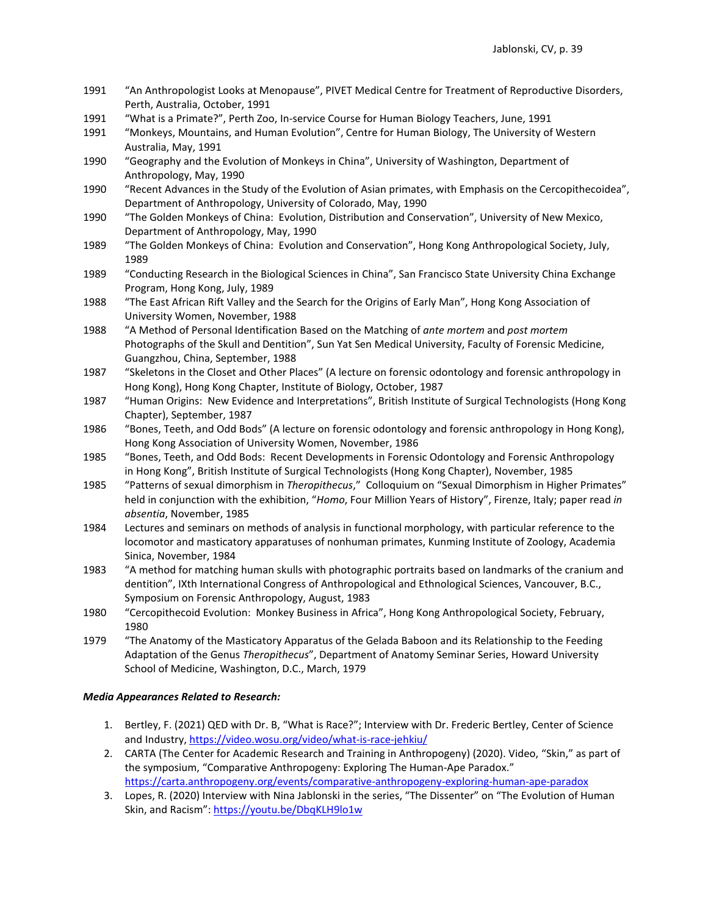1991 "An Anthropologist Looks at Menopause", PIVET Medical Centre for Treatment of Reproductive Disorders, Perth, Australia, October, 1991

1991 "What is a Primate?", Perth Zoo, In-service Course for Human Biology Teachers, June, 1991

1991 "Monkeys, Mountains, and Human Evolution", Centre for Human Biology, The University of Western Australia, May, 1991

1990 "Geography and the Evolution of Monkeys in China", University of Washington, Department of Anthropology, May, 1990

1990 "Recent Advances in the Study of the Evolution of Asian primates, with Emphasis on the Cercopithecoidea", Department of Anthropology, University of Colorado, May, 1990

1990 "The Golden Monkeys of China: Evolution, Distribution and Conservation", University of New Mexico, Department of Anthropology, May, 1990

1989 "The Golden Monkeys of China: Evolution and Conservation", Hong Kong Anthropological Society, July, 1989

1989 "Conducting Research in the Biological Sciences in China", San Francisco State University China Exchange Program, Hong Kong, July, 1989

1988 "The East African Rift Valley and the Search for the Origins of Early Man", Hong Kong Association of University Women, November, 1988

1988 "A Method of Personal Identification Based on the Matching of *ante mortem* and *post mortem* Photographs of the Skull and Dentition", Sun Yat Sen Medical University, Faculty of Forensic Medicine, Guangzhou, China, September, 1988

1987 "Skeletons in the Closet and Other Places" (A lecture on forensic odontology and forensic anthropology in Hong Kong), Hong Kong Chapter, Institute of Biology, October, 1987

1987 "Human Origins: New Evidence and Interpretations", British Institute of Surgical Technologists (Hong Kong Chapter), September, 1987

1986 "Bones, Teeth, and Odd Bods" (A lecture on forensic odontology and forensic anthropology in Hong Kong), Hong Kong Association of University Women, November, 1986

1985 "Bones, Teeth, and Odd Bods: Recent Developments in Forensic Odontology and Forensic Anthropology in Hong Kong", British Institute of Surgical Technologists (Hong Kong Chapter), November, 1985

1985 "Patterns of sexual dimorphism in *Theropithecus*," Colloquium on "Sexual Dimorphism in Higher Primates" held in conjunction with the exhibition, "*Homo*, Four Million Years of History", Firenze, Italy; paper read *in absentia*, November, 1985

1984 Lectures and seminars on methods of analysis in functional morphology, with particular reference to the locomotor and masticatory apparatuses of nonhuman primates, Kunming Institute of Zoology, Academia Sinica, November, 1984

1983 "A method for matching human skulls with photographic portraits based on landmarks of the cranium and dentition", IXth International Congress of Anthropological and Ethnological Sciences, Vancouver, B.C., Symposium on Forensic Anthropology, August, 1983

1980 "Cercopithecoid Evolution: Monkey Business in Africa", Hong Kong Anthropological Society, February, 1980

1979 "The Anatomy of the Masticatory Apparatus of the Gelada Baboon and its Relationship to the Feeding Adaptation of the Genus *Theropithecus*", Department of Anatomy Seminar Series, Howard University School of Medicine, Washington, D.C., March, 1979

***Media Appearances Related to Research:***

1. Bertley, F. (2021) QED with Dr. B, "What is Race?"; Interview with Dr. Frederic Bertley, Center of Science and Industry, https://video.wosu.org/video/what-is-race-jehkiu/
2. CARTA (The Center for Academic Research and Training in Anthropogeny) (2020). Video, "Skin," as part of the symposium, "Comparative Anthropogeny: Exploring The Human-Ape Paradox." https://carta.anthropogeny.org/events/comparative-anthropogeny-exploring-human-ape-paradox
3. Lopes, R. (2020) Interview with Nina Jablonski in the series, "The Dissenter" on "The Evolution of Human Skin, and Racism": https://youtu.be/DbqKLH9lo1w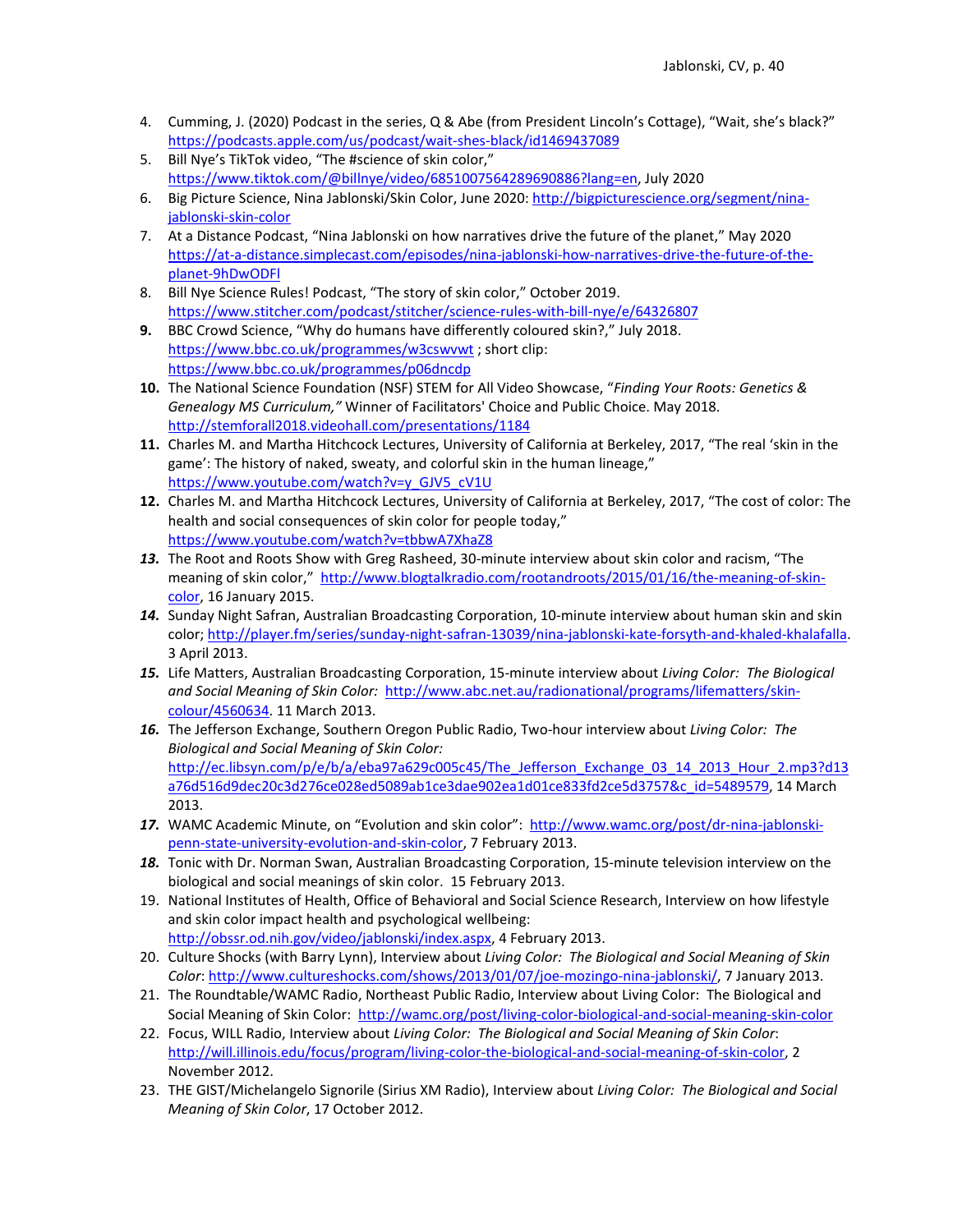4. Cumming, J. (2020) Podcast in the series, Q & Abe (from President Lincoln's Cottage), "Wait, she's black?" https://podcasts.apple.com/us/podcast/wait-shes-black/id1469437089
5. Bill Nye's TikTok video, "The #science of skin color," https://www.tiktok.com/@billnye/video/6851007564289690886?lang=en, July 2020
6. Big Picture Science, Nina Jablonski/Skin Color, June 2020: http://bigpicturescience.org/segment/nina-jablonski-skin-color
7. At a Distance Podcast, "Nina Jablonski on how narratives drive the future of the planet," May 2020 https://at-a-distance.simplecast.com/episodes/nina-jablonski-how-narratives-drive-the-future-of-the-planet-9hDwODFl
8. Bill Nye Science Rules! Podcast, "The story of skin color," October 2019. https://www.stitcher.com/podcast/stitcher/science-rules-with-bill-nye/e/64326807
9. BBC Crowd Science, "Why do humans have differently coloured skin?," July 2018. https://www.bbc.co.uk/programmes/w3cswvwt ; short clip: https://www.bbc.co.uk/programmes/p06dncdp
10. The National Science Foundation (NSF) STEM for All Video Showcase, "*Finding Your Roots: Genetics & Genealogy MS Curriculum,"* Winner of Facilitators' Choice and Public Choice. May 2018. http://stemforall2018.videohall.com/presentations/1184
11. Charles M. and Martha Hitchcock Lectures, University of California at Berkeley, 2017, "The real 'skin in the game': The history of naked, sweaty, and colorful skin in the human lineage," https://www.youtube.com/watch?v=y_GJV5_cV1U
12. Charles M. and Martha Hitchcock Lectures, University of California at Berkeley, 2017, "The cost of color: The health and social consequences of skin color for people today," https://www.youtube.com/watch?v=tbbwA7XhaZ8
13. The Root and Roots Show with Greg Rasheed, 30-minute interview about skin color and racism, "The meaning of skin color," http://www.blogtalkradio.com/rootandroots/2015/01/16/the-meaning-of-skin-color, 16 January 2015.
14. Sunday Night Safran, Australian Broadcasting Corporation, 10-minute interview about human skin and skin color; http://player.fm/series/sunday-night-safran-13039/nina-jablonski-kate-forsyth-and-khaled-khalafalla. 3 April 2013.
15. Life Matters, Australian Broadcasting Corporation, 15-minute interview about *Living Color: The Biological and Social Meaning of Skin Color:* http://www.abc.net.au/radionational/programs/lifematters/skin-colour/4560634. 11 March 2013.
16. The Jefferson Exchange, Southern Oregon Public Radio, Two-hour interview about *Living Color: The Biological and Social Meaning of Skin Color:* http://ec.libsyn.com/p/e/b/a/eba97a629c005c45/The_Jefferson_Exchange_03_14_2013_Hour_2.mp3?d13a76d516d9dec20c3d276ce028ed5089ab1ce3dae902ea1d01ce833fd2ce5d3757&c_id=5489579, 14 March 2013.
17. WAMC Academic Minute, on "Evolution and skin color": http://www.wamc.org/post/dr-nina-jablonski-penn-state-university-evolution-and-skin-color, 7 February 2013.
18. Tonic with Dr. Norman Swan, Australian Broadcasting Corporation, 15-minute television interview on the biological and social meanings of skin color. 15 February 2013.
19. National Institutes of Health, Office of Behavioral and Social Science Research, Interview on how lifestyle and skin color impact health and psychological wellbeing: http://obssr.od.nih.gov/video/jablonski/index.aspx, 4 February 2013.
20. Culture Shocks (with Barry Lynn), Interview about *Living Color: The Biological and Social Meaning of Skin Color*: http://www.cultureshocks.com/shows/2013/01/07/joe-mozingo-nina-jablonski/, 7 January 2013.
21. The Roundtable/WAMC Radio, Northeast Public Radio, Interview about Living Color: The Biological and Social Meaning of Skin Color: http://wamc.org/post/living-color-biological-and-social-meaning-skin-color
22. Focus, WILL Radio, Interview about *Living Color: The Biological and Social Meaning of Skin Color*: http://will.illinois.edu/focus/program/living-color-the-biological-and-social-meaning-of-skin-color, 2 November 2012.
23. THE GIST/Michelangelo Signorile (Sirius XM Radio), Interview about *Living Color: The Biological and Social Meaning of Skin Color*, 17 October 2012.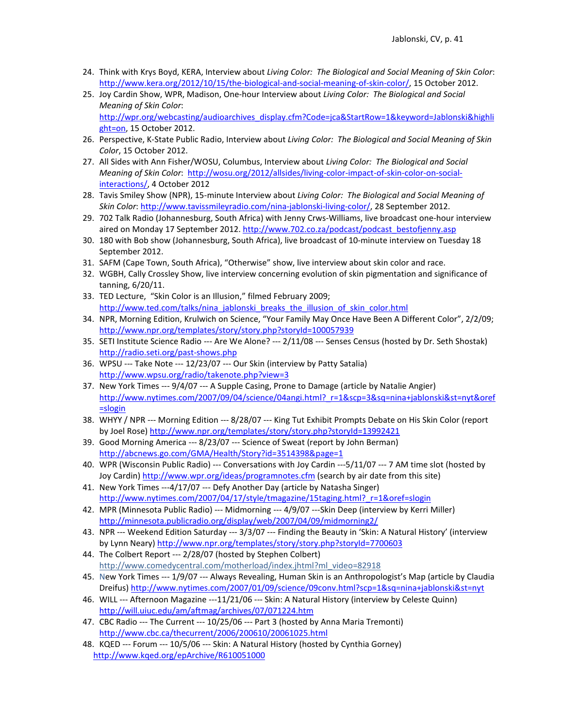24. Think with Krys Boyd, KERA, Interview about *Living Color: The Biological and Social Meaning of Skin Color*: http://www.kera.org/2012/10/15/the-biological-and-social-meaning-of-skin-color/, 15 October 2012.
25. Joy Cardin Show, WPR, Madison, One-hour Interview about *Living Color: The Biological and Social Meaning of Skin Color*: http://wpr.org/webcasting/audioarchives_display.cfm?Code=jca&StartRow=1&keyword=Jablonski&highlight=on, 15 October 2012.
26. Perspective, K-State Public Radio, Interview about *Living Color: The Biological and Social Meaning of Skin Color*, 15 October 2012.
27. All Sides with Ann Fisher/WOSU, Columbus, Interview about *Living Color: The Biological and Social Meaning of Skin Color*: http://wosu.org/2012/allsides/living-color-impact-of-skin-color-on-social-interactions/, 4 October 2012
28. Tavis Smiley Show (NPR), 15-minute Interview about *Living Color: The Biological and Social Meaning of Skin Color*: http://www.tavissmileyradio.com/nina-jablonski-living-color/, 28 September 2012.
29. 702 Talk Radio (Johannesburg, South Africa) with Jenny Crws-Williams, live broadcast one-hour interview aired on Monday 17 September 2012. http://www.702.co.za/podcast/podcast_bestofjenny.asp
30. 180 with Bob show (Johannesburg, South Africa), live broadcast of 10-minute interview on Tuesday 18 September 2012.
31. SAFM (Cape Town, South Africa), "Otherwise" show, live interview about skin color and race.
32. WGBH, Cally Crossley Show, live interview concerning evolution of skin pigmentation and significance of tanning, 6/20/11.
33. TED Lecture, "Skin Color is an Illusion," filmed February 2009; http://www.ted.com/talks/nina_jablonski_breaks_the_illusion_of_skin_color.html
34. NPR, Morning Edition, Krulwich on Science, "Your Family May Once Have Been A Different Color", 2/2/09; http://www.npr.org/templates/story/story.php?storyId=100057939
35. SETI Institute Science Radio --- Are We Alone? --- 2/11/08 --- Senses Census (hosted by Dr. Seth Shostak) http://radio.seti.org/past-shows.php
36. WPSU --- Take Note --- 12/23/07 --- Our Skin (interview by Patty Satalia) http://www.wpsu.org/radio/takenote.php?view=3
37. New York Times --- 9/4/07 --- A Supple Casing, Prone to Damage (article by Natalie Angier) http://www.nytimes.com/2007/09/04/science/04angi.html?_r=1&scp=3&sq=nina+jablonski&st=nyt&oref=slogin
38. WHYY / NPR --- Morning Edition --- 8/28/07 --- King Tut Exhibit Prompts Debate on His Skin Color (report by Joel Rose) http://www.npr.org/templates/story/story.php?storyId=13992421
39. Good Morning America --- 8/23/07 --- Science of Sweat (report by John Berman) http://abcnews.go.com/GMA/Health/Story?id=3514398&page=1
40. WPR (Wisconsin Public Radio) --- Conversations with Joy Cardin ---5/11/07 --- 7 AM time slot (hosted by Joy Cardin) http://www.wpr.org/ideas/programnotes.cfm (search by air date from this site)
41. New York Times ---4/17/07 --- Defy Another Day (article by Natasha Singer) http://www.nytimes.com/2007/04/17/style/tmagazine/15taging.html?_r=1&oref=slogin
42. MPR (Minnesota Public Radio) --- Midmorning --- 4/9/07 ---Skin Deep (interview by Kerri Miller) http://minnesota.publicradio.org/display/web/2007/04/09/midmorning2/
43. NPR --- Weekend Edition Saturday --- 3/3/07 --- Finding the Beauty in 'Skin: A Natural History' (interview by Lynn Neary) http://www.npr.org/templates/story/story.php?storyId=7700603
44. The Colbert Report --- 2/28/07 (hosted by Stephen Colbert) http://www.comedycentral.com/motherload/index.jhtml?ml_video=82918
45. New York Times --- 1/9/07 --- Always Revealing, Human Skin is an Anthropologist's Map (article by Claudia Dreifus) http://www.nytimes.com/2007/01/09/science/09conv.html?scp=1&sq=nina+jablonski&st=nyt
46. WILL --- Afternoon Magazine ---11/21/06 --- Skin: A Natural History (interview by Celeste Quinn) http://will.uiuc.edu/am/aftmag/archives/07/071224.htm
47. CBC Radio --- The Current --- 10/25/06 --- Part 3 (hosted by Anna Maria Tremonti) http://www.cbc.ca/thecurrent/2006/200610/20061025.html
48. KQED --- Forum --- 10/5/06 --- Skin: A Natural History (hosted by Cynthia Gorney) http://www.kqed.org/epArchive/R610051000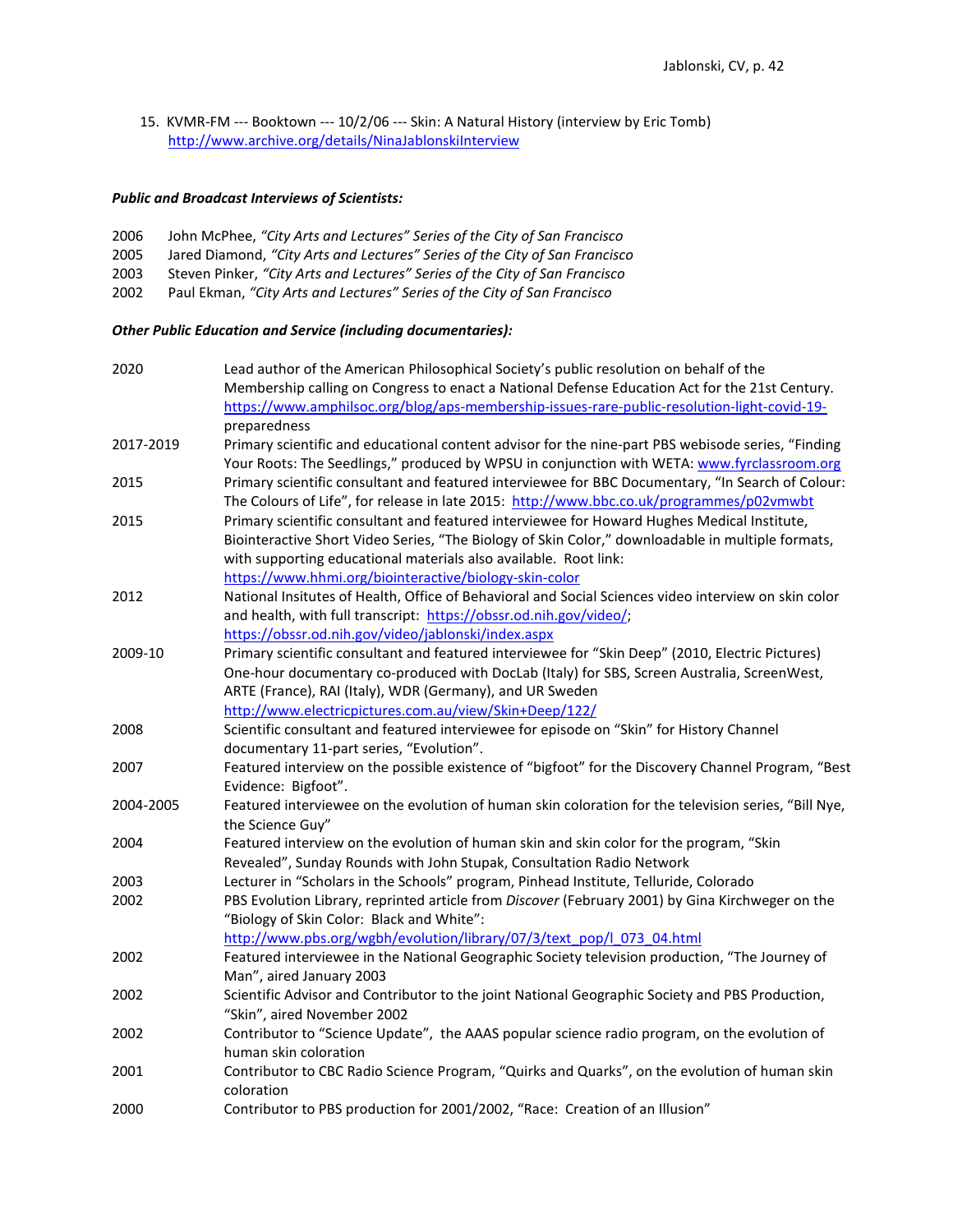15. KVMR-FM --- Booktown --- 10/2/06 --- Skin: A Natural History (interview by Eric Tomb) http://www.archive.org/details/NinaJablonskiInterview

***Public and Broadcast Interviews of Scientists:***

2006 John McPhee, *"City Arts and Lectures" Series of the City of San Francisco*
2005 Jared Diamond, *"City Arts and Lectures" Series of the City of San Francisco*
2003 Steven Pinker, *"City Arts and Lectures" Series of the City of San Francisco*
2002 Paul Ekman, *"City Arts and Lectures" Series of the City of San Francisco*

***Other Public Education and Service (including documentaries):***

| | |
|---|---|
| 2020 | Lead author of the American Philosophical Society's public resolution on behalf of the Membership calling on Congress to enact a National Defense Education Act for the 21st Century. https://www.amphilsoc.org/blog/aps-membership-issues-rare-public-resolution-light-covid-19-preparedness |
| 2017-2019 | Primary scientific and educational content advisor for the nine-part PBS webisode series, "Finding Your Roots: The Seedlings," produced by WPSU in conjunction with WETA: www.fyrclassroom.org |
| 2015 | Primary scientific consultant and featured interviewee for BBC Documentary, "In Search of Colour: The Colours of Life", for release in late 2015: http://www.bbc.co.uk/programmes/p02vmwbt |
| 2015 | Primary scientific consultant and featured interviewee for Howard Hughes Medical Institute, Biointeractive Short Video Series, "The Biology of Skin Color," downloadable in multiple formats, with supporting educational materials also available. Root link: https://www.hhmi.org/biointeractive/biology-skin-color |
| 2012 | National Insitutes of Health, Office of Behavioral and Social Sciences video interview on skin color and health, with full transcript: https://obssr.od.nih.gov/video/; https://obssr.od.nih.gov/video/jablonski/index.aspx |
| 2009-10 | Primary scientific consultant and featured interviewee for "Skin Deep" (2010, Electric Pictures) One-hour documentary co-produced with DocLab (Italy) for SBS, Screen Australia, ScreenWest, ARTE (France), RAI (Italy), WDR (Germany), and UR Sweden http://www.electricpictures.com.au/view/Skin+Deep/122/ |
| 2008 | Scientific consultant and featured interviewee for episode on "Skin" for History Channel documentary 11-part series, "Evolution". |
| 2007 | Featured interview on the possible existence of "bigfoot" for the Discovery Channel Program, "Best Evidence: Bigfoot". |
| 2004-2005 | Featured interviewee on the evolution of human skin coloration for the television series, "Bill Nye, the Science Guy" |
| 2004 | Featured interview on the evolution of human skin and skin color for the program, "Skin Revealed", Sunday Rounds with John Stupak, Consultation Radio Network |
| 2003 | Lecturer in "Scholars in the Schools" program, Pinhead Institute, Telluride, Colorado |
| 2002 | PBS Evolution Library, reprinted article from *Discover* (February 2001) by Gina Kirchweger on the "Biology of Skin Color: Black and White": http://www.pbs.org/wgbh/evolution/library/07/3/text_pop/l_073_04.html |
| 2002 | Featured interviewee in the National Geographic Society television production, "The Journey of Man", aired January 2003 |
| 2002 | Scientific Advisor and Contributor to the joint National Geographic Society and PBS Production, "Skin", aired November 2002 |
| 2002 | Contributor to "Science Update", the AAAS popular science radio program, on the evolution of human skin coloration |
| 2001 | Contributor to CBC Radio Science Program, "Quirks and Quarks", on the evolution of human skin coloration |
| 2000 | Contributor to PBS production for 2001/2002, "Race: Creation of an Illusion" |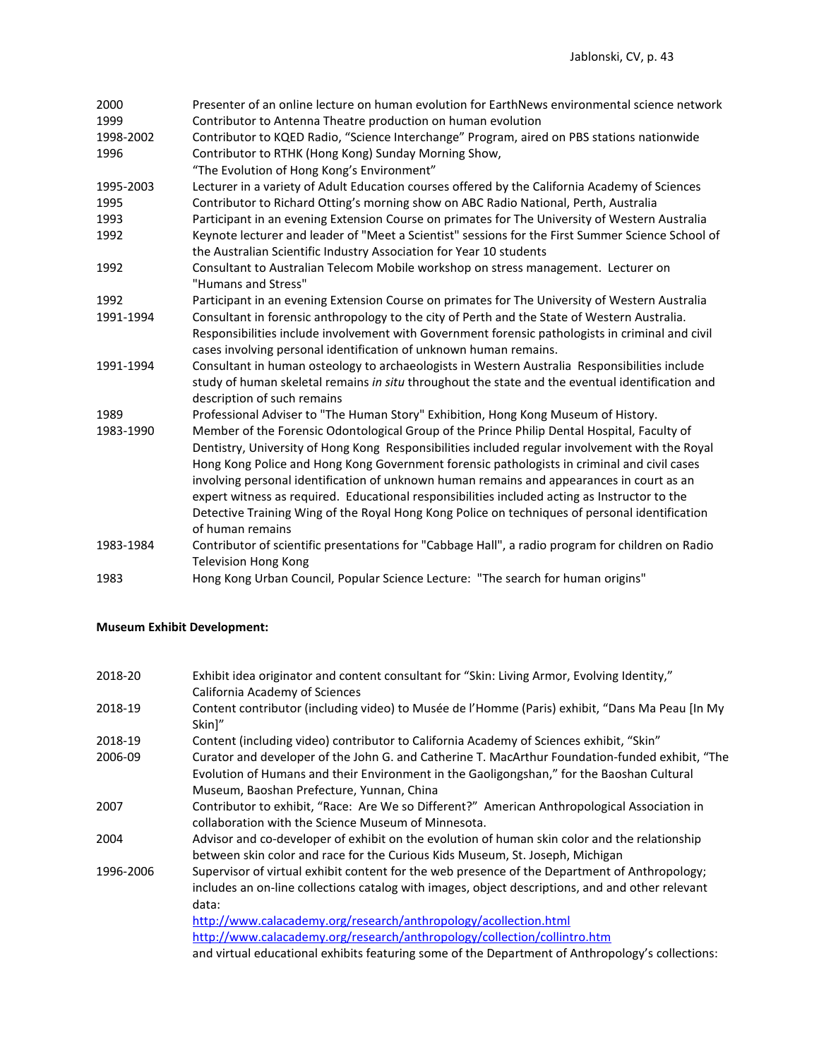| | |
|---|---|
| 2000 | Presenter of an online lecture on human evolution for EarthNews environmental science network |
| 1999 | Contributor to Antenna Theatre production on human evolution |
| 1998-2002 | Contributor to KQED Radio, "Science Interchange" Program, aired on PBS stations nationwide |
| 1996 | Contributor to RTHK (Hong Kong) Sunday Morning Show, "The Evolution of Hong Kong's Environment" |
| 1995-2003 | Lecturer in a variety of Adult Education courses offered by the California Academy of Sciences |
| 1995 | Contributor to Richard Otting's morning show on ABC Radio National, Perth, Australia |
| 1993 | Participant in an evening Extension Course on primates for The University of Western Australia |
| 1992 | Keynote lecturer and leader of "Meet a Scientist" sessions for the First Summer Science School of the Australian Scientific Industry Association for Year 10 students |
| 1992 | Consultant to Australian Telecom Mobile workshop on stress management. Lecturer on "Humans and Stress" |
| 1992 | Participant in an evening Extension Course on primates for The University of Western Australia |
| 1991-1994 | Consultant in forensic anthropology to the city of Perth and the State of Western Australia. Responsibilities include involvement with Government forensic pathologists in criminal and civil cases involving personal identification of unknown human remains. |
| 1991-1994 | Consultant in human osteology to archaeologists in Western Australia Responsibilities include study of human skeletal remains *in situ* throughout the state and the eventual identification and description of such remains |
| 1989 | Professional Adviser to "The Human Story" Exhibition, Hong Kong Museum of History. |
| 1983-1990 | Member of the Forensic Odontological Group of the Prince Philip Dental Hospital, Faculty of Dentistry, University of Hong Kong Responsibilities included regular involvement with the Royal Hong Kong Police and Hong Kong Government forensic pathologists in criminal and civil cases involving personal identification of unknown human remains and appearances in court as an expert witness as required. Educational responsibilities included acting as Instructor to the Detective Training Wing of the Royal Hong Kong Police on techniques of personal identification of human remains |
| 1983-1984 | Contributor of scientific presentations for "Cabbage Hall", a radio program for children on Radio Television Hong Kong |
| 1983 | Hong Kong Urban Council, Popular Science Lecture: "The search for human origins" |

**Museum Exhibit Development:**

| | |
|---|---|
| 2018-20 | Exhibit idea originator and content consultant for "Skin: Living Armor, Evolving Identity," California Academy of Sciences |
| 2018-19 | Content contributor (including video) to Musée de l'Homme (Paris) exhibit, "Dans Ma Peau [In My Skin]" |
| 2018-19 | Content (including video) contributor to California Academy of Sciences exhibit, "Skin" |
| 2006-09 | Curator and developer of the John G. and Catherine T. MacArthur Foundation-funded exhibit, "The Evolution of Humans and their Environment in the Gaoligongshan," for the Baoshan Cultural Museum, Baoshan Prefecture, Yunnan, China |
| 2007 | Contributor to exhibit, "Race: Are We so Different?" American Anthropological Association in collaboration with the Science Museum of Minnesota. |
| 2004 | Advisor and co-developer of exhibit on the evolution of human skin color and the relationship between skin color and race for the Curious Kids Museum, St. Joseph, Michigan |
| 1996-2006 | Supervisor of virtual exhibit content for the web presence of the Department of Anthropology; includes an on-line collections catalog with images, object descriptions, and and other relevant data: http://www.calacademy.org/research/anthropology/acollection.html http://www.calacademy.org/research/anthropology/collection/collintro.htm and virtual educational exhibits featuring some of the Department of Anthropology's collections: |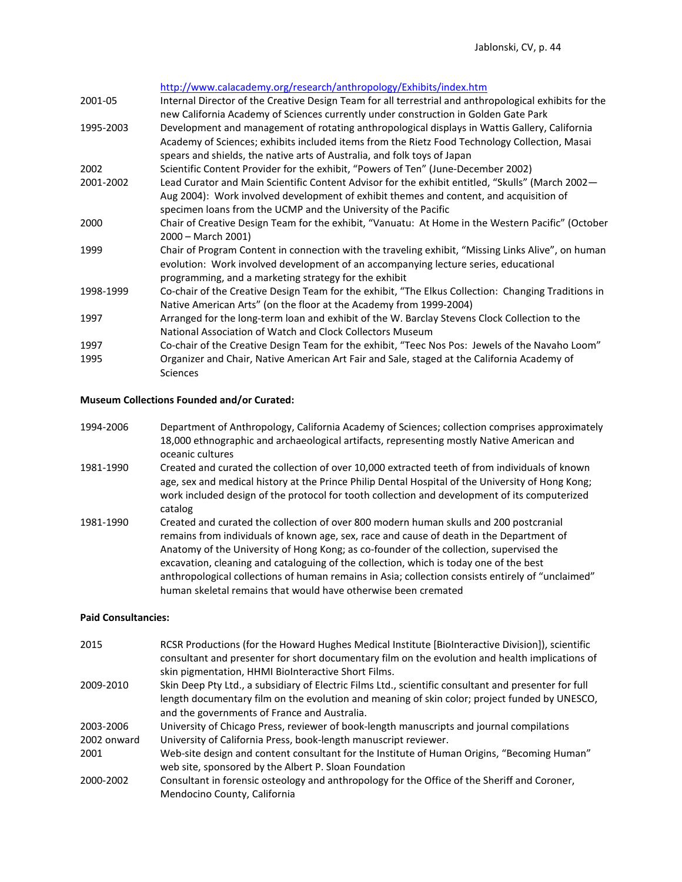| | |
|---|---|
| | http://www.calacademy.org/research/anthropology/Exhibits/index.htm |
| 2001-05 | Internal Director of the Creative Design Team for all terrestrial and anthropological exhibits for the new California Academy of Sciences currently under construction in Golden Gate Park |
| 1995-2003 | Development and management of rotating anthropological displays in Wattis Gallery, California Academy of Sciences; exhibits included items from the Rietz Food Technology Collection, Masai spears and shields, the native arts of Australia, and folk toys of Japan |
| 2002 | Scientific Content Provider for the exhibit, "Powers of Ten" (June-December 2002) |
| 2001-2002 | Lead Curator and Main Scientific Content Advisor for the exhibit entitled, "Skulls" (March 2002—Aug 2004): Work involved development of exhibit themes and content, and acquisition of specimen loans from the UCMP and the University of the Pacific |
| 2000 | Chair of Creative Design Team for the exhibit, "Vanuatu: At Home in the Western Pacific" (October 2000 – March 2001) |
| 1999 | Chair of Program Content in connection with the traveling exhibit, "Missing Links Alive", on human evolution: Work involved development of an accompanying lecture series, educational programming, and a marketing strategy for the exhibit |
| 1998-1999 | Co-chair of the Creative Design Team for the exhibit, "The Elkus Collection: Changing Traditions in Native American Arts" (on the floor at the Academy from 1999-2004) |
| 1997 | Arranged for the long-term loan and exhibit of the W. Barclay Stevens Clock Collection to the National Association of Watch and Clock Collectors Museum |
| 1997 | Co-chair of the Creative Design Team for the exhibit, "Teec Nos Pos: Jewels of the Navaho Loom" |
| 1995 | Organizer and Chair, Native American Art Fair and Sale, staged at the California Academy of Sciences |

**Museum Collections Founded and/or Curated:**

| | |
|---|---|
| 1994-2006 | Department of Anthropology, California Academy of Sciences; collection comprises approximately 18,000 ethnographic and archaeological artifacts, representing mostly Native American and oceanic cultures |
| 1981-1990 | Created and curated the collection of over 10,000 extracted teeth of from individuals of known age, sex and medical history at the Prince Philip Dental Hospital of the University of Hong Kong; work included design of the protocol for tooth collection and development of its computerized catalog |
| 1981-1990 | Created and curated the collection of over 800 modern human skulls and 200 postcranial remains from individuals of known age, sex, race and cause of death in the Department of Anatomy of the University of Hong Kong; as co-founder of the collection, supervised the excavation, cleaning and cataloguing of the collection, which is today one of the best anthropological collections of human remains in Asia; collection consists entirely of "unclaimed" human skeletal remains that would have otherwise been cremated |

**Paid Consultancies:**

| | |
|---|---|
| 2015 | RCSR Productions (for the Howard Hughes Medical Institute [BioInteractive Division]), scientific consultant and presenter for short documentary film on the evolution and health implications of skin pigmentation, HHMI BioInteractive Short Films. |
| 2009-2010 | Skin Deep Pty Ltd., a subsidiary of Electric Films Ltd., scientific consultant and presenter for full length documentary film on the evolution and meaning of skin color; project funded by UNESCO, and the governments of France and Australia. |
| 2003-2006 | University of Chicago Press, reviewer of book-length manuscripts and journal compilations |
| 2002 onward | University of California Press, book-length manuscript reviewer. |
| 2001 | Web-site design and content consultant for the Institute of Human Origins, "Becoming Human" web site, sponsored by the Albert P. Sloan Foundation |
| 2000-2002 | Consultant in forensic osteology and anthropology for the Office of the Sheriff and Coroner, Mendocino County, California |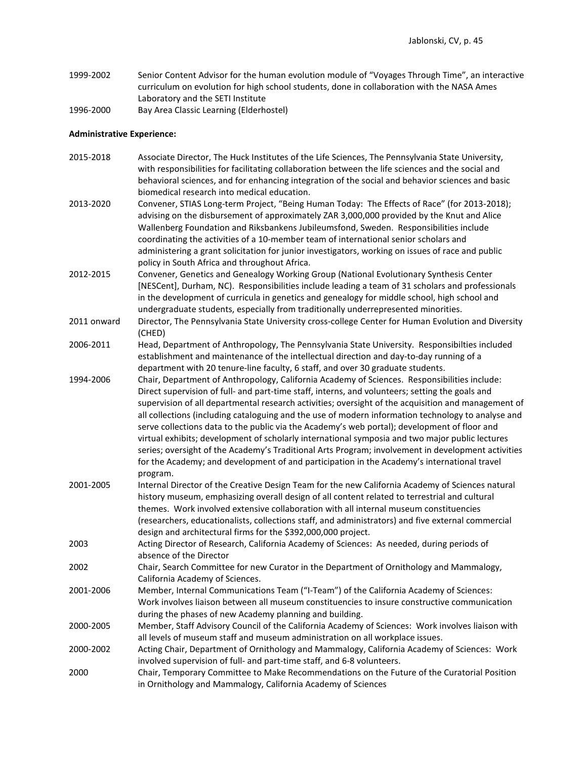1999-2002 Senior Content Advisor for the human evolution module of "Voyages Through Time", an interactive curriculum on evolution for high school students, done in collaboration with the NASA Ames Laboratory and the SETI Institute

1996-2000 Bay Area Classic Learning (Elderhostel)

**Administrative Experience:**

2015-2018 Associate Director, The Huck Institutes of the Life Sciences, The Pennsylvania State University, with responsibilities for facilitating collaboration between the life sciences and the social and behavioral sciences, and for enhancing integration of the social and behavior sciences and basic biomedical research into medical education.

2013-2020 Convener, STIAS Long-term Project, "Being Human Today: The Effects of Race" (for 2013-2018); advising on the disbursement of approximately ZAR 3,000,000 provided by the Knut and Alice Wallenberg Foundation and Riksbankens Jubileumsfond, Sweden. Responsibilities include coordinating the activities of a 10-member team of international senior scholars and administering a grant solicitation for junior investigators, working on issues of race and public policy in South Africa and throughout Africa.

2012-2015 Convener, Genetics and Genealogy Working Group (National Evolutionary Synthesis Center [NESCent], Durham, NC). Responsibilities include leading a team of 31 scholars and professionals in the development of curricula in genetics and genealogy for middle school, high school and undergraduate students, especially from traditionally underrepresented minorities.

2011 onward Director, The Pennsylvania State University cross-college Center for Human Evolution and Diversity (CHED)

2006-2011 Head, Department of Anthropology, The Pennsylvania State University. Responsibilties included establishment and maintenance of the intellectual direction and day-to-day running of a department with 20 tenure-line faculty, 6 staff, and over 30 graduate students.

1994-2006 Chair, Department of Anthropology, California Academy of Sciences. Responsibilities include: Direct supervision of full- and part-time staff, interns, and volunteers; setting the goals and supervision of all departmental research activities; oversight of the acquisition and management of all collections (including cataloguing and the use of modern information technology to analyse and serve collections data to the public via the Academy's web portal); development of floor and virtual exhibits; development of scholarly international symposia and two major public lectures series; oversight of the Academy's Traditional Arts Program; involvement in development activities for the Academy; and development of and participation in the Academy's international travel program.

2001-2005 Internal Director of the Creative Design Team for the new California Academy of Sciences natural history museum, emphasizing overall design of all content related to terrestrial and cultural themes. Work involved extensive collaboration with all internal museum constituencies (researchers, educationalists, collections staff, and administrators) and five external commercial design and architectural firms for the $392,000,000 project.

2003 Acting Director of Research, California Academy of Sciences: As needed, during periods of absence of the Director

2002 Chair, Search Committee for new Curator in the Department of Ornithology and Mammalogy, California Academy of Sciences.

2001-2006 Member, Internal Communications Team ("I-Team") of the California Academy of Sciences: Work involves liaison between all museum constituencies to insure constructive communication during the phases of new Academy planning and building.

2000-2005 Member, Staff Advisory Council of the California Academy of Sciences: Work involves liaison with all levels of museum staff and museum administration on all workplace issues.

2000-2002 Acting Chair, Department of Ornithology and Mammalogy, California Academy of Sciences: Work involved supervision of full- and part-time staff, and 6-8 volunteers.

2000 Chair, Temporary Committee to Make Recommendations on the Future of the Curatorial Position in Ornithology and Mammalogy, California Academy of Sciences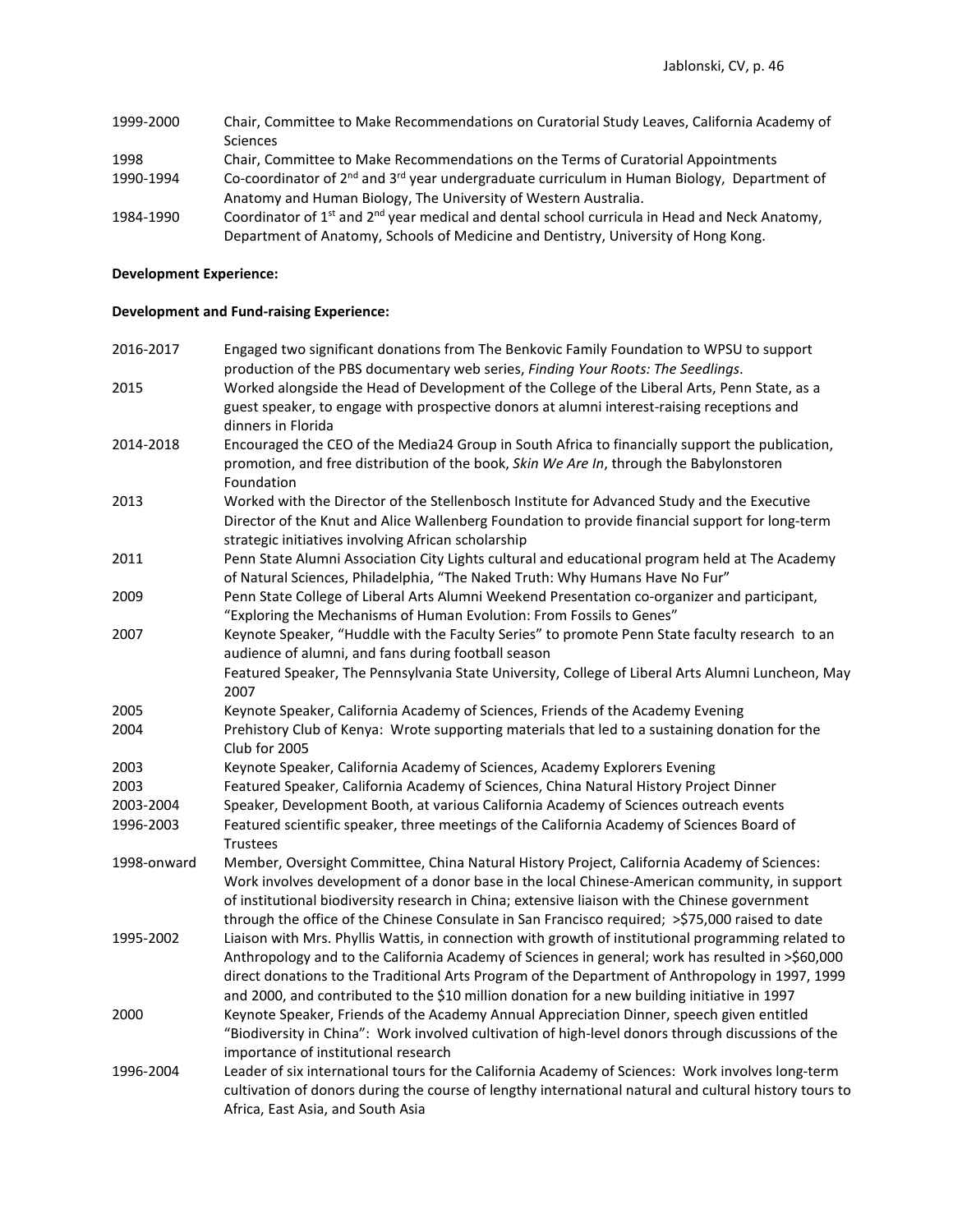| | |
|---|---|
| 1999-2000 | Chair, Committee to Make Recommendations on Curatorial Study Leaves, California Academy of Sciences |
| 1998 | Chair, Committee to Make Recommendations on the Terms of Curatorial Appointments |
| 1990-1994 | Co-coordinator of 2nd and 3rd year undergraduate curriculum in Human Biology, Department of Anatomy and Human Biology, The University of Western Australia. |
| 1984-1990 | Coordinator of 1st and 2nd year medical and dental school curricula in Head and Neck Anatomy, Department of Anatomy, Schools of Medicine and Dentistry, University of Hong Kong. |

**Development Experience:**

**Development and Fund-raising Experience:**

| | |
|---|---|
| 2016-2017 | Engaged two significant donations from The Benkovic Family Foundation to WPSU to support production of the PBS documentary web series, *Finding Your Roots: The Seedlings*. |
| 2015 | Worked alongside the Head of Development of the College of the Liberal Arts, Penn State, as a guest speaker, to engage with prospective donors at alumni interest-raising receptions and dinners in Florida |
| 2014-2018 | Encouraged the CEO of the Media24 Group in South Africa to financially support the publication, promotion, and free distribution of the book, *Skin We Are In*, through the Babylonstoren Foundation |
| 2013 | Worked with the Director of the Stellenbosch Institute for Advanced Study and the Executive Director of the Knut and Alice Wallenberg Foundation to provide financial support for long-term strategic initiatives involving African scholarship |
| 2011 | Penn State Alumni Association City Lights cultural and educational program held at The Academy of Natural Sciences, Philadelphia, "The Naked Truth: Why Humans Have No Fur" |
| 2009 | Penn State College of Liberal Arts Alumni Weekend Presentation co-organizer and participant, "Exploring the Mechanisms of Human Evolution: From Fossils to Genes" |
| 2007 | Keynote Speaker, "Huddle with the Faculty Series" to promote Penn State faculty research to an audience of alumni, and fans during football season |
| | Featured Speaker, The Pennsylvania State University, College of Liberal Arts Alumni Luncheon, May 2007 |
| 2005 | Keynote Speaker, California Academy of Sciences, Friends of the Academy Evening |
| 2004 | Prehistory Club of Kenya: Wrote supporting materials that led to a sustaining donation for the Club for 2005 |
| 2003 | Keynote Speaker, California Academy of Sciences, Academy Explorers Evening |
| 2003 | Featured Speaker, California Academy of Sciences, China Natural History Project Dinner |
| 2003-2004 | Speaker, Development Booth, at various California Academy of Sciences outreach events |
| 1996-2003 | Featured scientific speaker, three meetings of the California Academy of Sciences Board of Trustees |
| 1998-onward | Member, Oversight Committee, China Natural History Project, California Academy of Sciences: Work involves development of a donor base in the local Chinese-American community, in support of institutional biodiversity research in China; extensive liaison with the Chinese government through the office of the Chinese Consulate in San Francisco required; >$75,000 raised to date |
| 1995-2002 | Liaison with Mrs. Phyllis Wattis, in connection with growth of institutional programming related to Anthropology and to the California Academy of Sciences in general; work has resulted in >$60,000 direct donations to the Traditional Arts Program of the Department of Anthropology in 1997, 1999 and 2000, and contributed to the $10 million donation for a new building initiative in 1997 |
| 2000 | Keynote Speaker, Friends of the Academy Annual Appreciation Dinner, speech given entitled "Biodiversity in China": Work involved cultivation of high-level donors through discussions of the importance of institutional research |
| 1996-2004 | Leader of six international tours for the California Academy of Sciences: Work involves long-term cultivation of donors during the course of lengthy international natural and cultural history tours to Africa, East Asia, and South Asia |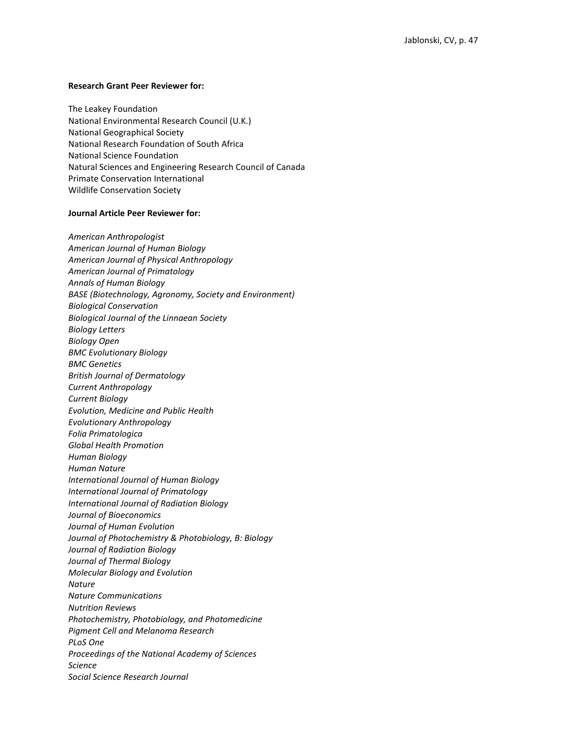**Research Grant Peer Reviewer for:**

The Leakey Foundation
National Environmental Research Council (U.K.)
National Geographical Society
National Research Foundation of South Africa
National Science Foundation
Natural Sciences and Engineering Research Council of Canada
Primate Conservation International
Wildlife Conservation Society

**Journal Article Peer Reviewer for:**

*American Anthropologist*
*American Journal of Human Biology*
*American Journal of Physical Anthropology*
*American Journal of Primatology*
*Annals of Human Biology*
*BASE (Biotechnology, Agronomy, Society and Environment)*
*Biological Conservation*
*Biological Journal of the Linnaean Society*
*Biology Letters*
*Biology Open*
*BMC Evolutionary Biology*
*BMC Genetics*
*British Journal of Dermatology*
*Current Anthropology*
*Current Biology*
*Evolution, Medicine and Public Health*
*Evolutionary Anthropology*
*Folia Primatologica*
*Global Health Promotion*
*Human Biology*
*Human Nature*
*International Journal of Human Biology*
*International Journal of Primatology*
*International Journal of Radiation Biology*
*Journal of Bioeconomics*
*Journal of Human Evolution*
*Journal of Photochemistry & Photobiology, B: Biology*
*Journal of Radiation Biology*
*Journal of Thermal Biology*
*Molecular Biology and Evolution*
*Nature*
*Nature Communications*
*Nutrition Reviews*
*Photochemistry, Photobiology, and Photomedicine*
*Pigment Cell and Melanoma Research*
*PLoS One*
*Proceedings of the National Academy of Sciences*
*Science*
*Social Science Research Journal*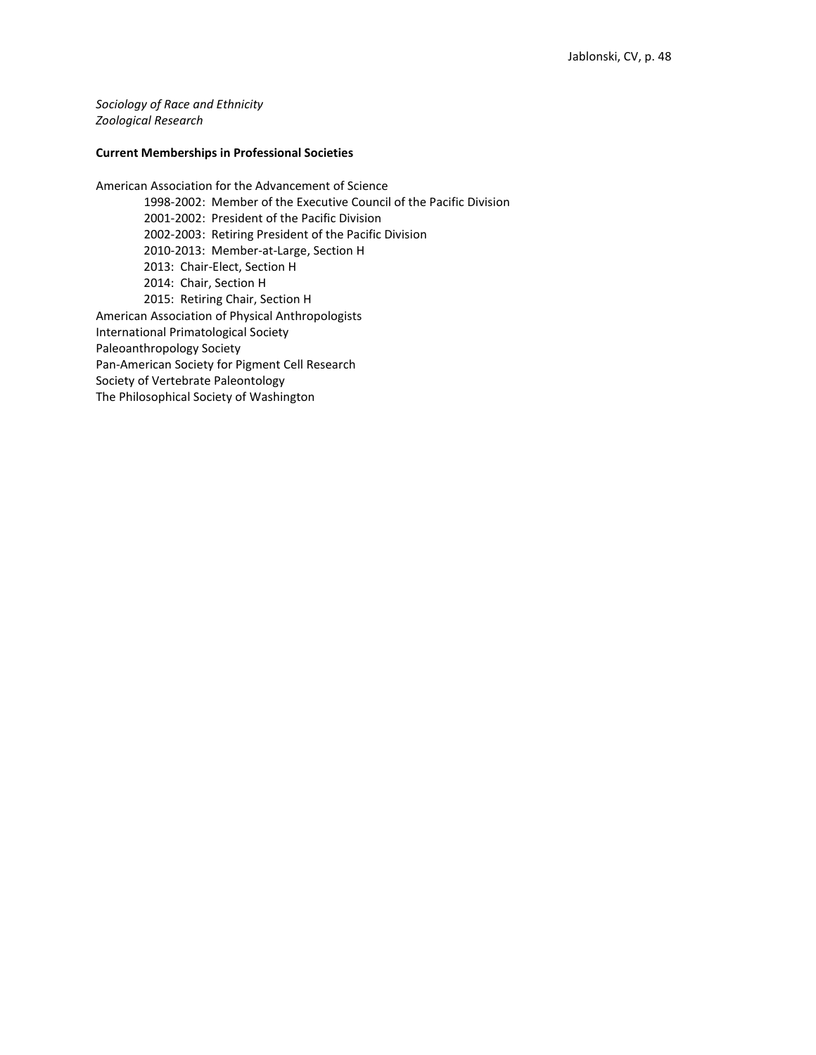*Sociology of Race and Ethnicity*
*Zoological Research*

**Current Memberships in Professional Societies**

American Association for the Advancement of Science
- 1998-2002: Member of the Executive Council of the Pacific Division
- 2001-2002: President of the Pacific Division
- 2002-2003: Retiring President of the Pacific Division
- 2010-2013: Member-at-Large, Section H
- 2013: Chair-Elect, Section H
- 2014: Chair, Section H
- 2015: Retiring Chair, Section H

American Association of Physical Anthropologists
International Primatological Society
Paleoanthropology Society
Pan-American Society for Pigment Cell Research
Society of Vertebrate Paleontology
The Philosophical Society of Washington